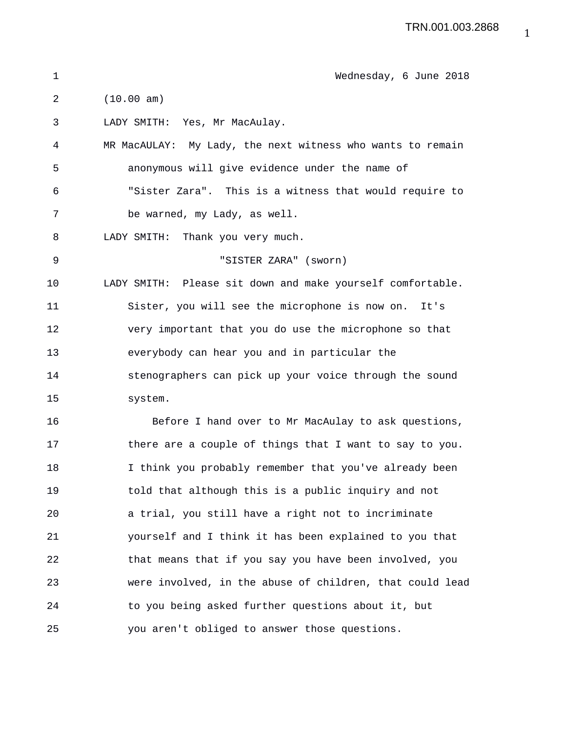Wednesday, 6 June 2018

(10.00 am)

LADY SMITH: Yes, Mr MacAulay.

MR MacAULAY: My Lady, the next witness who wants to remain anonymous will give evidence under the name of "Sister Zara". This is a witness that would require to be warned, my Lady, as well.

LADY SMITH: Thank you very much.

"SISTER ZARA" (sworn)

LADY SMITH: Please sit down and make yourself comfortable. Sister, you will see the microphone is now on. It's very important that you do use the microphone so that everybody can hear you and in particular the stenographers can pick up your voice through the sound system.

Before I hand over to Mr MacAulay to ask questions, there are a couple of things that I want to say to you. I think you probably remember that you've already been told that although this is a public inquiry and not a trial, you still have a right not to incriminate yourself and I think it has been explained to you that that means that if you say you have been involved, you were involved, in the abuse of children, that could lead to you being asked further questions about it, but you aren't obliged to answer those questions.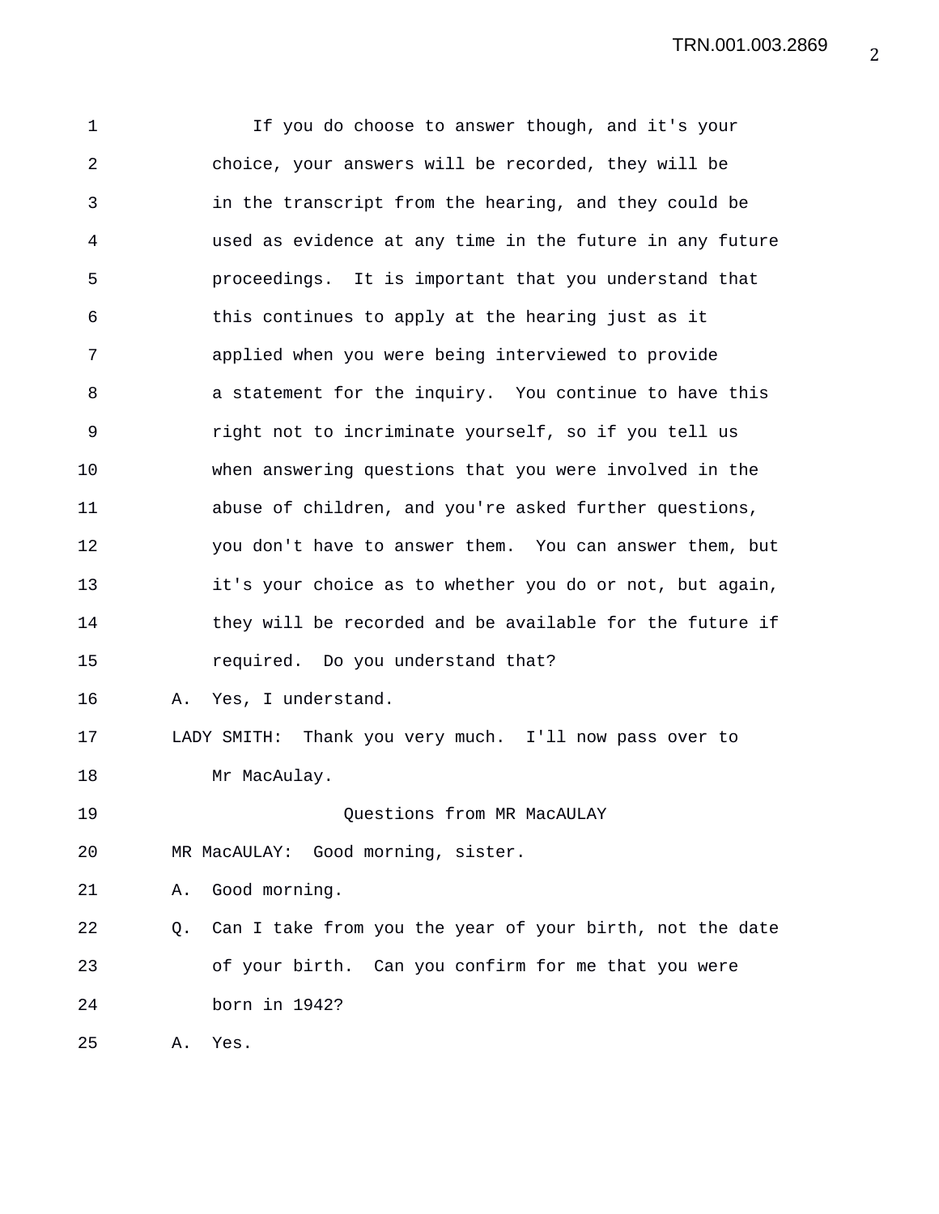If you do choose to answer though, and it's your choice, your answers will be recorded, they will be in the transcript from the hearing, and they could be used as evidence at any time in the future in any future proceedings. It is important that you understand that this continues to apply at the hearing just as it applied when you were being interviewed to provide a statement for the inquiry. You continue to have this right not to incriminate yourself, so if you tell us when answering questions that you were involved in the abuse of children, and you're asked further questions, you don't have to answer them. You can answer them, but it's your choice as to whether you do or not, but again, they will be recorded and be available for the future if required. Do you understand that?

A. Yes, I understand.

LADY SMITH: Thank you very much. I'll now pass over to Mr MacAulay.

Questions from MR MacAULAY

MR MacAULAY: Good morning, sister.

A. Good morning.

Q. Can I take from you the year of your birth, not the date of your birth. Can you confirm for me that you were born in 1942?

A. Yes.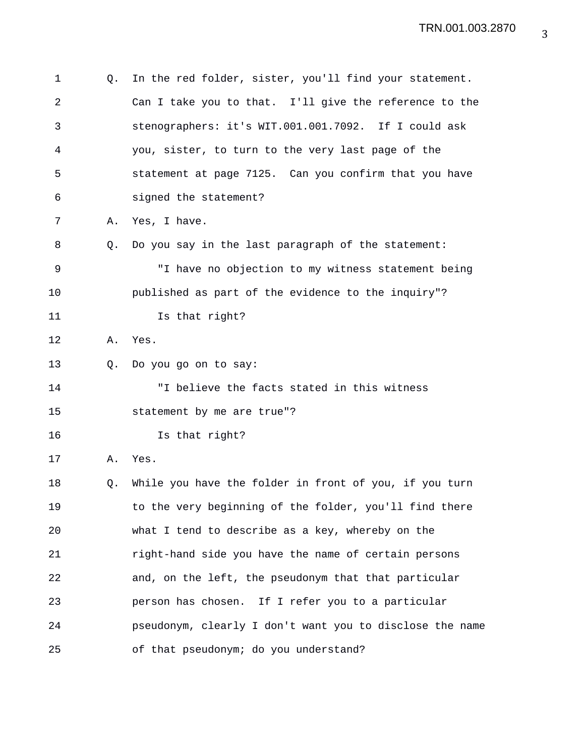Q. In the red folder, sister, you'll find your statement. Can I take you to that. I'll give the reference to the stenographers: it's WIT.001.001.7092. If I could ask you, sister, to turn to the very last page of the statement at page 7125. Can you confirm that you have signed the statement?

A. Yes, I have.

Q. Do you say in the last paragraph of the statement:

"I have no objection to my witness statement being published as part of the evidence to the inquiry"?

Is that right?

A. Yes.

Q. Do you go on to say:

"I believe the facts stated in this witness statement by me are true"?

Is that right?

A. Yes.

Q. While you have the folder in front of you, if you turn to the very beginning of the folder, you'll find there what I tend to describe as a key, whereby on the right-hand side you have the name of certain persons and, on the left, the pseudonym that that particular person has chosen. If I refer you to a particular pseudonym, clearly I don't want you to disclose the name of that pseudonym; do you understand?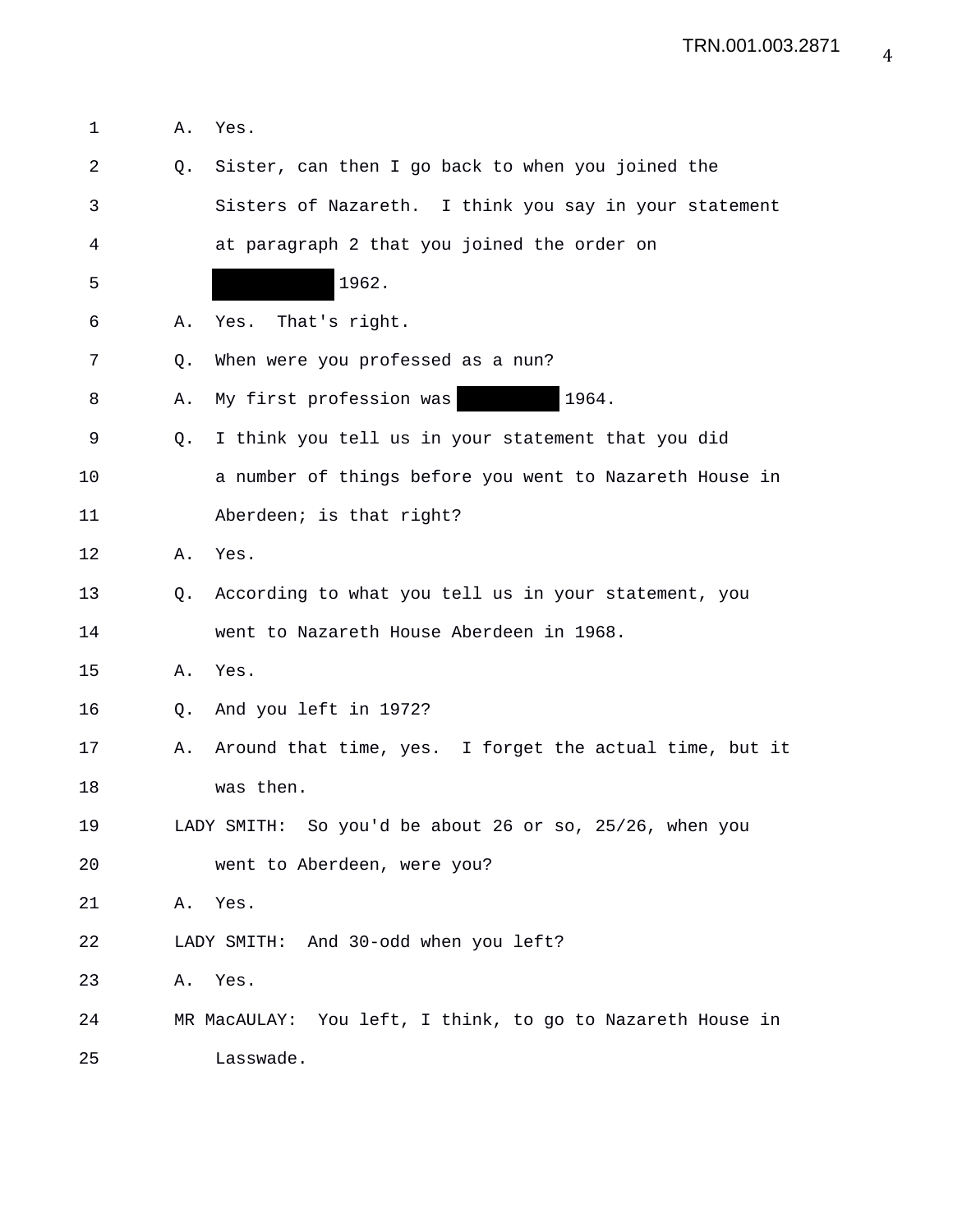A. Yes.

Q. Sister, can then I go back to when you joined the Sisters of Nazareth. I think you say in your statement at paragraph 2 that you joined the order on ████████ 1962.

A. Yes. That's right.

Q. When were you professed as a nun?

A. My first profession was ████████ 1964.

Q. I think you tell us in your statement that you did a number of things before you went to Nazareth House in Aberdeen; is that right?

A. Yes.

Q. According to what you tell us in your statement, you went to Nazareth House Aberdeen in 1968.

A. Yes.

Q. And you left in 1972?

A. Around that time, yes. I forget the actual time, but it was then.

LADY SMITH: So you'd be about 26 or so, 25/26, when you went to Aberdeen, were you?

A. Yes.

LADY SMITH: And 30-odd when you left?

A. Yes.

MR MacAULAY: You left, I think, to go to Nazareth House in Lasswade.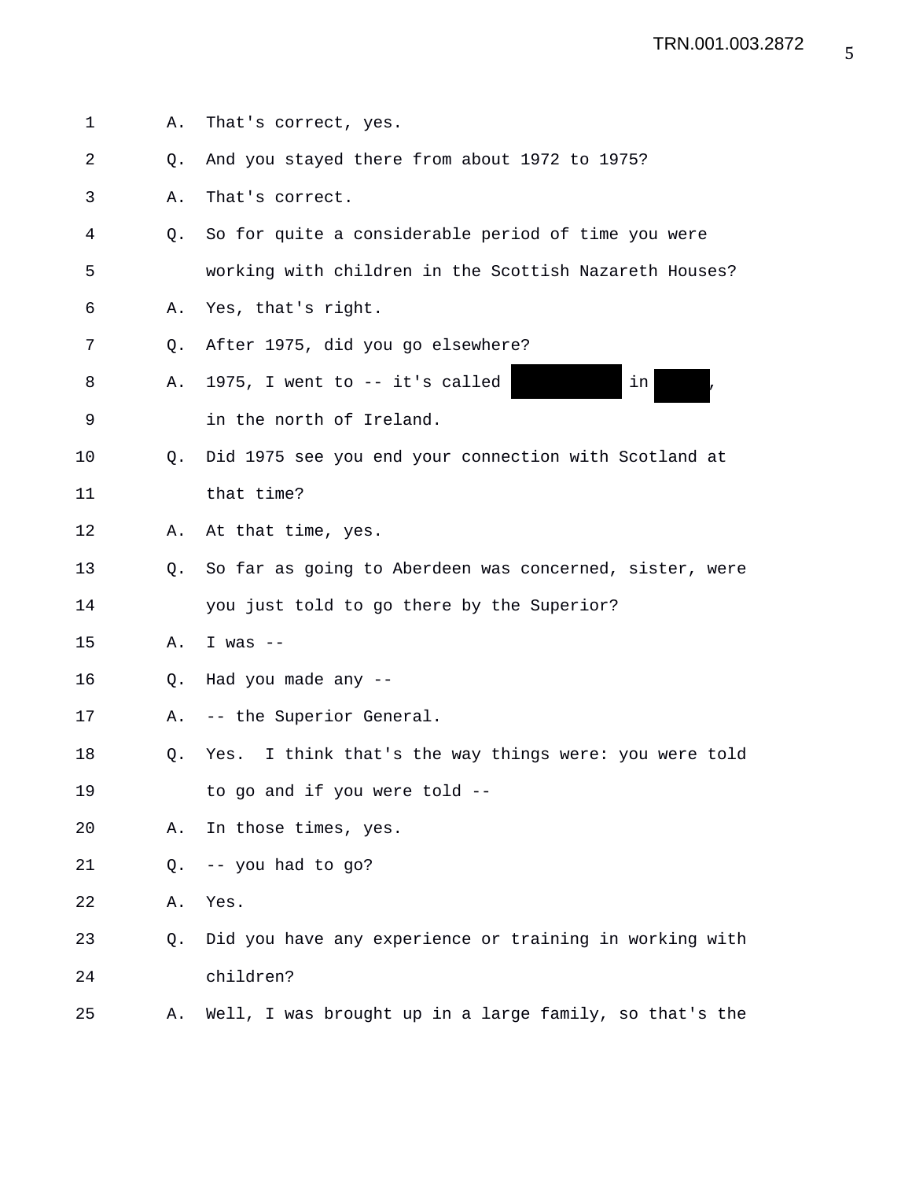1 A. That's correct, yes.

2 Q. And you stayed there from about 1972 to 1975?

3 A. That's correct.

4 Q. So for quite a considerable period of time you were

5 working with children in the Scottish Nazareth Houses?

6 A. Yes, that's right.

7 Q. After 1975, did you go elsewhere?

8 A. 1975, I went to -- it's called [REDACTED] in [REDACTED],

9 in the north of Ireland.

10 Q. Did 1975 see you end your connection with Scotland at

11 that time?

12 A. At that time, yes.

13 Q. So far as going to Aberdeen was concerned, sister, were

14 you just told to go there by the Superior?

15 A. I was --

16 Q. Had you made any --

17 A. -- the Superior General.

18 Q. Yes. I think that's the way things were: you were told

19 to go and if you were told --

20 A. In those times, yes.

21 Q. -- you had to go?

22 A. Yes.

23 Q. Did you have any experience or training in working with

24 children?

25 A. Well, I was brought up in a large family, so that's the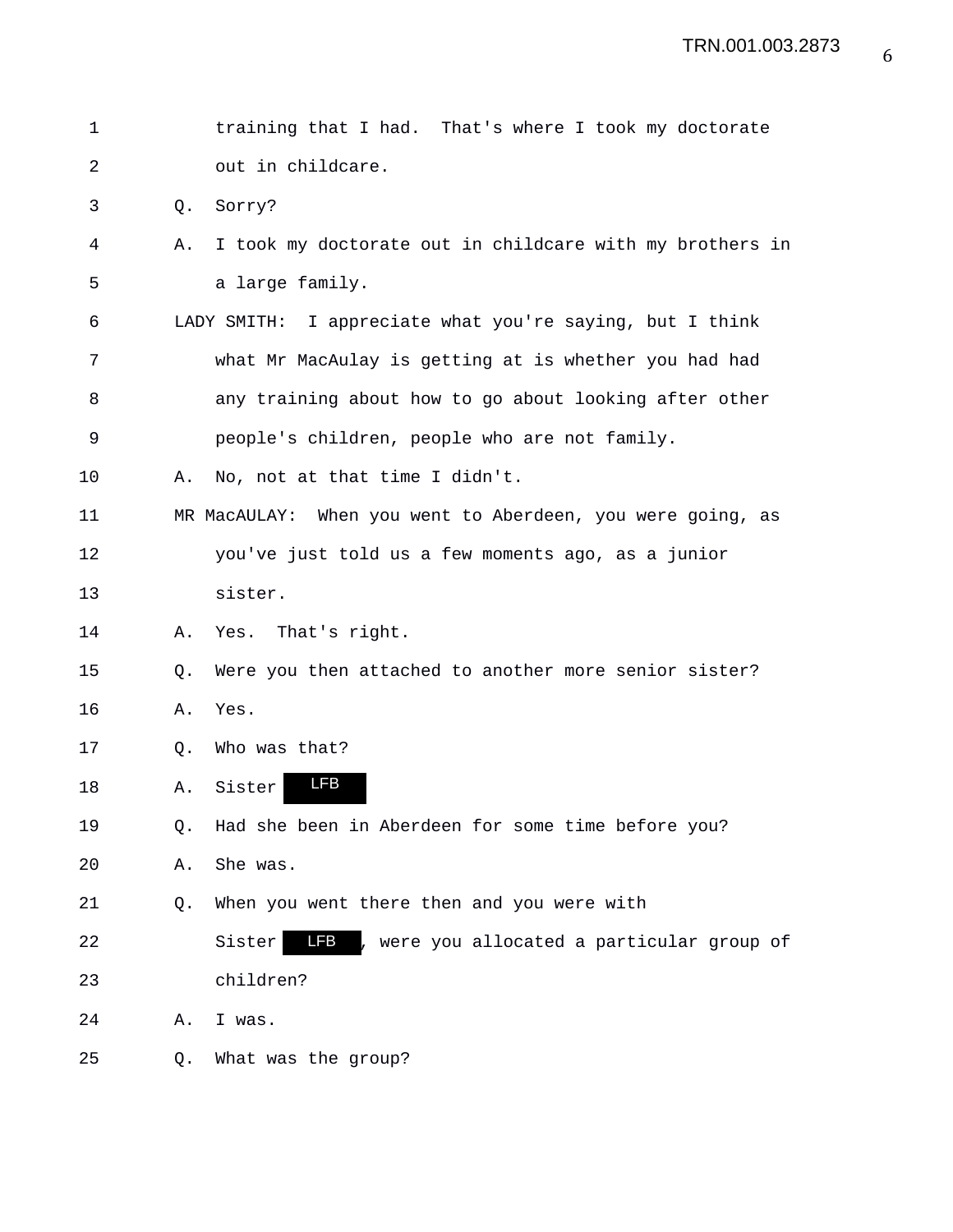training that I had. That's where I took my doctorate out in childcare.

Q. Sorry?

A. I took my doctorate out in childcare with my brothers in a large family.

LADY SMITH: I appreciate what you're saying, but I think what Mr MacAulay is getting at is whether you had had any training about how to go about looking after other people's children, people who are not family.

A. No, not at that time I didn't.

MR MacAULAY: When you went to Aberdeen, you were going, as you've just told us a few moments ago, as a junior sister.

A. Yes. That's right.

Q. Were you then attached to another more senior sister?

A. Yes.

Q. Who was that?

A. Sister LFB

Q. Had she been in Aberdeen for some time before you?

A. She was.

Q. When you went there then and you were with Sister LFB, were you allocated a particular group of children?

A. I was.

Q. What was the group?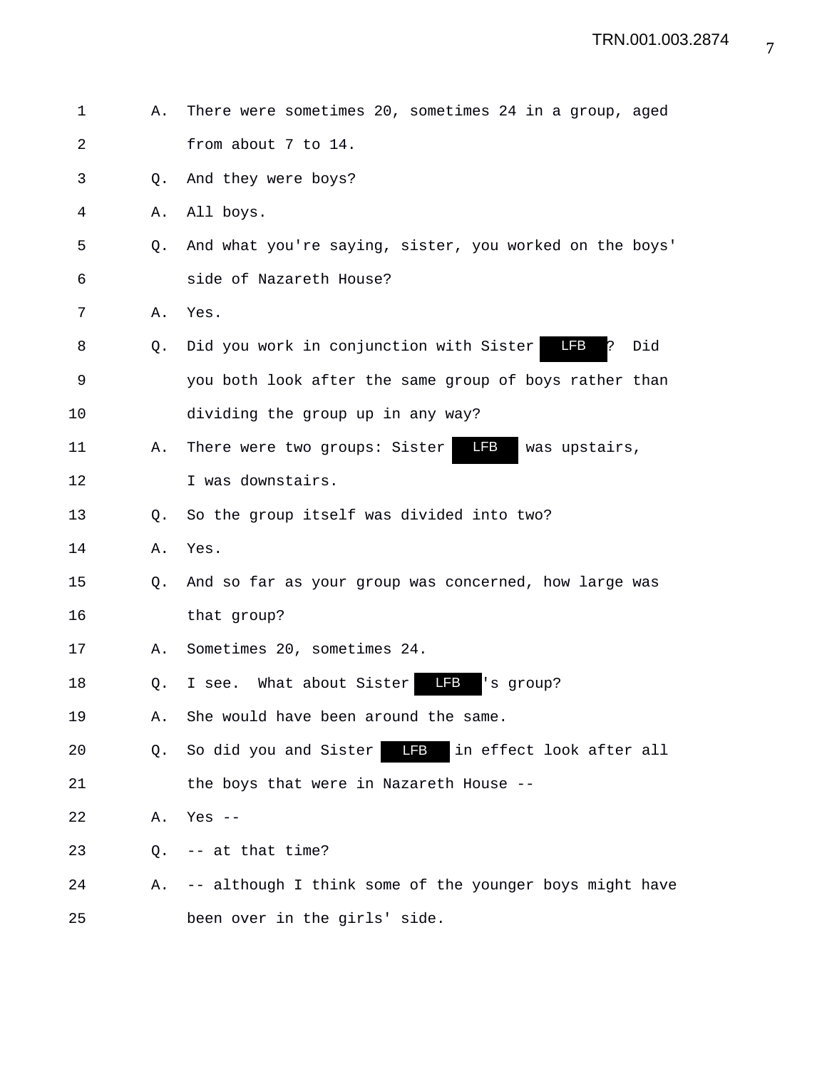A. There were sometimes 20, sometimes 24 in a group, aged from about 7 to 14.

Q. And they were boys?

A. All boys.

Q. And what you're saying, sister, you worked on the boys' side of Nazareth House?

A. Yes.

Q. Did you work in conjunction with Sister LFB? Did you both look after the same group of boys rather than dividing the group up in any way?

A. There were two groups: Sister LFB was upstairs, I was downstairs.

Q. So the group itself was divided into two?

A. Yes.

Q. And so far as your group was concerned, how large was that group?

A. Sometimes 20, sometimes 24.

Q. I see. What about Sister LFB's group?

A. She would have been around the same.

Q. So did you and Sister LFB in effect look after all the boys that were in Nazareth House --

A. Yes --

Q. -- at that time?

A. -- although I think some of the younger boys might have been over in the girls' side.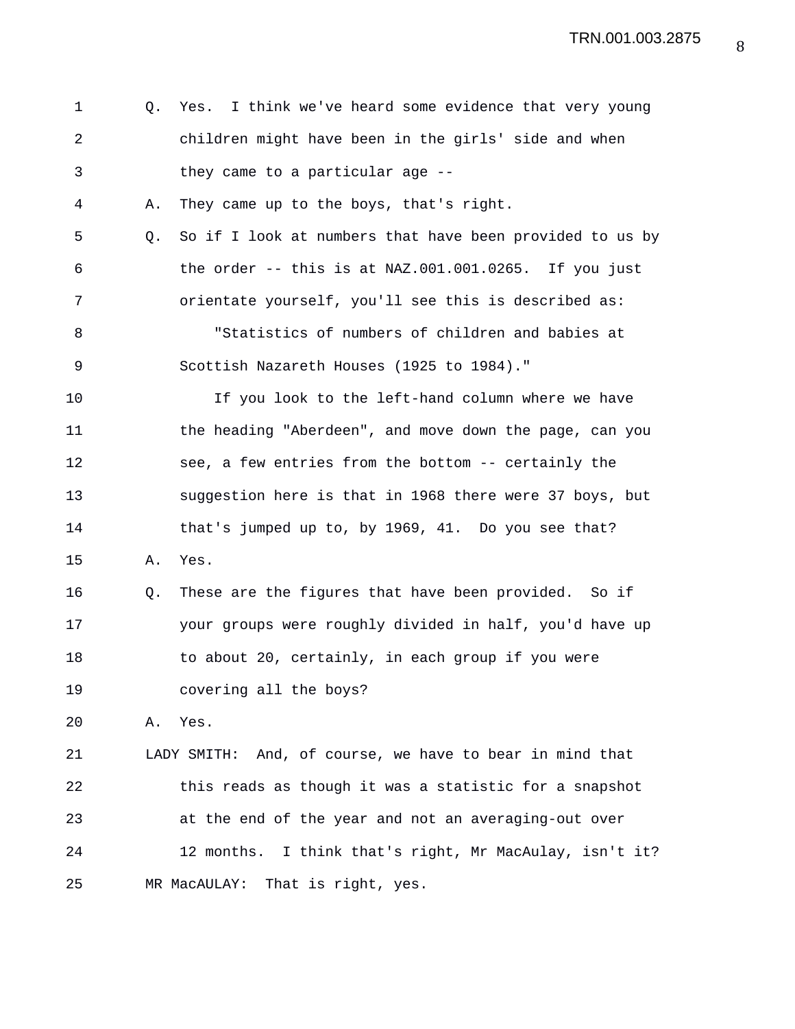Q. Yes. I think we've heard some evidence that very young children might have been in the girls' side and when they came to a particular age --

A. They came up to the boys, that's right.

Q. So if I look at numbers that have been provided to us by the order -- this is at NAZ.001.001.0265. If you just orientate yourself, you'll see this is described as:

"Statistics of numbers of children and babies at Scottish Nazareth Houses (1925 to 1984)."

If you look to the left-hand column where we have the heading "Aberdeen", and move down the page, can you see, a few entries from the bottom -- certainly the suggestion here is that in 1968 there were 37 boys, but that's jumped up to, by 1969, 41. Do you see that?

A. Yes.

Q. These are the figures that have been provided. So if your groups were roughly divided in half, you'd have up to about 20, certainly, in each group if you were covering all the boys?

A. Yes.

LADY SMITH: And, of course, we have to bear in mind that this reads as though it was a statistic for a snapshot at the end of the year and not an averaging-out over 12 months. I think that's right, Mr MacAulay, isn't it?

MR MacAULAY: That is right, yes.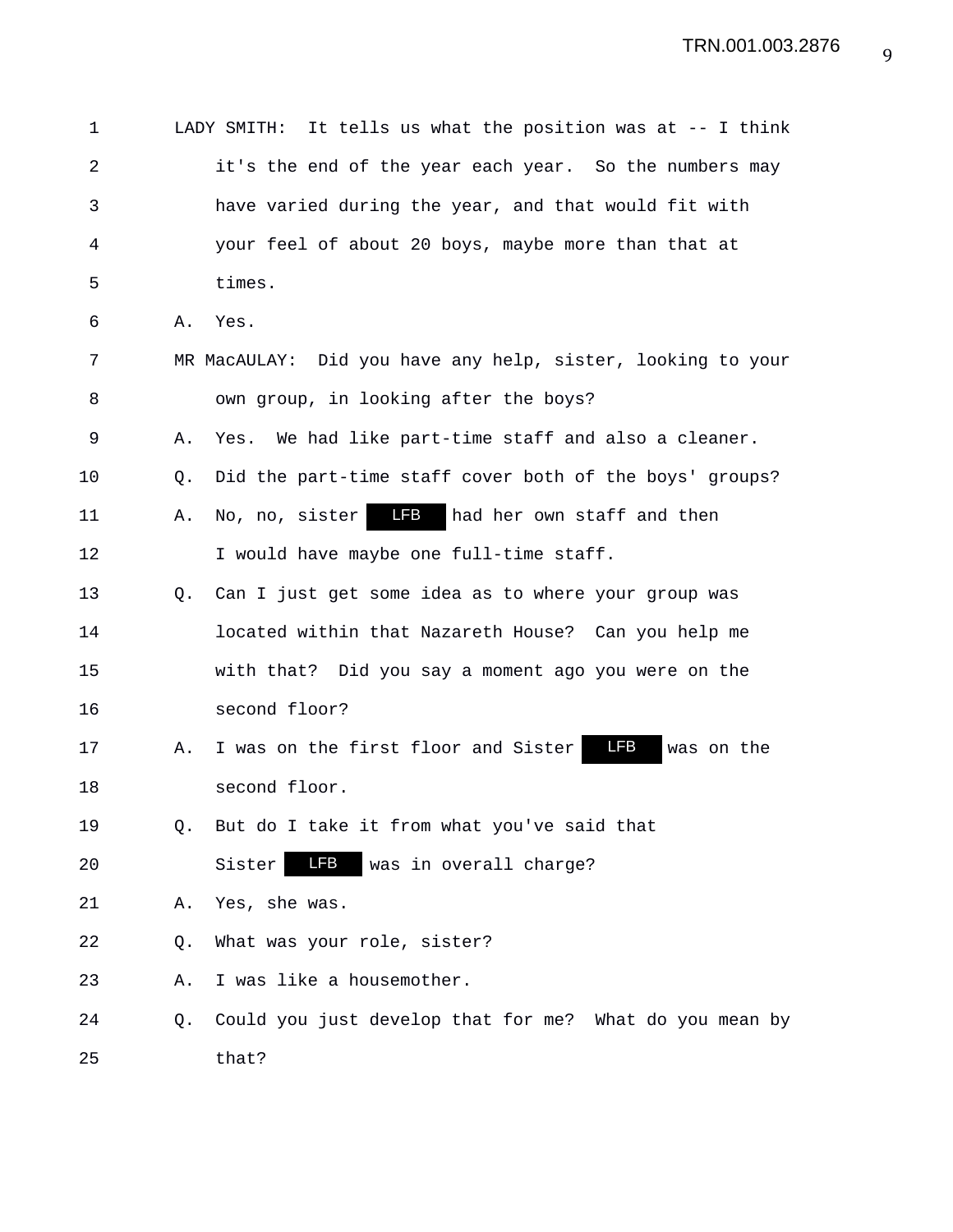LADY SMITH: It tells us what the position was at -- I think it's the end of the year each year. So the numbers may have varied during the year, and that would fit with your feel of about 20 boys, maybe more than that at times.

A. Yes.

MR MacAULAY: Did you have any help, sister, looking to your own group, in looking after the boys?

A. Yes. We had like part-time staff and also a cleaner.

Q. Did the part-time staff cover both of the boys' groups?

A. No, no, sister LFB had her own staff and then I would have maybe one full-time staff.

Q. Can I just get some idea as to where your group was located within that Nazareth House? Can you help me with that? Did you say a moment ago you were on the second floor?

A. I was on the first floor and Sister LFB was on the second floor.

Q. But do I take it from what you've said that Sister LFB was in overall charge?

A. Yes, she was.

Q. What was your role, sister?

A. I was like a housemother.

Q. Could you just develop that for me? What do you mean by that?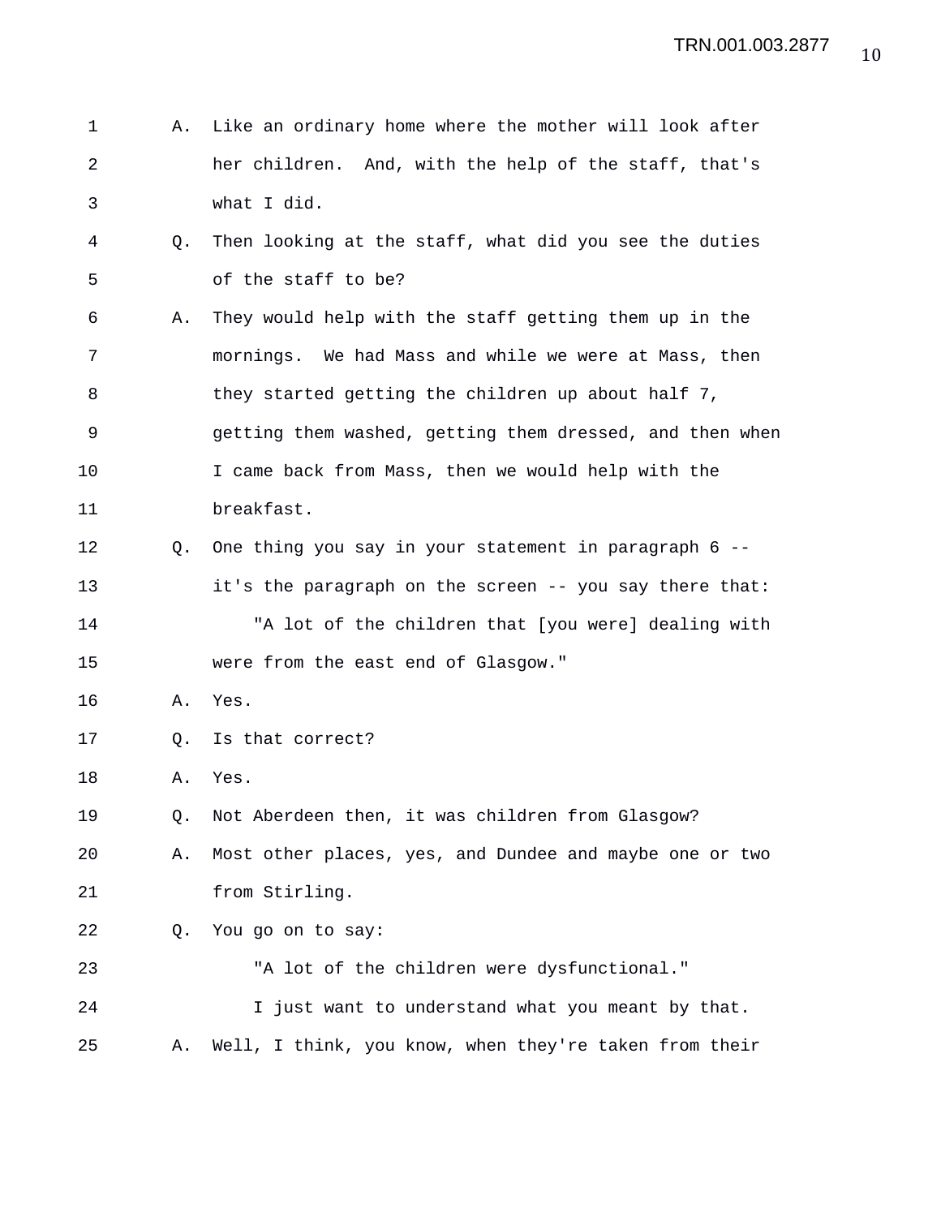A. Like an ordinary home where the mother will look after her children. And, with the help of the staff, that's what I did.

Q. Then looking at the staff, what did you see the duties of the staff to be?

A. They would help with the staff getting them up in the mornings. We had Mass and while we were at Mass, then they started getting the children up about half 7, getting them washed, getting them dressed, and then when I came back from Mass, then we would help with the breakfast.

Q. One thing you say in your statement in paragraph 6 -- it's the paragraph on the screen -- you say there that:

"A lot of the children that [you were] dealing with were from the east end of Glasgow."

A. Yes.

Q. Is that correct?

A. Yes.

Q. Not Aberdeen then, it was children from Glasgow?

A. Most other places, yes, and Dundee and maybe one or two from Stirling.

Q. You go on to say:

"A lot of the children were dysfunctional."

I just want to understand what you meant by that.

A. Well, I think, you know, when they're taken from their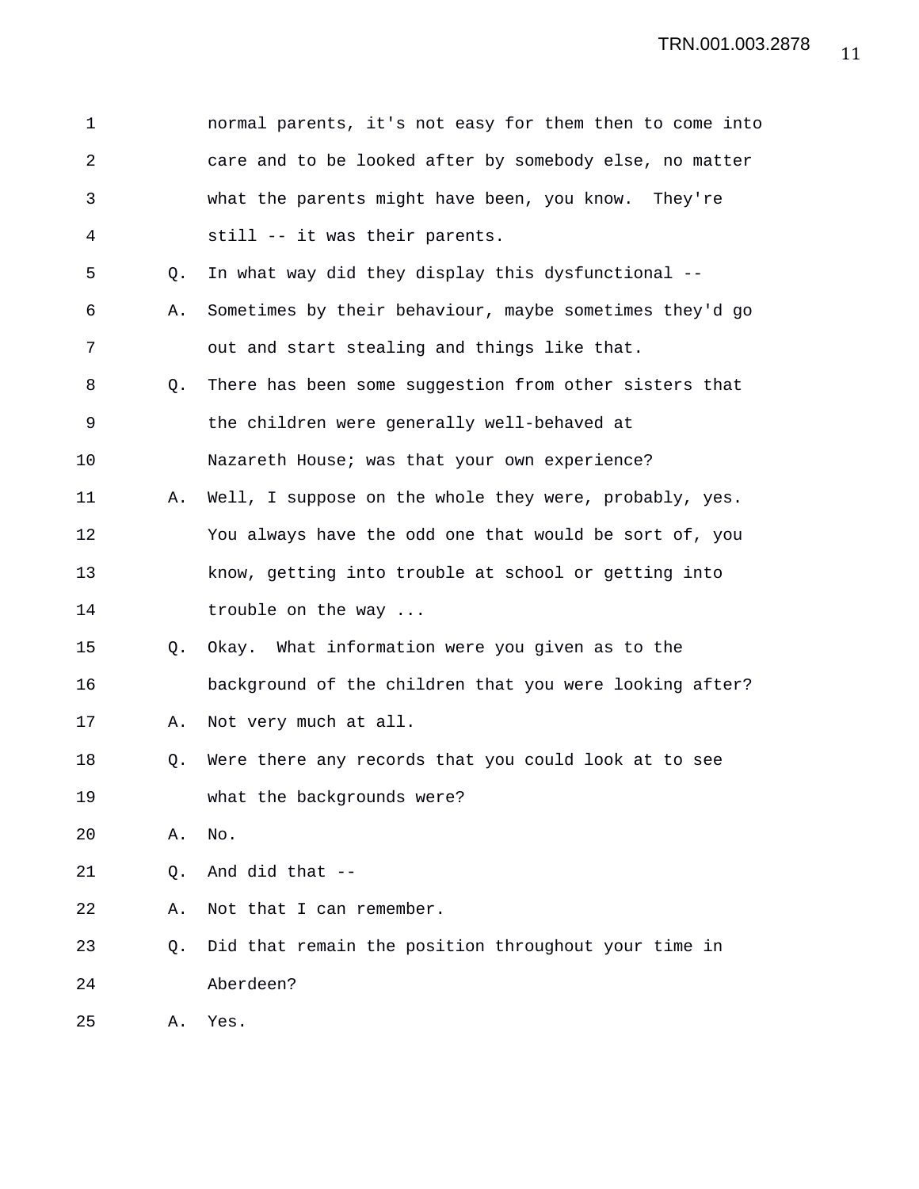normal parents, it's not easy for them then to come into care and to be looked after by somebody else, no matter what the parents might have been, you know. They're still -- it was their parents.

Q. In what way did they display this dysfunctional --

A. Sometimes by their behaviour, maybe sometimes they'd go out and start stealing and things like that.

Q. There has been some suggestion from other sisters that the children were generally well-behaved at Nazareth House; was that your own experience?

A. Well, I suppose on the whole they were, probably, yes. You always have the odd one that would be sort of, you know, getting into trouble at school or getting into trouble on the way ...

Q. Okay. What information were you given as to the background of the children that you were looking after?

A. Not very much at all.

Q. Were there any records that you could look at to see what the backgrounds were?

A. No.

Q. And did that --

A. Not that I can remember.

Q. Did that remain the position throughout your time in Aberdeen?

A. Yes.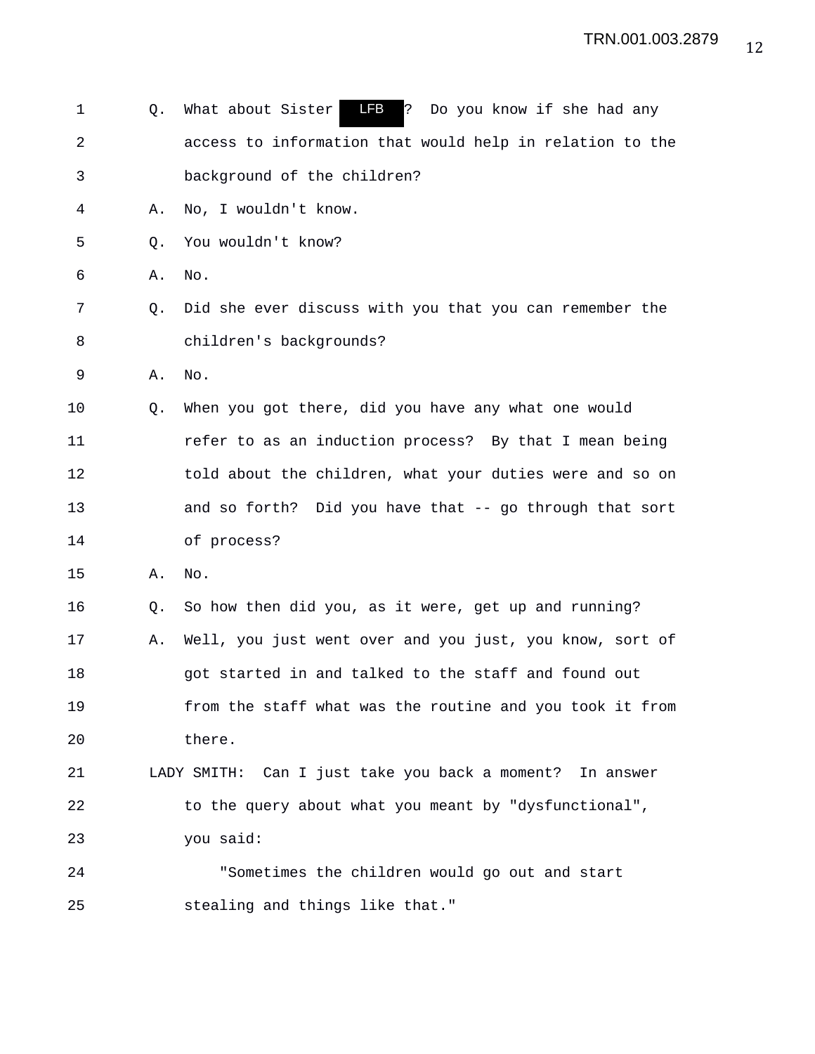1 Q. What about Sister LFB ? Do you know if she had any
2 access to information that would help in relation to the
3 background of the children?
4 A. No, I wouldn't know.
5 Q. You wouldn't know?
6 A. No.
7 Q. Did she ever discuss with you that you can remember the
8 children's backgrounds?
9 A. No.
10 Q. When you got there, did you have any what one would
11 refer to as an induction process? By that I mean being
12 told about the children, what your duties were and so on
13 and so forth? Did you have that -- go through that sort
14 of process?
15 A. No.
16 Q. So how then did you, as it were, get up and running?
17 A. Well, you just went over and you just, you know, sort of
18 got started in and talked to the staff and found out
19 from the staff what was the routine and you took it from
20 there.
21 LADY SMITH: Can I just take you back a moment? In answer
22 to the query about what you meant by "dysfunctional",
23 you said:
24 "Sometimes the children would go out and start
25 stealing and things like that."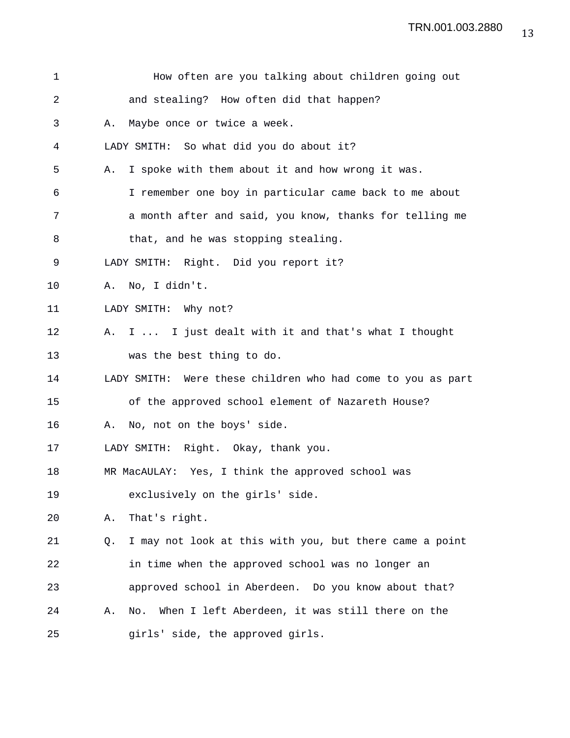How often are you talking about children going out and stealing? How often did that happen?

A. Maybe once or twice a week.

LADY SMITH: So what did you do about it?

A. I spoke with them about it and how wrong it was. I remember one boy in particular came back to me about a month after and said, you know, thanks for telling me that, and he was stopping stealing.

LADY SMITH: Right. Did you report it?

A. No, I didn't.

LADY SMITH: Why not?

A. I ... I just dealt with it and that's what I thought was the best thing to do.

LADY SMITH: Were these children who had come to you as part of the approved school element of Nazareth House?

A. No, not on the boys' side.

LADY SMITH: Right. Okay, thank you.

MR MacAULAY: Yes, I think the approved school was exclusively on the girls' side.

A. That's right.

Q. I may not look at this with you, but there came a point in time when the approved school was no longer an approved school in Aberdeen. Do you know about that?

A. No. When I left Aberdeen, it was still there on the girls' side, the approved girls.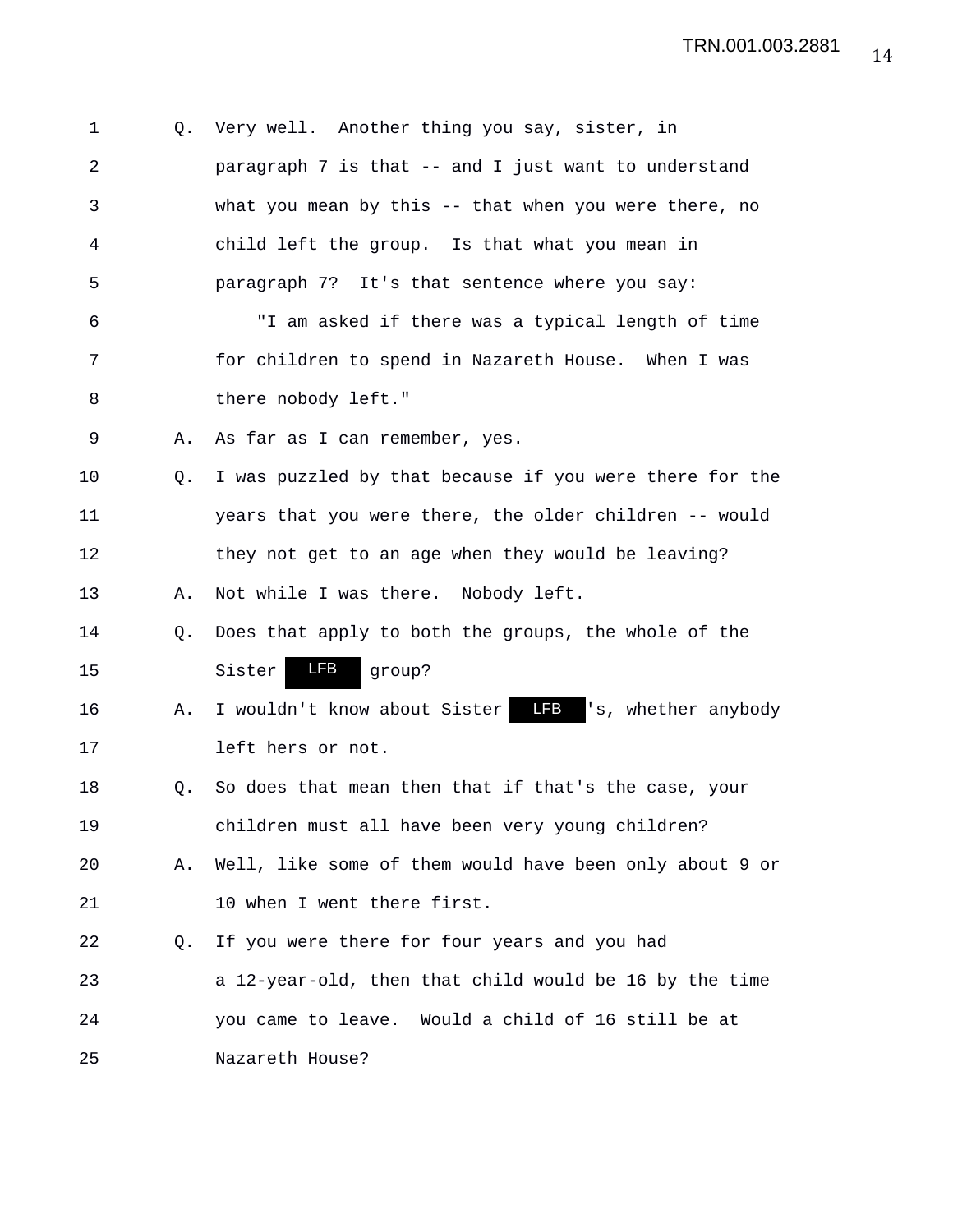Q. Very well. Another thing you say, sister, in paragraph 7 is that -- and I just want to understand what you mean by this -- that when you were there, no child left the group. Is that what you mean in paragraph 7? It's that sentence where you say:

"I am asked if there was a typical length of time for children to spend in Nazareth House. When I was there nobody left."

A. As far as I can remember, yes.

Q. I was puzzled by that because if you were there for the years that you were there, the older children -- would they not get to an age when they would be leaving?

A. Not while I was there. Nobody left.

Q. Does that apply to both the groups, the whole of the Sister LFB group?

A. I wouldn't know about Sister LFB's, whether anybody left hers or not.

Q. So does that mean then that if that's the case, your children must all have been very young children?

A. Well, like some of them would have been only about 9 or 10 when I went there first.

Q. If you were there for four years and you had a 12-year-old, then that child would be 16 by the time you came to leave. Would a child of 16 still be at Nazareth House?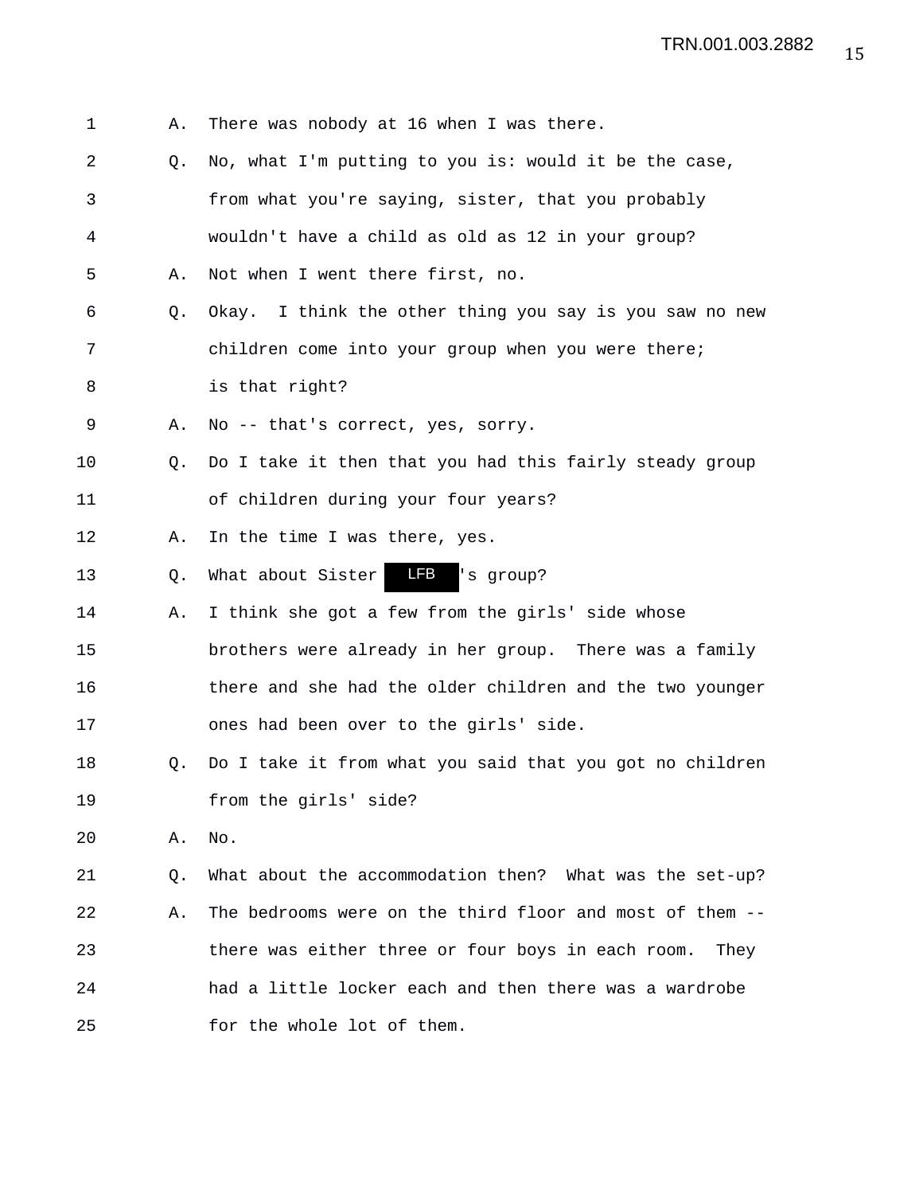1 A. There was nobody at 16 when I was there.

2 Q. No, what I'm putting to you is: would it be the case,

3 from what you're saying, sister, that you probably

4 wouldn't have a child as old as 12 in your group?

5 A. Not when I went there first, no.

6 Q. Okay. I think the other thing you say is you saw no new

7 children come into your group when you were there;

8 is that right?

9 A. No -- that's correct, yes, sorry.

10 Q. Do I take it then that you had this fairly steady group

11 of children during your four years?

12 A. In the time I was there, yes.

13 Q. What about Sister LFB 's group?

14 A. I think she got a few from the girls' side whose

15 brothers were already in her group. There was a family

16 there and she had the older children and the two younger

17 ones had been over to the girls' side.

18 Q. Do I take it from what you said that you got no children

19 from the girls' side?

20 A. No.

21 Q. What about the accommodation then? What was the set-up?

22 A. The bedrooms were on the third floor and most of them --

23 there was either three or four boys in each room. They

24 had a little locker each and then there was a wardrobe

25 for the whole lot of them.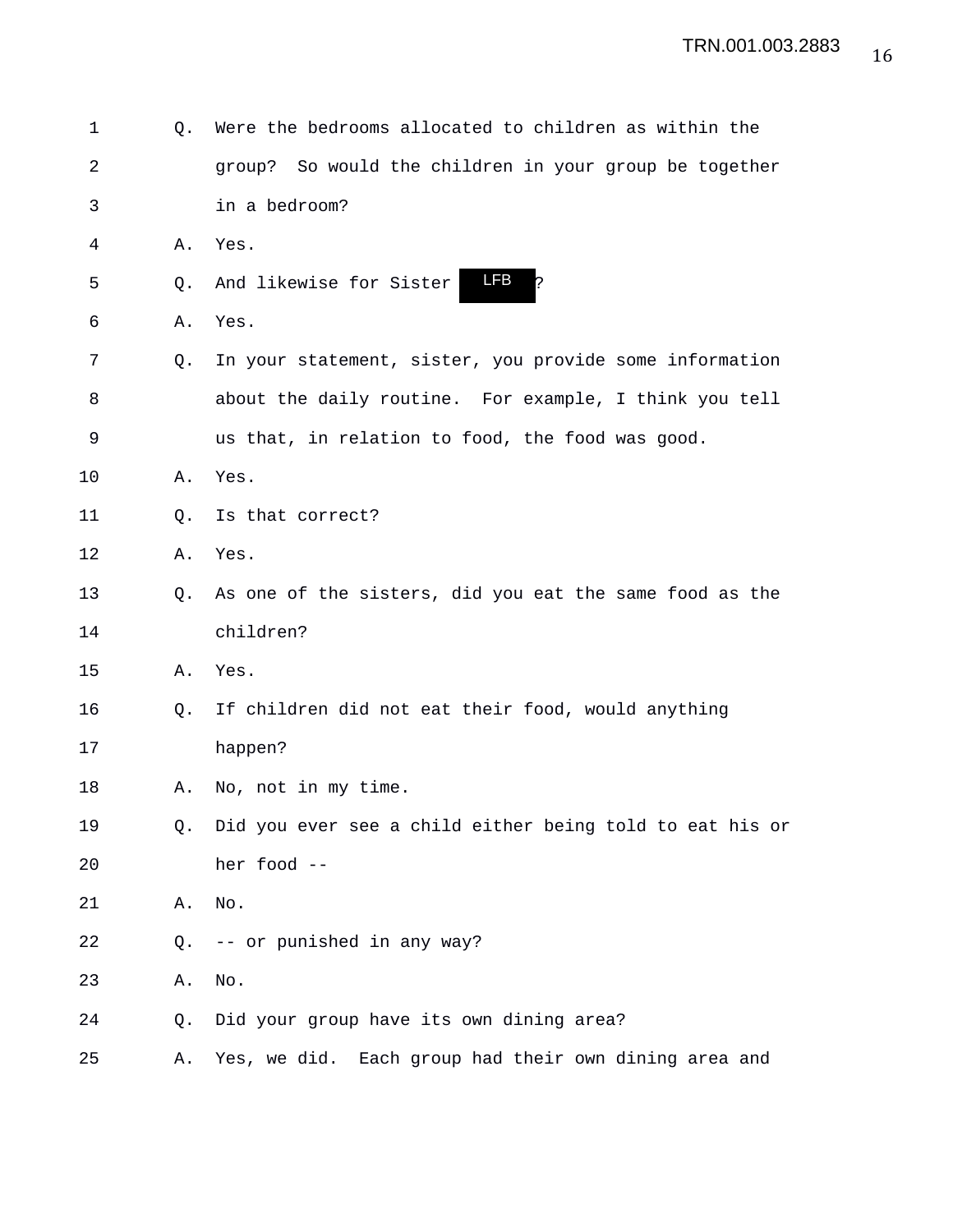1 Q. Were the bedrooms allocated to children as within the
2 group? So would the children in your group be together
3 in a bedroom?
4 A. Yes.
5 Q. And likewise for Sister LFB ?
6 A. Yes.
7 Q. In your statement, sister, you provide some information
8 about the daily routine. For example, I think you tell
9 us that, in relation to food, the food was good.
10 A. Yes.
11 Q. Is that correct?
12 A. Yes.
13 Q. As one of the sisters, did you eat the same food as the
14 children?
15 A. Yes.
16 Q. If children did not eat their food, would anything
17 happen?
18 A. No, not in my time.
19 Q. Did you ever see a child either being told to eat his or
20 her food --
21 A. No.
22 Q. -- or punished in any way?
23 A. No.
24 Q. Did your group have its own dining area?
25 A. Yes, we did. Each group had their own dining area and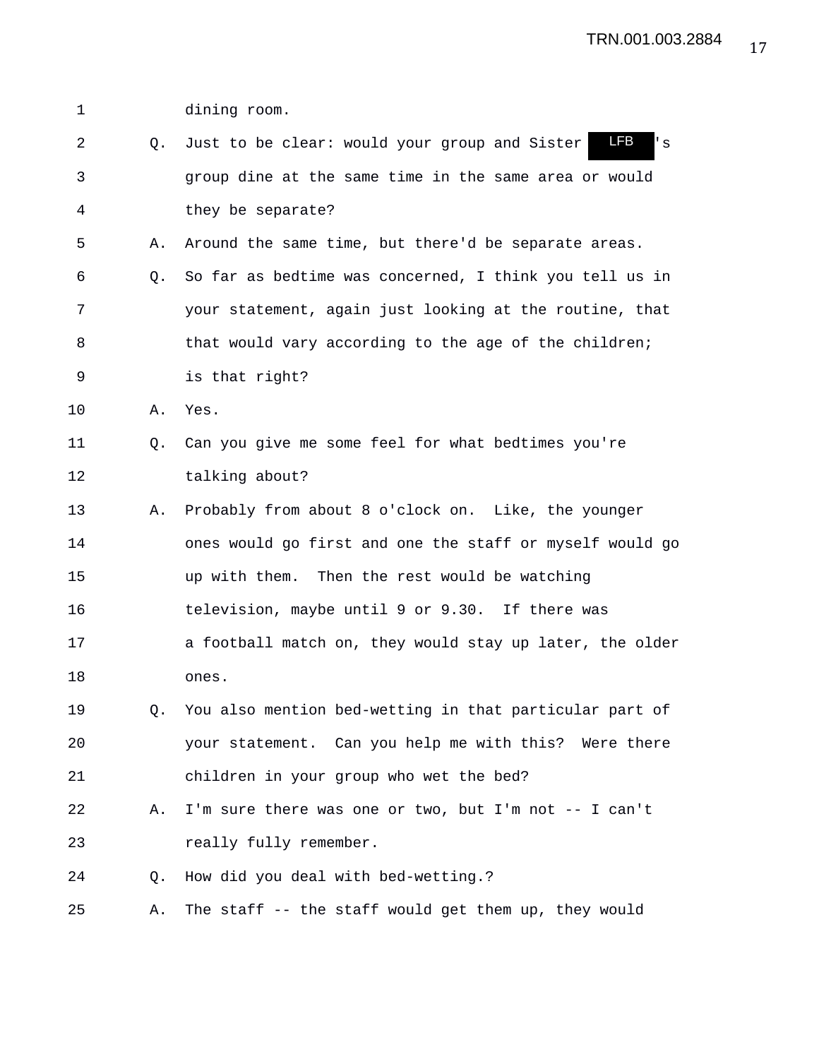dining room.

Q. Just to be clear: would your group and Sister LFB's group dine at the same time in the same area or would they be separate?

A. Around the same time, but there'd be separate areas.

Q. So far as bedtime was concerned, I think you tell us in your statement, again just looking at the routine, that that would vary according to the age of the children; is that right?

A. Yes.

Q. Can you give me some feel for what bedtimes you're talking about?

A. Probably from about 8 o'clock on. Like, the younger ones would go first and one the staff or myself would go up with them. Then the rest would be watching television, maybe until 9 or 9.30. If there was a football match on, they would stay up later, the older ones.

Q. You also mention bed-wetting in that particular part of your statement. Can you help me with this? Were there children in your group who wet the bed?

A. I'm sure there was one or two, but I'm not -- I can't really fully remember.

Q. How did you deal with bed-wetting.?

A. The staff -- the staff would get them up, they would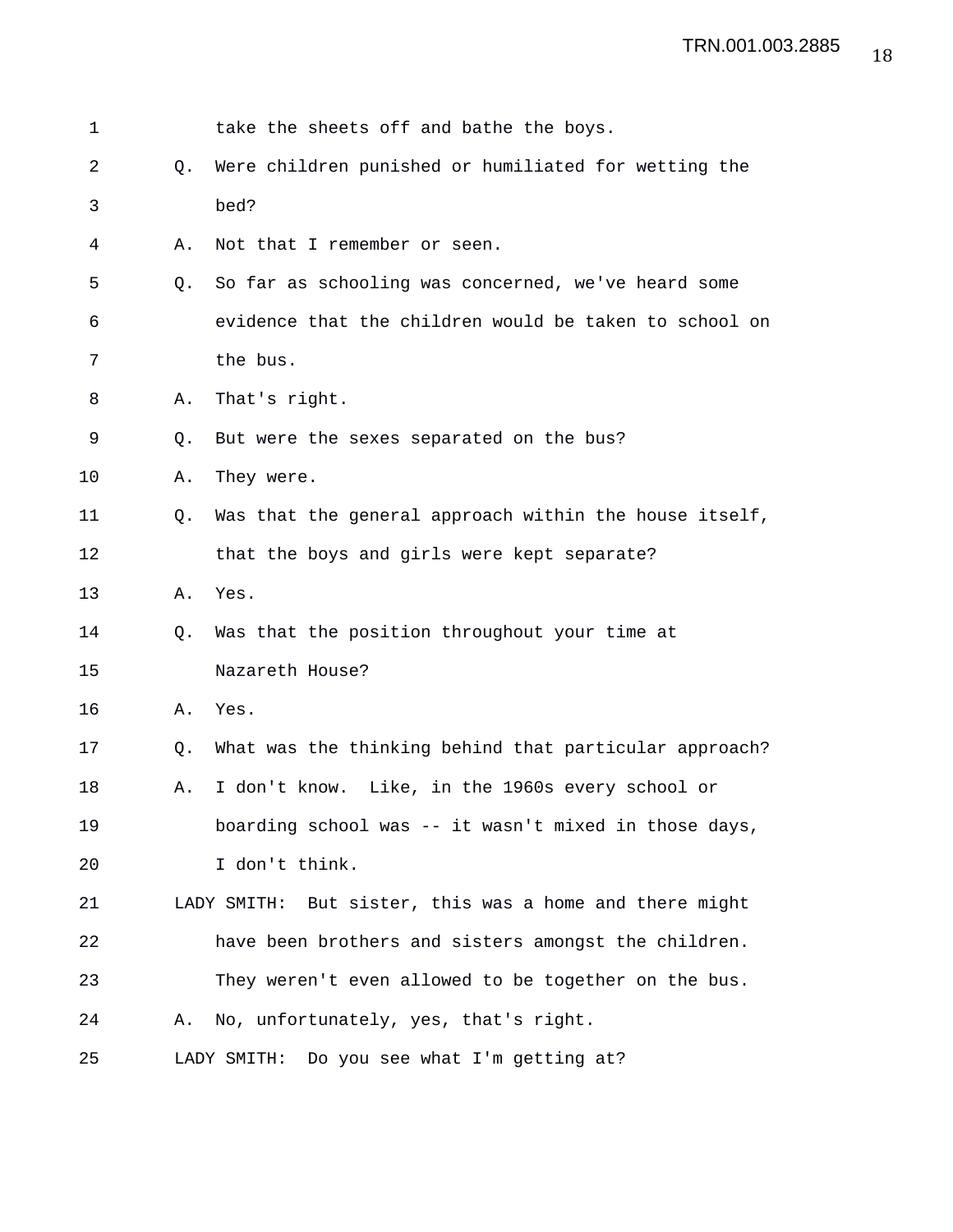take the sheets off and bathe the boys.

Q. Were children punished or humiliated for wetting the bed?

A. Not that I remember or seen.

Q. So far as schooling was concerned, we've heard some evidence that the children would be taken to school on the bus.

A. That's right.

Q. But were the sexes separated on the bus?

A. They were.

Q. Was that the general approach within the house itself, that the boys and girls were kept separate?

A. Yes.

Q. Was that the position throughout your time at Nazareth House?

A. Yes.

Q. What was the thinking behind that particular approach?

A. I don't know. Like, in the 1960s every school or boarding school was -- it wasn't mixed in those days, I don't think.

LADY SMITH: But sister, this was a home and there might have been brothers and sisters amongst the children. They weren't even allowed to be together on the bus.

A. No, unfortunately, yes, that's right.

LADY SMITH: Do you see what I'm getting at?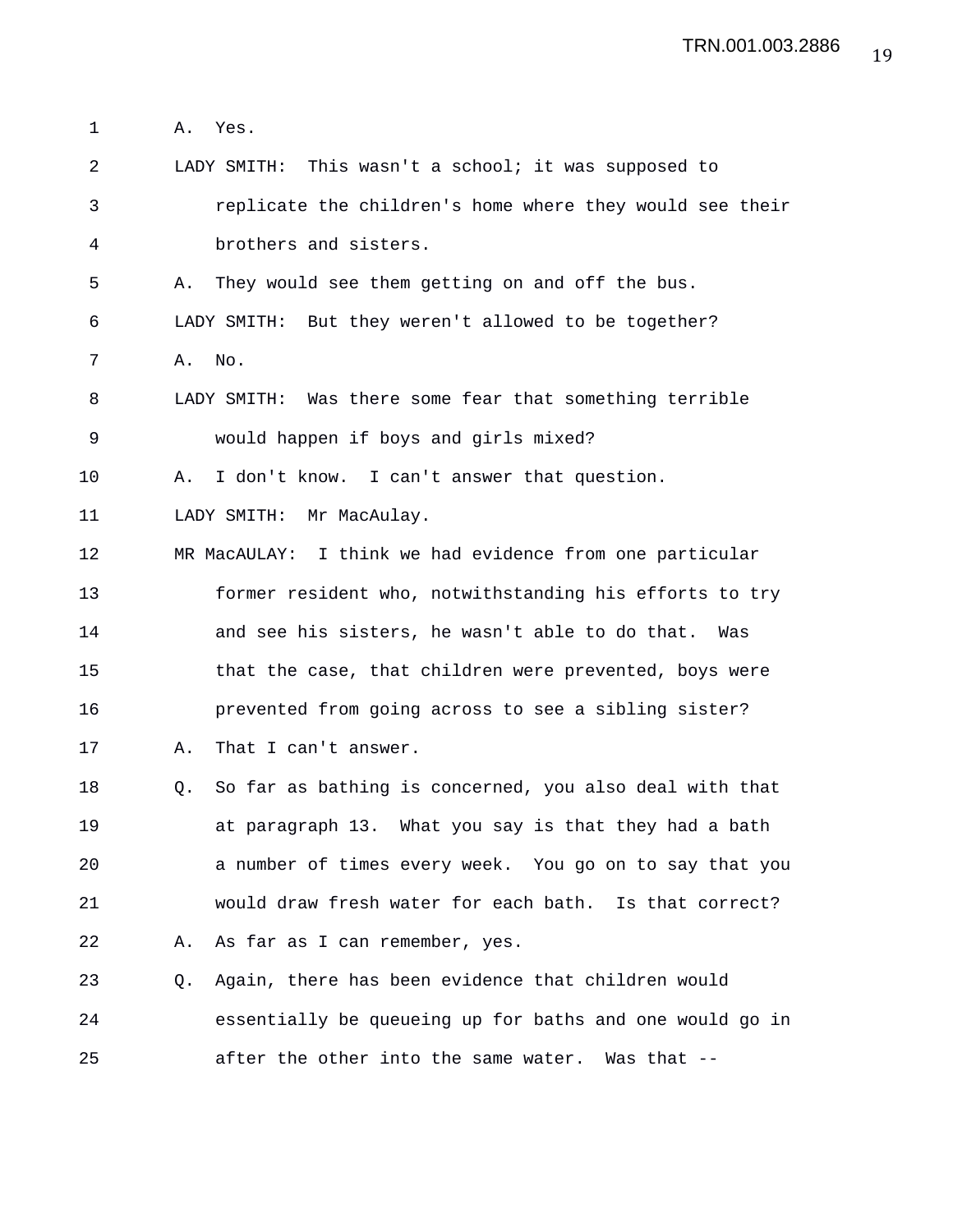A. Yes.

LADY SMITH: This wasn't a school; it was supposed to replicate the children's home where they would see their brothers and sisters.

A. They would see them getting on and off the bus.

LADY SMITH: But they weren't allowed to be together?

A. No.

LADY SMITH: Was there some fear that something terrible would happen if boys and girls mixed?

A. I don't know. I can't answer that question.

LADY SMITH: Mr MacAulay.

MR MacAULAY: I think we had evidence from one particular former resident who, notwithstanding his efforts to try and see his sisters, he wasn't able to do that. Was that the case, that children were prevented, boys were prevented from going across to see a sibling sister?

A. That I can't answer.

Q. So far as bathing is concerned, you also deal with that at paragraph 13. What you say is that they had a bath a number of times every week. You go on to say that you would draw fresh water for each bath. Is that correct?

A. As far as I can remember, yes.

Q. Again, there has been evidence that children would essentially be queueing up for baths and one would go in after the other into the same water. Was that --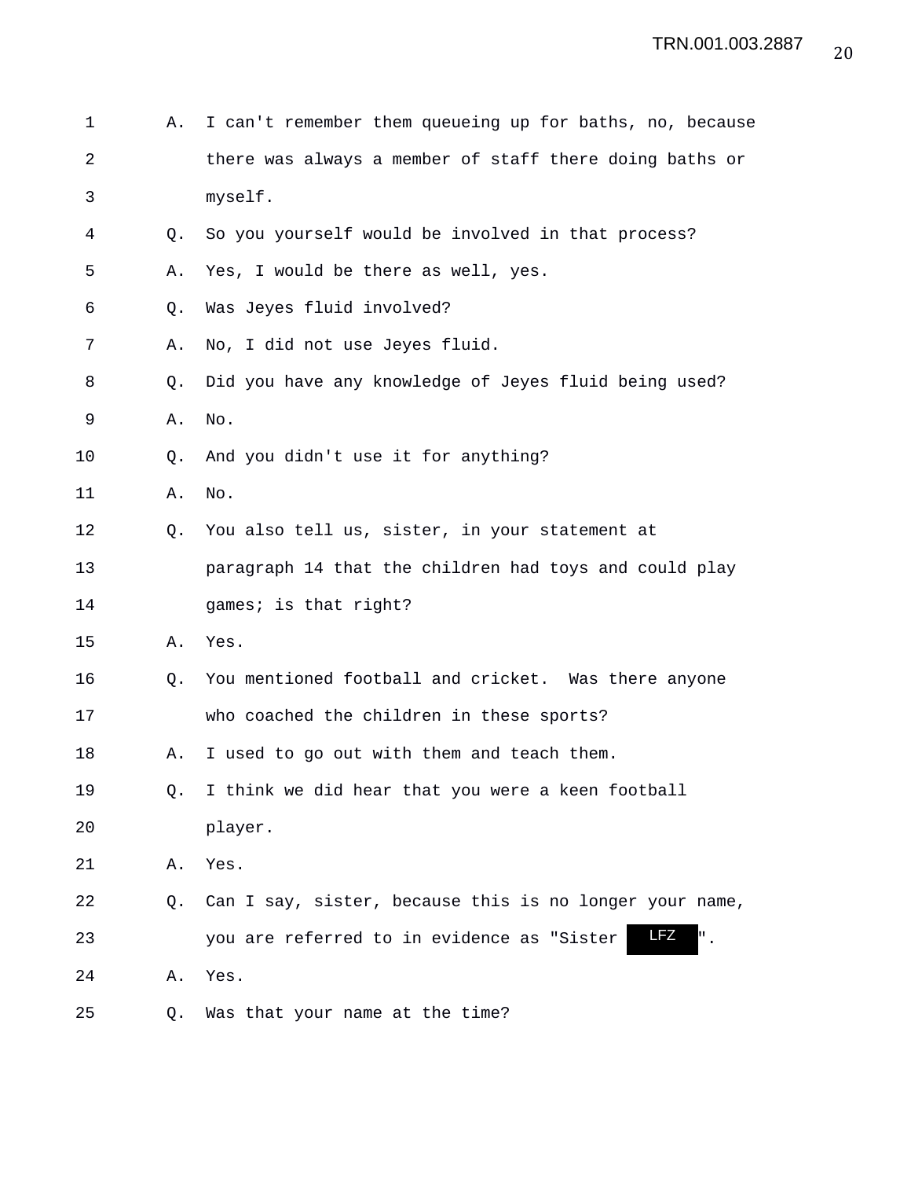1 A. I can't remember them queueing up for baths, no, because
2 there was always a member of staff there doing baths or
3 myself.
4 Q. So you yourself would be involved in that process?
5 A. Yes, I would be there as well, yes.
6 Q. Was Jeyes fluid involved?
7 A. No, I did not use Jeyes fluid.
8 Q. Did you have any knowledge of Jeyes fluid being used?
9 A. No.
10 Q. And you didn't use it for anything?
11 A. No.
12 Q. You also tell us, sister, in your statement at
13 paragraph 14 that the children had toys and could play
14 games; is that right?
15 A. Yes.
16 Q. You mentioned football and cricket. Was there anyone
17 who coached the children in these sports?
18 A. I used to go out with them and teach them.
19 Q. I think we did hear that you were a keen football
20 player.
21 A. Yes.
22 Q. Can I say, sister, because this is no longer your name,
23 you are referred to in evidence as "Sister LFZ".
24 A. Yes.
25 Q. Was that your name at the time?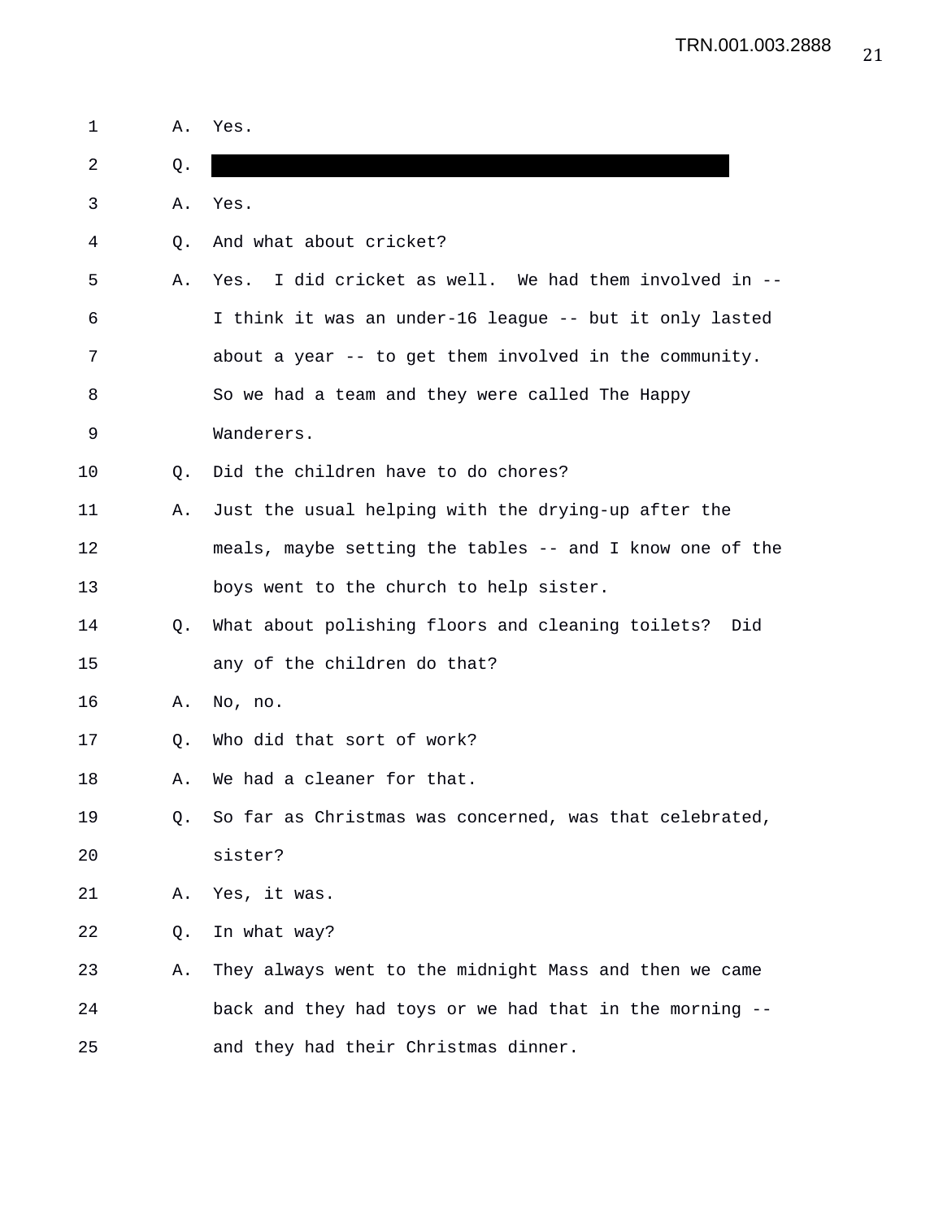1 A. Yes.

2 Q. ████████████████████████████████

3 A. Yes.

4 Q. And what about cricket?

5 A. Yes. I did cricket as well. We had them involved in --

6 I think it was an under-16 league -- but it only lasted

7 about a year -- to get them involved in the community.

8 So we had a team and they were called The Happy

9 Wanderers.

10 Q. Did the children have to do chores?

11 A. Just the usual helping with the drying-up after the

12 meals, maybe setting the tables -- and I know one of the

13 boys went to the church to help sister.

14 Q. What about polishing floors and cleaning toilets? Did

15 any of the children do that?

16 A. No, no.

17 Q. Who did that sort of work?

18 A. We had a cleaner for that.

19 Q. So far as Christmas was concerned, was that celebrated,

20 sister?

21 A. Yes, it was.

22 Q. In what way?

23 A. They always went to the midnight Mass and then we came

24 back and they had toys or we had that in the morning --

25 and they had their Christmas dinner.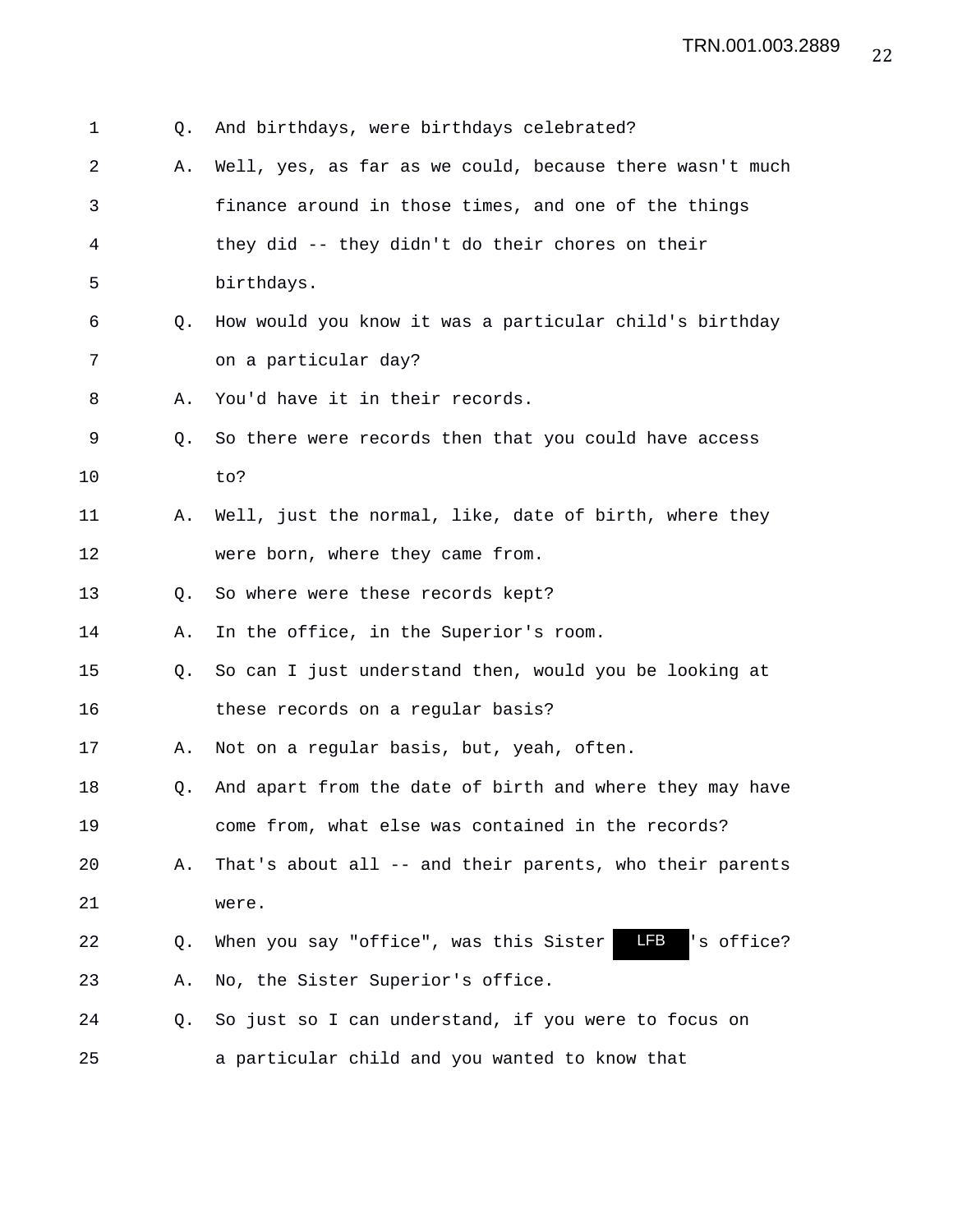Q. And birthdays, were birthdays celebrated?

A. Well, yes, as far as we could, because there wasn't much finance around in those times, and one of the things they did -- they didn't do their chores on their birthdays.

Q. How would you know it was a particular child's birthday on a particular day?

A. You'd have it in their records.

Q. So there were records then that you could have access to?

A. Well, just the normal, like, date of birth, where they were born, where they came from.

Q. So where were these records kept?

A. In the office, in the Superior's room.

Q. So can I just understand then, would you be looking at these records on a regular basis?

A. Not on a regular basis, but, yeah, often.

Q. And apart from the date of birth and where they may have come from, what else was contained in the records?

A. That's about all -- and their parents, who their parents were.

Q. When you say "office", was this Sister LFB's office?

A. No, the Sister Superior's office.

Q. So just so I can understand, if you were to focus on a particular child and you wanted to know that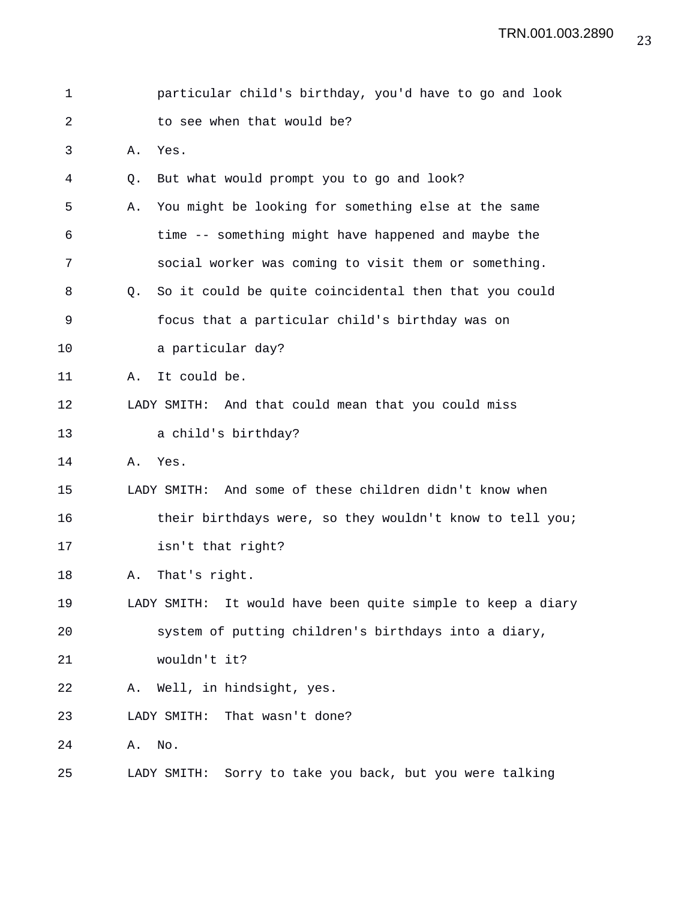particular child's birthday, you'd have to go and look to see when that would be?

A. Yes.

Q. But what would prompt you to go and look?

A. You might be looking for something else at the same time -- something might have happened and maybe the social worker was coming to visit them or something.

Q. So it could be quite coincidental then that you could focus that a particular child's birthday was on a particular day?

A. It could be.

LADY SMITH: And that could mean that you could miss a child's birthday?

A. Yes.

LADY SMITH: And some of these children didn't know when their birthdays were, so they wouldn't know to tell you; isn't that right?

A. That's right.

LADY SMITH: It would have been quite simple to keep a diary system of putting children's birthdays into a diary, wouldn't it?

A. Well, in hindsight, yes.

LADY SMITH: That wasn't done?

A. No.

LADY SMITH: Sorry to take you back, but you were talking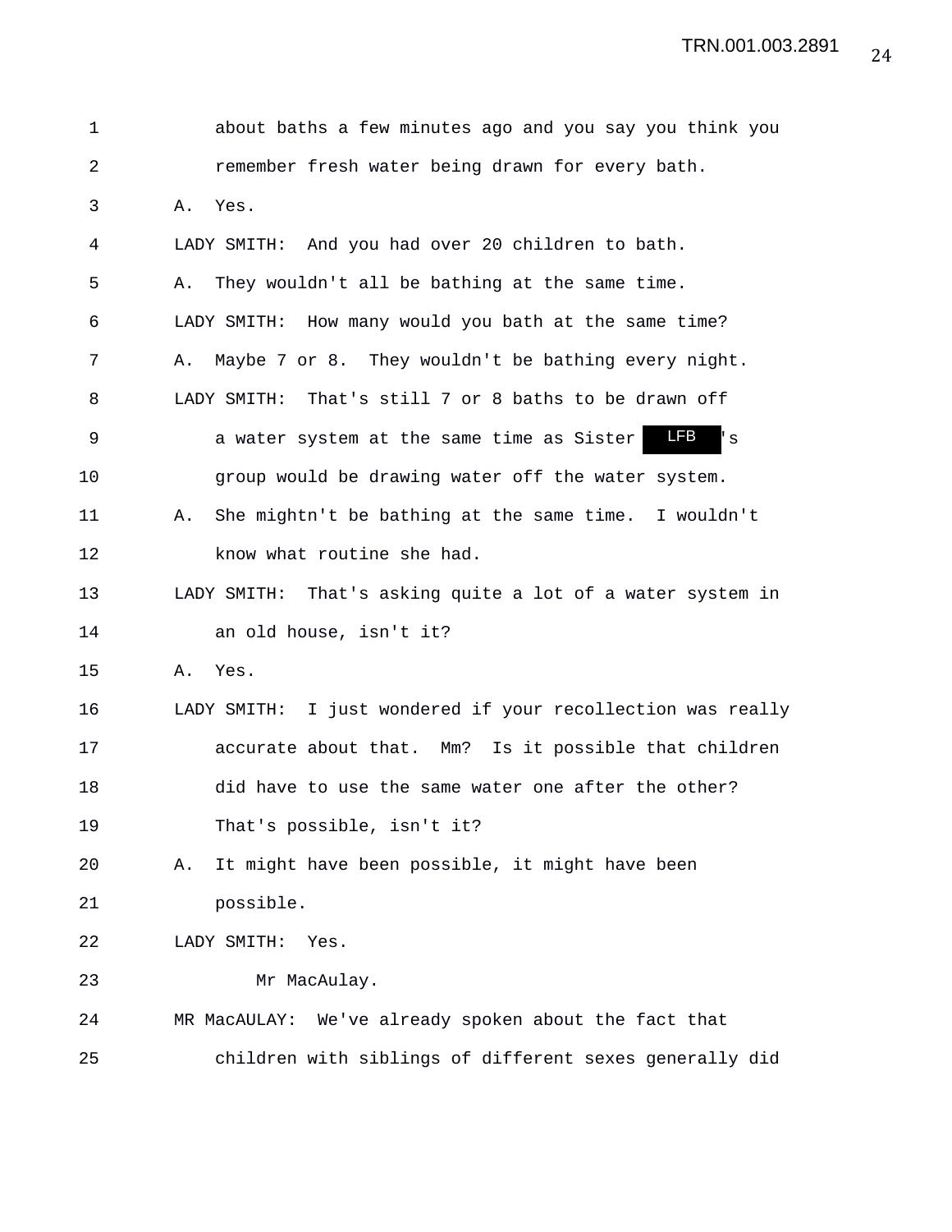about baths a few minutes ago and you say you think you remember fresh water being drawn for every bath.

A. Yes.

LADY SMITH: And you had over 20 children to bath.

A. They wouldn't all be bathing at the same time.

LADY SMITH: How many would you bath at the same time?

A. Maybe 7 or 8. They wouldn't be bathing every night.

LADY SMITH: That's still 7 or 8 baths to be drawn off a water system at the same time as Sister LFB's group would be drawing water off the water system.

A. She mightn't be bathing at the same time. I wouldn't know what routine she had.

LADY SMITH: That's asking quite a lot of a water system in an old house, isn't it?

A. Yes.

LADY SMITH: I just wondered if your recollection was really accurate about that. Mm? Is it possible that children did have to use the same water one after the other? That's possible, isn't it?

A. It might have been possible, it might have been possible.

LADY SMITH: Yes.

Mr MacAulay.

MR MacAULAY: We've already spoken about the fact that children with siblings of different sexes generally did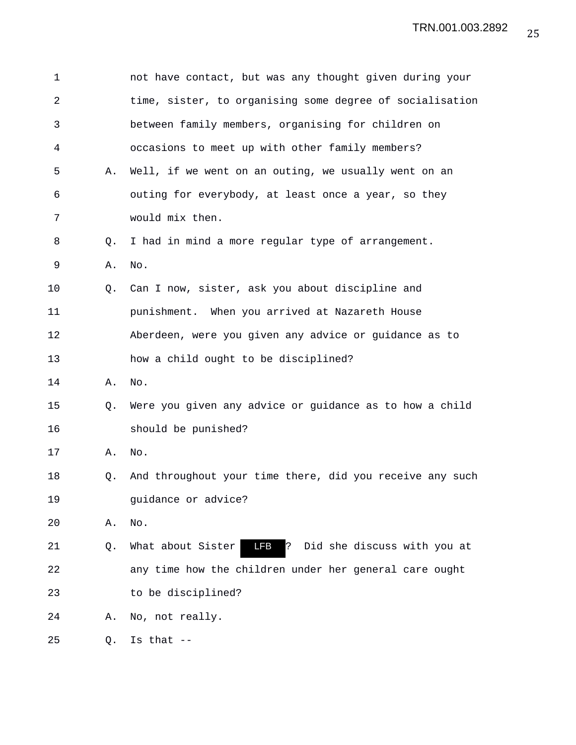1 not have contact, but was any thought given during your
2 time, sister, to organising some degree of socialisation
3 between family members, organising for children on
4 occasions to meet up with other family members?

5 A. Well, if we went on an outing, we usually went on an
6 outing for everybody, at least once a year, so they
7 would mix then.

8 Q. I had in mind a more regular type of arrangement.

9 A. No.

10 Q. Can I now, sister, ask you about discipline and
11 punishment. When you arrived at Nazareth House
12 Aberdeen, were you given any advice or guidance as to
13 how a child ought to be disciplined?

14 A. No.

15 Q. Were you given any advice or guidance as to how a child
16 should be punished?

17 A. No.

18 Q. And throughout your time there, did you receive any such
19 guidance or advice?

20 A. No.

21 Q. What about Sister LFB ? Did she discuss with you at
22 any time how the children under her general care ought
23 to be disciplined?

24 A. No, not really.

25 Q. Is that --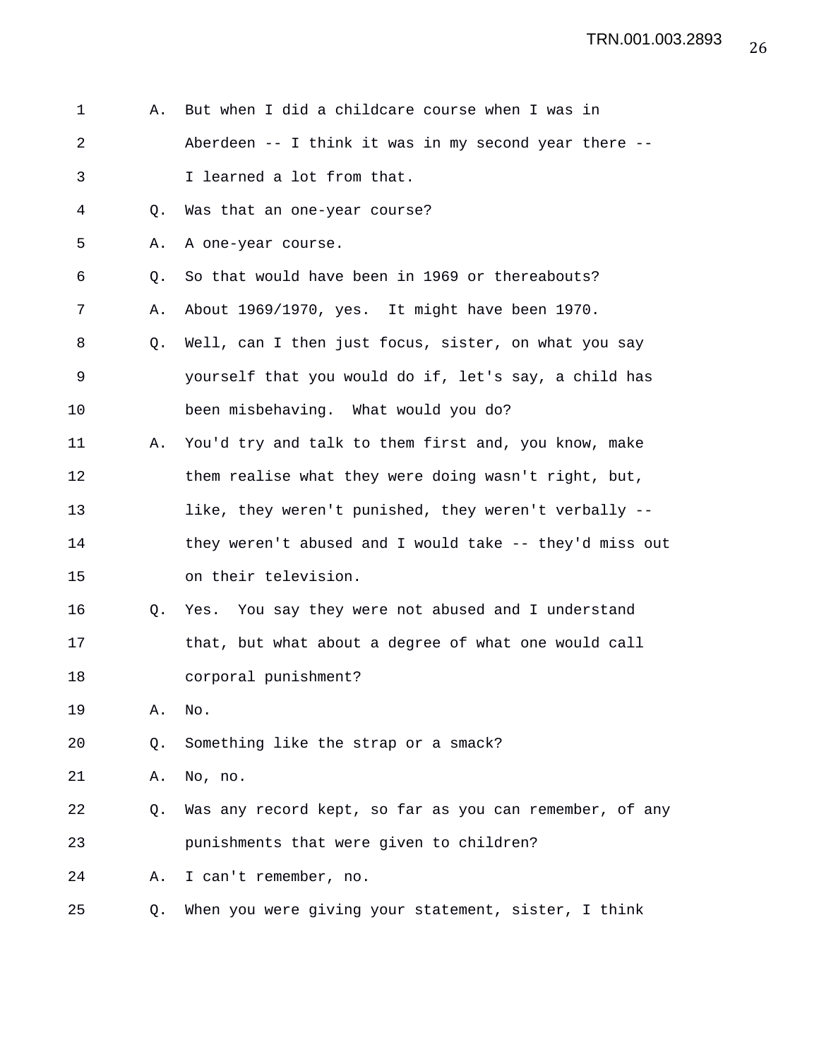A. But when I did a childcare course when I was in Aberdeen -- I think it was in my second year there -- I learned a lot from that.

Q. Was that an one-year course?

A. A one-year course.

Q. So that would have been in 1969 or thereabouts?

A. About 1969/1970, yes. It might have been 1970.

Q. Well, can I then just focus, sister, on what you say yourself that you would do if, let's say, a child has been misbehaving. What would you do?

A. You'd try and talk to them first and, you know, make them realise what they were doing wasn't right, but, like, they weren't punished, they weren't verbally -- they weren't abused and I would take -- they'd miss out on their television.

Q. Yes. You say they were not abused and I understand that, but what about a degree of what one would call corporal punishment?

A. No.

Q. Something like the strap or a smack?

A. No, no.

Q. Was any record kept, so far as you can remember, of any punishments that were given to children?

A. I can't remember, no.

Q. When you were giving your statement, sister, I think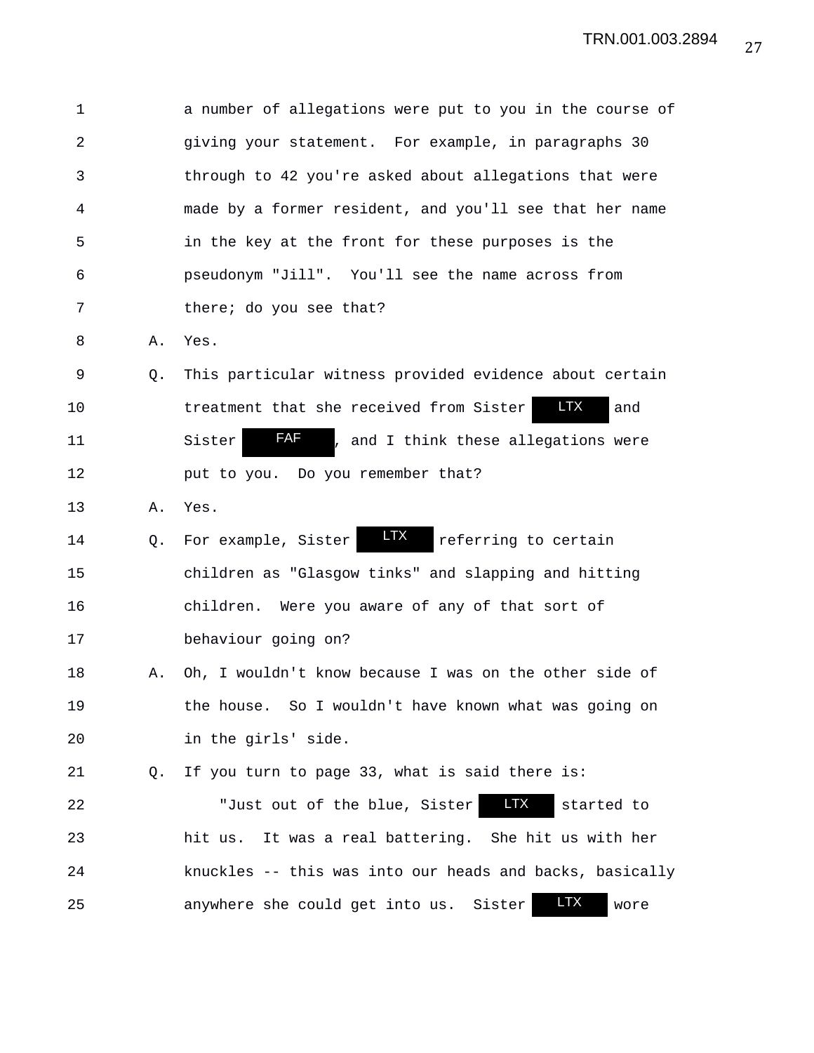a number of allegations were put to you in the course of giving your statement. For example, in paragraphs 30 through to 42 you're asked about allegations that were made by a former resident, and you'll see that her name in the key at the front for these purposes is the pseudonym "Jill". You'll see the name across from there; do you see that?

A. Yes.

Q. This particular witness provided evidence about certain treatment that she received from Sister LTX and Sister FAF, and I think these allegations were put to you. Do you remember that?

A. Yes.

Q. For example, Sister LTX referring to certain children as "Glasgow tinks" and slapping and hitting children. Were you aware of any of that sort of behaviour going on?

A. Oh, I wouldn't know because I was on the other side of the house. So I wouldn't have known what was going on in the girls' side.

Q. If you turn to page 33, what is said there is:

"Just out of the blue, Sister LTX started to hit us. It was a real battering. She hit us with her knuckles -- this was into our heads and backs, basically anywhere she could get into us. Sister LTX wore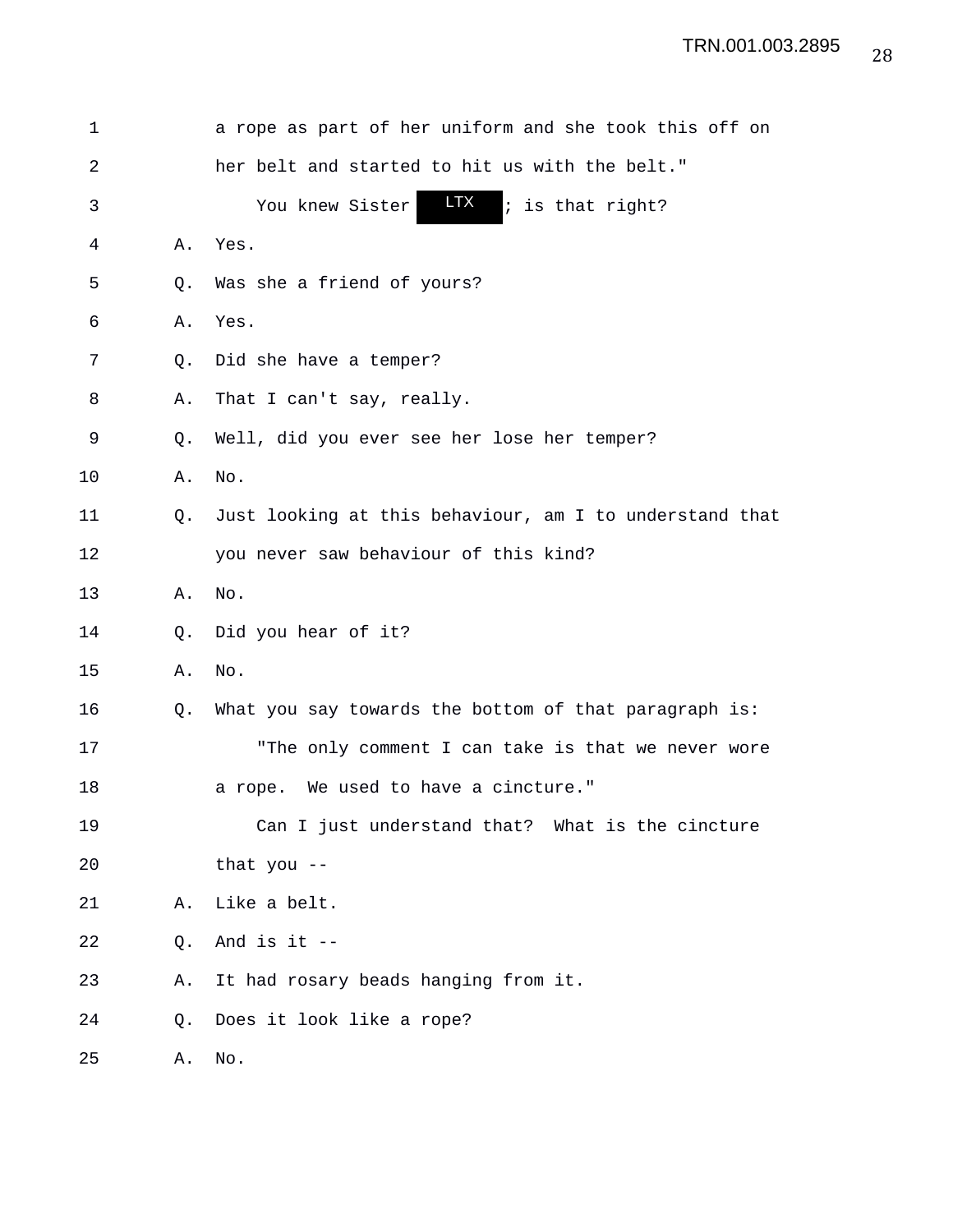a rope as part of her uniform and she took this off on her belt and started to hit us with the belt."

You knew Sister LTX; is that right?

A. Yes.

Q. Was she a friend of yours?

A. Yes.

Q. Did she have a temper?

A. That I can't say, really.

Q. Well, did you ever see her lose her temper?

A. No.

Q. Just looking at this behaviour, am I to understand that you never saw behaviour of this kind?

A. No.

Q. Did you hear of it?

A. No.

Q. What you say towards the bottom of that paragraph is:

"The only comment I can take is that we never wore a rope. We used to have a cincture."

Can I just understand that? What is the cincture that you --

A. Like a belt.

Q. And is it --

A. It had rosary beads hanging from it.

Q. Does it look like a rope?

A. No.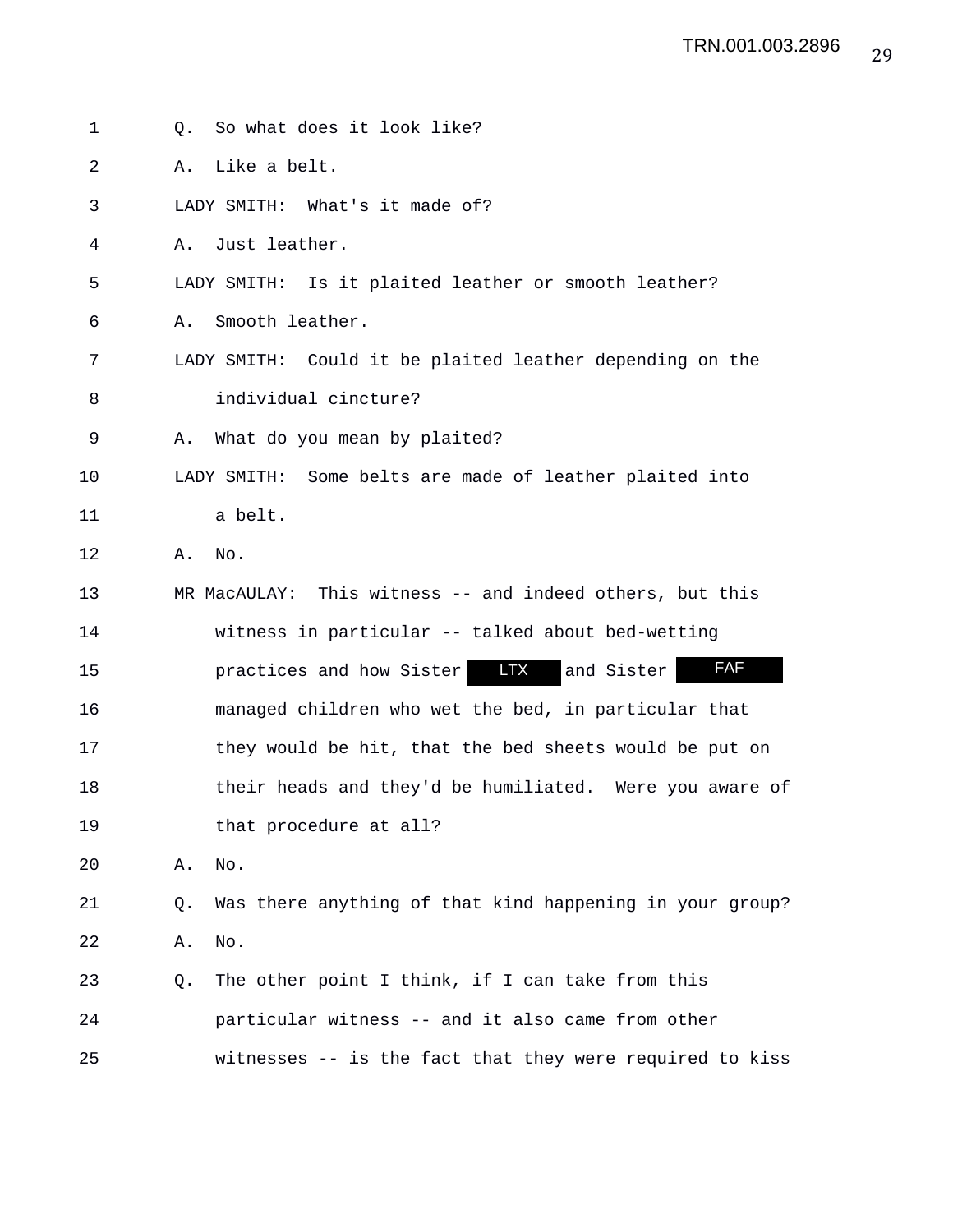Q. So what does it look like?

A. Like a belt.

LADY SMITH: What's it made of?

A. Just leather.

LADY SMITH: Is it plaited leather or smooth leather?

A. Smooth leather.

LADY SMITH: Could it be plaited leather depending on the individual cincture?

A. What do you mean by plaited?

LADY SMITH: Some belts are made of leather plaited into a belt.

A. No.

MR MacAULAY: This witness -- and indeed others, but this witness in particular -- talked about bed-wetting practices and how Sister LTX and Sister FAF managed children who wet the bed, in particular that they would be hit, that the bed sheets would be put on their heads and they'd be humiliated. Were you aware of that procedure at all?

A. No.

Q. Was there anything of that kind happening in your group?

A. No.

Q. The other point I think, if I can take from this particular witness -- and it also came from other witnesses -- is the fact that they were required to kiss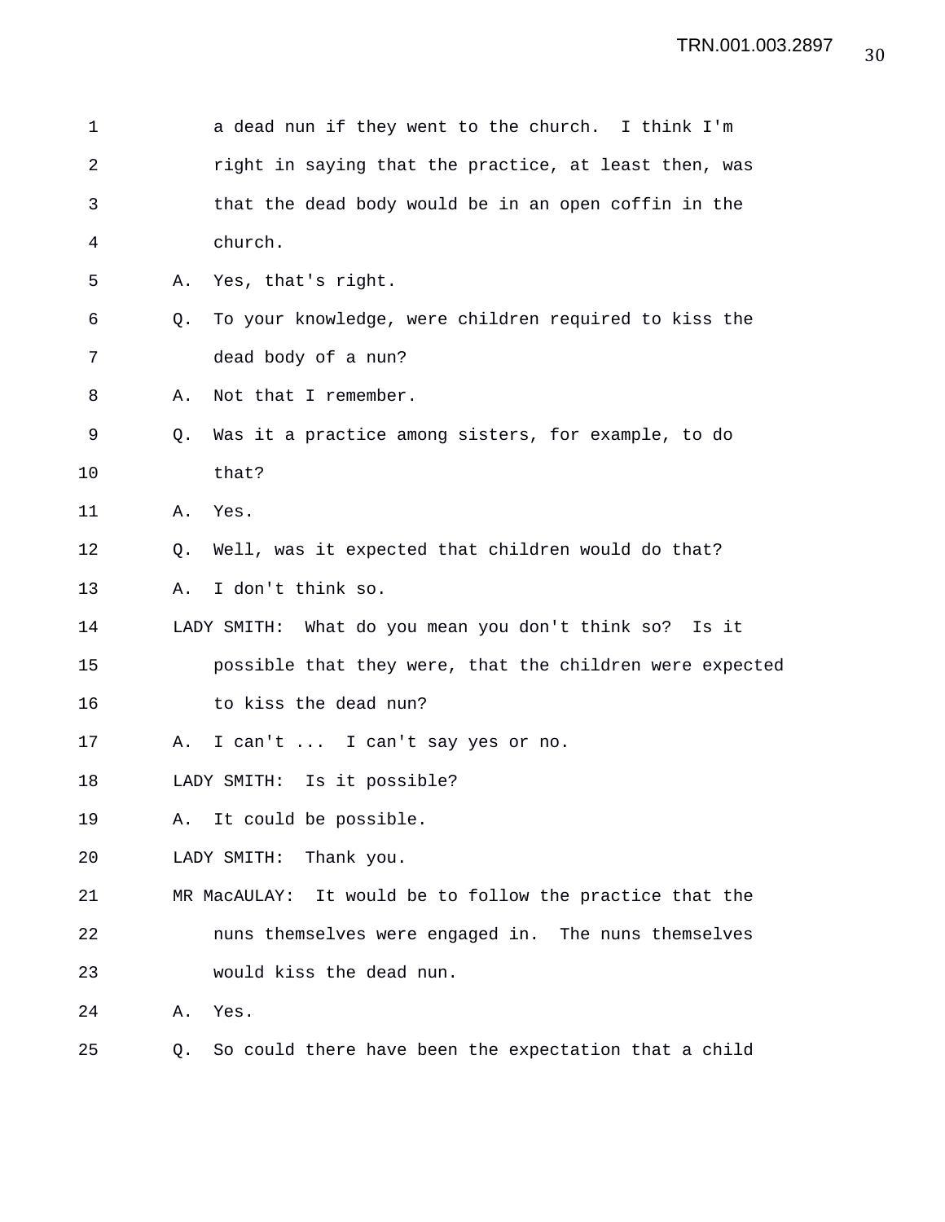a dead nun if they went to the church. I think I'm right in saying that the practice, at least then, was that the dead body would be in an open coffin in the church.

A. Yes, that's right.

Q. To your knowledge, were children required to kiss the dead body of a nun?

A. Not that I remember.

Q. Was it a practice among sisters, for example, to do that?

A. Yes.

Q. Well, was it expected that children would do that?

A. I don't think so.

LADY SMITH: What do you mean you don't think so? Is it possible that they were, that the children were expected to kiss the dead nun?

A. I can't ... I can't say yes or no.

LADY SMITH: Is it possible?

A. It could be possible.

LADY SMITH: Thank you.

MR MacAULAY: It would be to follow the practice that the nuns themselves were engaged in. The nuns themselves would kiss the dead nun.

A. Yes.

Q. So could there have been the expectation that a child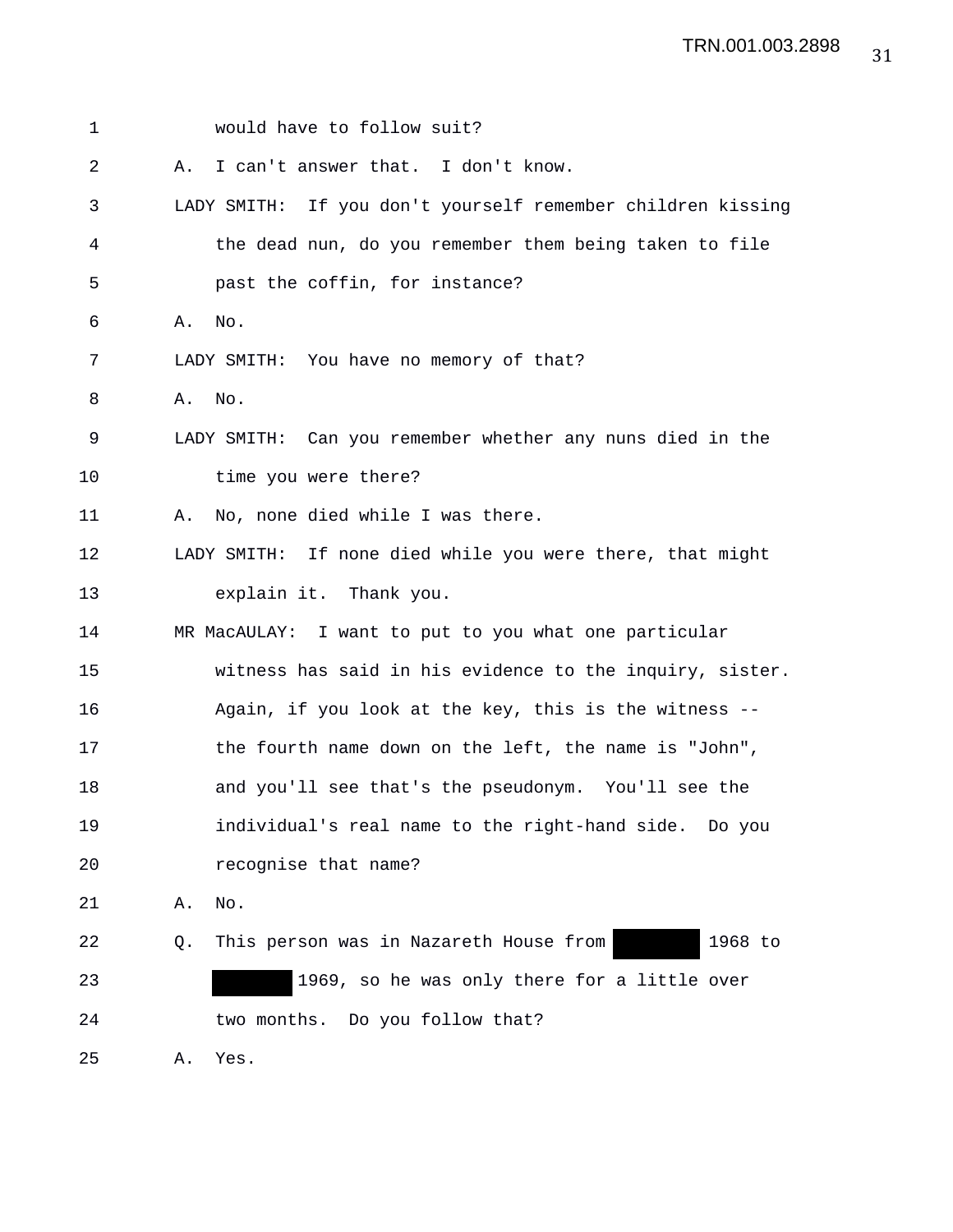1 would have to follow suit?

2 A. I can't answer that. I don't know.

3 LADY SMITH: If you don't yourself remember children kissing

4 the dead nun, do you remember them being taken to file

5 past the coffin, for instance?

6 A. No.

7 LADY SMITH: You have no memory of that?

8 A. No.

9 LADY SMITH: Can you remember whether any nuns died in the

10 time you were there?

11 A. No, none died while I was there.

12 LADY SMITH: If none died while you were there, that might

13 explain it. Thank you.

14 MR MacAULAY: I want to put to you what one particular

15 witness has said in his evidence to the inquiry, sister.

16 Again, if you look at the key, this is the witness --

17 the fourth name down on the left, the name is "John",

18 and you'll see that's the pseudonym. You'll see the

19 individual's real name to the right-hand side. Do you

20 recognise that name?

21 A. No.

22 Q. This person was in Nazareth House from [REDACTED] 1968 to

23 [REDACTED] 1969, so he was only there for a little over

24 two months. Do you follow that?

25 A. Yes.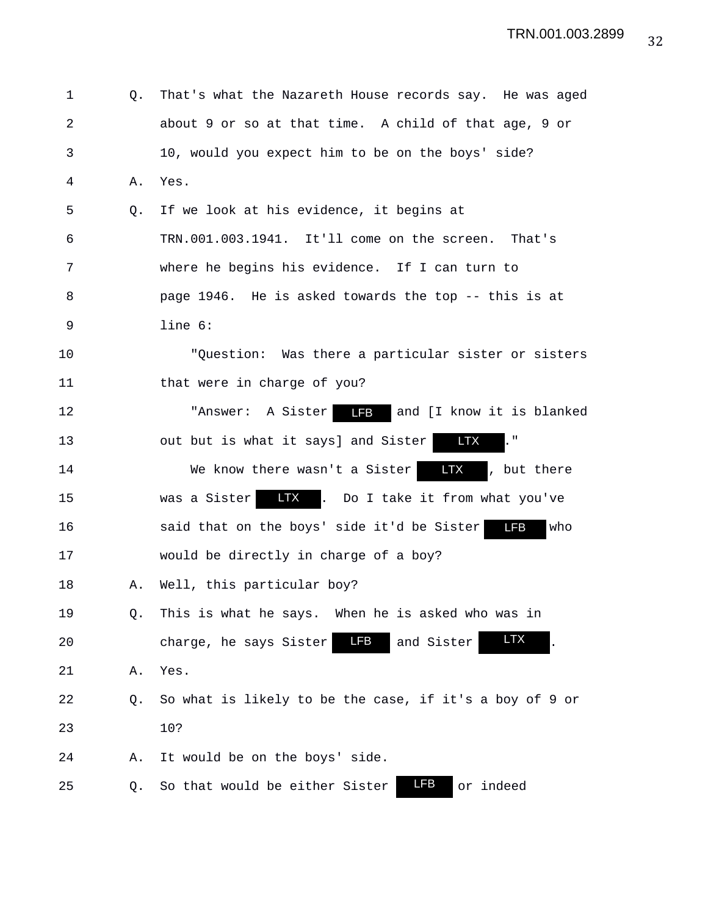Q. That's what the Nazareth House records say. He was aged about 9 or so at that time. A child of that age, 9 or 10, would you expect him to be on the boys' side?

A. Yes.

Q. If we look at his evidence, it begins at TRN.001.003.1941. It'll come on the screen. That's where he begins his evidence. If I can turn to page 1946. He is asked towards the top -- this is at line 6:

"Question: Was there a particular sister or sisters that were in charge of you?

"Answer: A Sister LFB and [I know it is blanked out but is what it says] and Sister LTX."

We know there wasn't a Sister LTX, but there was a Sister LTX. Do I take it from what you've said that on the boys' side it'd be Sister LFB who would be directly in charge of a boy?

A. Well, this particular boy?

Q. This is what he says. When he is asked who was in charge, he says Sister LFB and Sister LTX.

A. Yes.

Q. So what is likely to be the case, if it's a boy of 9 or 10?

A. It would be on the boys' side.

Q. So that would be either Sister LFB or indeed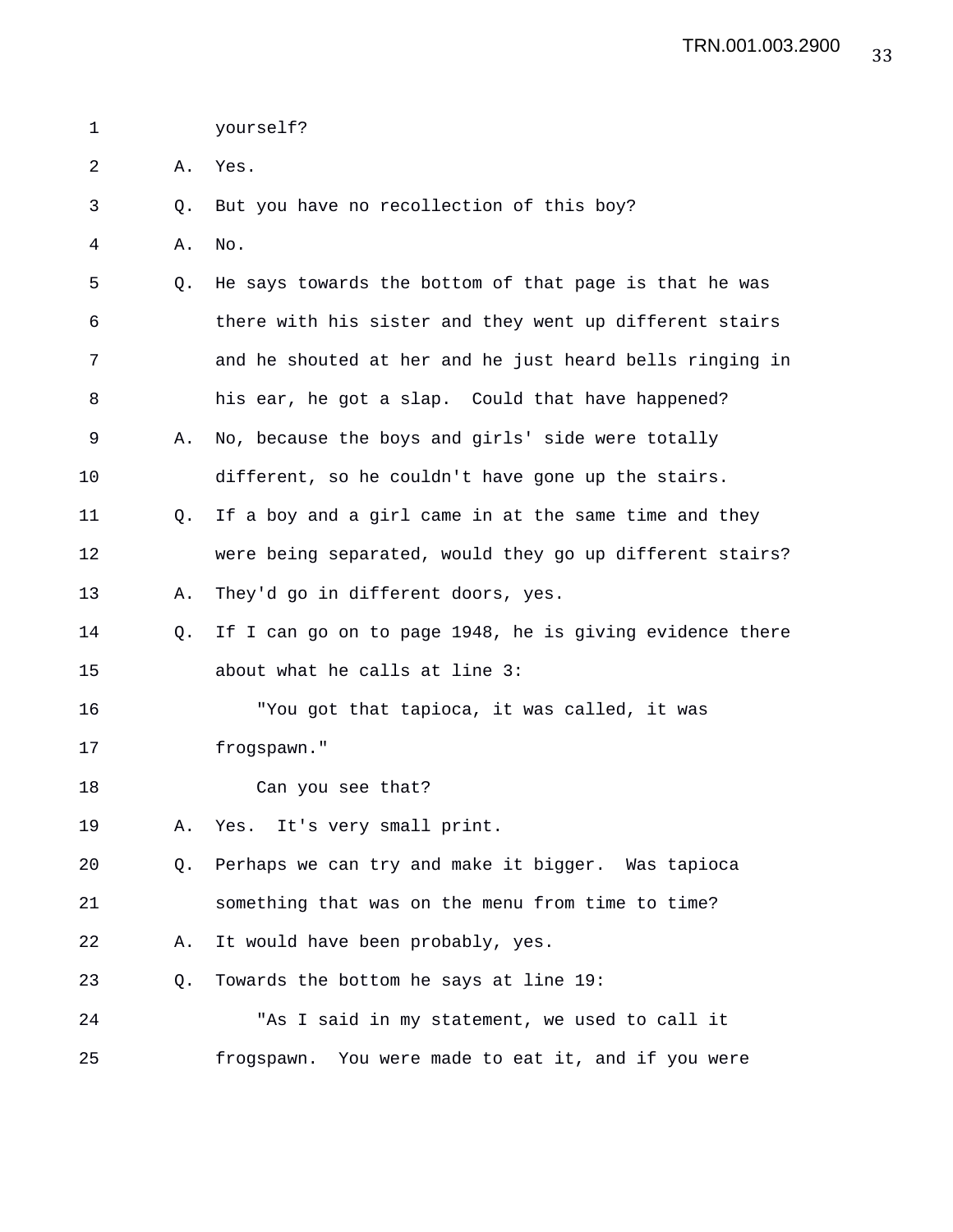yourself?

A. Yes.

Q. But you have no recollection of this boy?

A. No.

Q. He says towards the bottom of that page is that he was there with his sister and they went up different stairs and he shouted at her and he just heard bells ringing in his ear, he got a slap. Could that have happened?

A. No, because the boys and girls' side were totally different, so he couldn't have gone up the stairs.

Q. If a boy and a girl came in at the same time and they were being separated, would they go up different stairs?

A. They'd go in different doors, yes.

Q. If I can go on to page 1948, he is giving evidence there about what he calls at line 3:

"You got that tapioca, it was called, it was frogspawn."

Can you see that?

A. Yes. It's very small print.

Q. Perhaps we can try and make it bigger. Was tapioca something that was on the menu from time to time?

A. It would have been probably, yes.

Q. Towards the bottom he says at line 19:

"As I said in my statement, we used to call it frogspawn. You were made to eat it, and if you were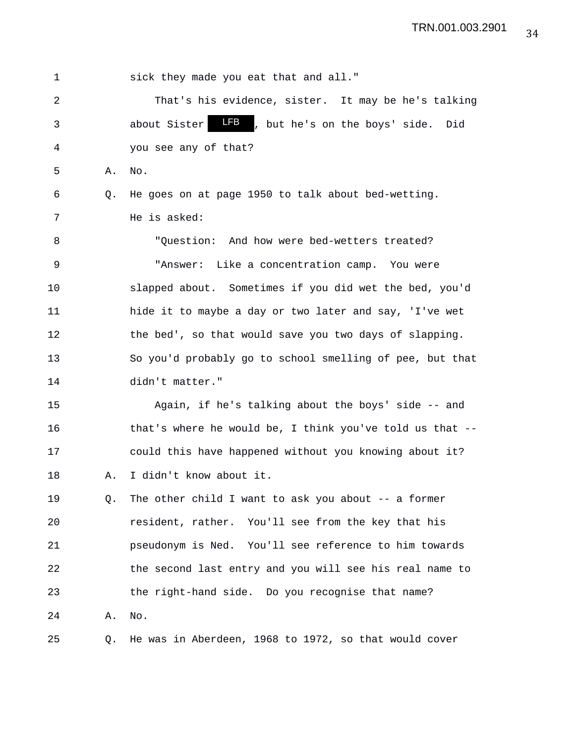1 sick they made you eat that and all."

2 That's his evidence, sister. It may be he's talking

3 about Sister LFB, but he's on the boys' side. Did

4 you see any of that?

5 A. No.

6 Q. He goes on at page 1950 to talk about bed-wetting.

7 He is asked:

8 "Question: And how were bed-wetters treated?

9 "Answer: Like a concentration camp. You were

10 slapped about. Sometimes if you did wet the bed, you'd

11 hide it to maybe a day or two later and say, 'I've wet

12 the bed', so that would save you two days of slapping.

13 So you'd probably go to school smelling of pee, but that

14 didn't matter."

15 Again, if he's talking about the boys' side -- and

16 that's where he would be, I think you've told us that --

17 could this have happened without you knowing about it?

18 A. I didn't know about it.

19 Q. The other child I want to ask you about -- a former

20 resident, rather. You'll see from the key that his

21 pseudonym is Ned. You'll see reference to him towards

22 the second last entry and you will see his real name to

23 the right-hand side. Do you recognise that name?

24 A. No.

25 Q. He was in Aberdeen, 1968 to 1972, so that would cover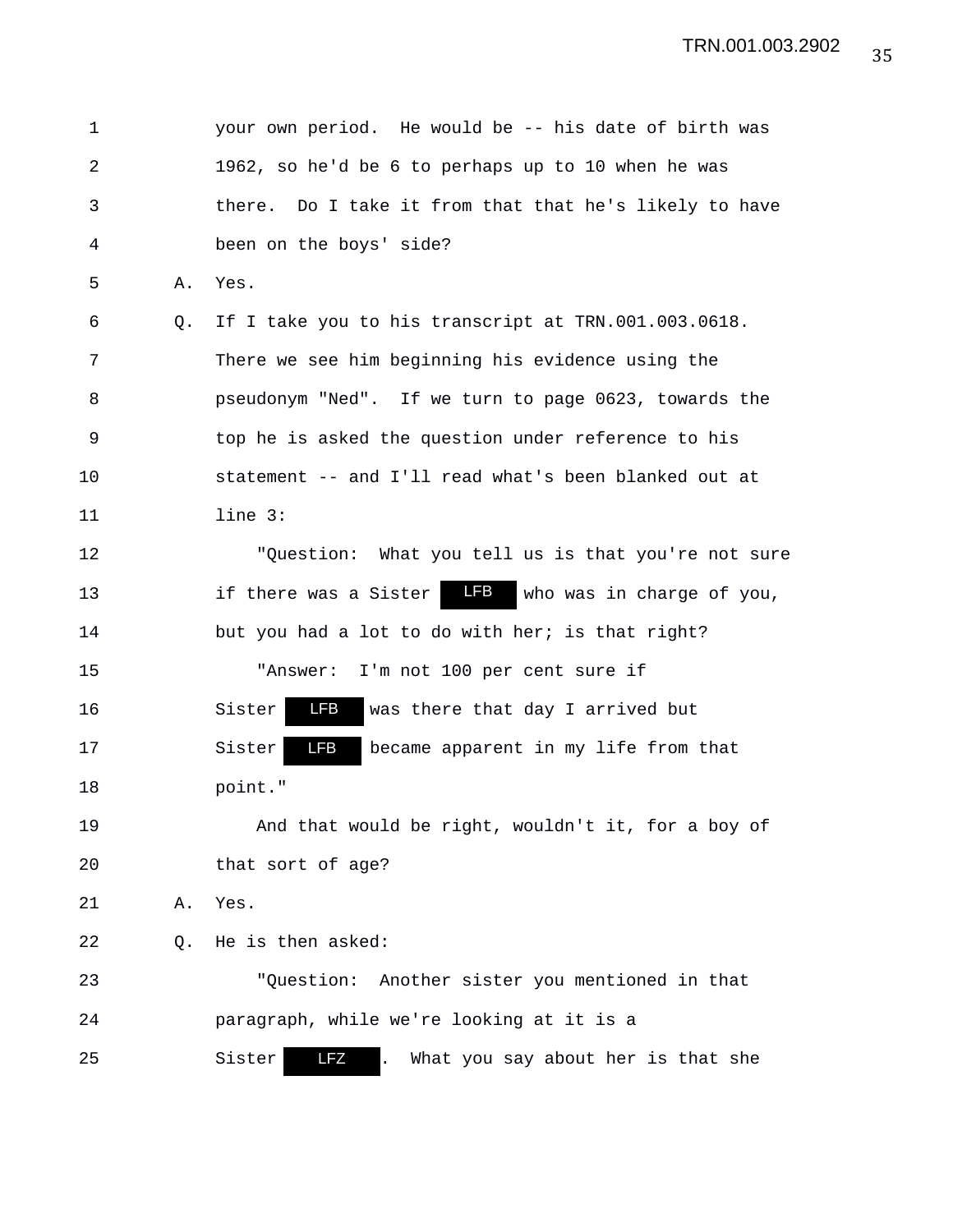1 your own period. He would be -- his date of birth was
2 1962, so he'd be 6 to perhaps up to 10 when he was
3 there. Do I take it from that that he's likely to have
4 been on the boys' side?
5 A. Yes.
6 Q. If I take you to his transcript at TRN.001.003.0618.
7 There we see him beginning his evidence using the
8 pseudonym "Ned". If we turn to page 0623, towards the
9 top he is asked the question under reference to his
10 statement -- and I'll read what's been blanked out at
11 line 3:
12 "Question: What you tell us is that you're not sure
13 if there was a Sister LFB who was in charge of you,
14 but you had a lot to do with her; is that right?
15 "Answer: I'm not 100 per cent sure if
16 Sister LFB was there that day I arrived but
17 Sister LFB became apparent in my life from that
18 point."
19 And that would be right, wouldn't it, for a boy of
20 that sort of age?
21 A. Yes.
22 Q. He is then asked:
23 "Question: Another sister you mentioned in that
24 paragraph, while we're looking at it is a
25 Sister LFZ. What you say about her is that she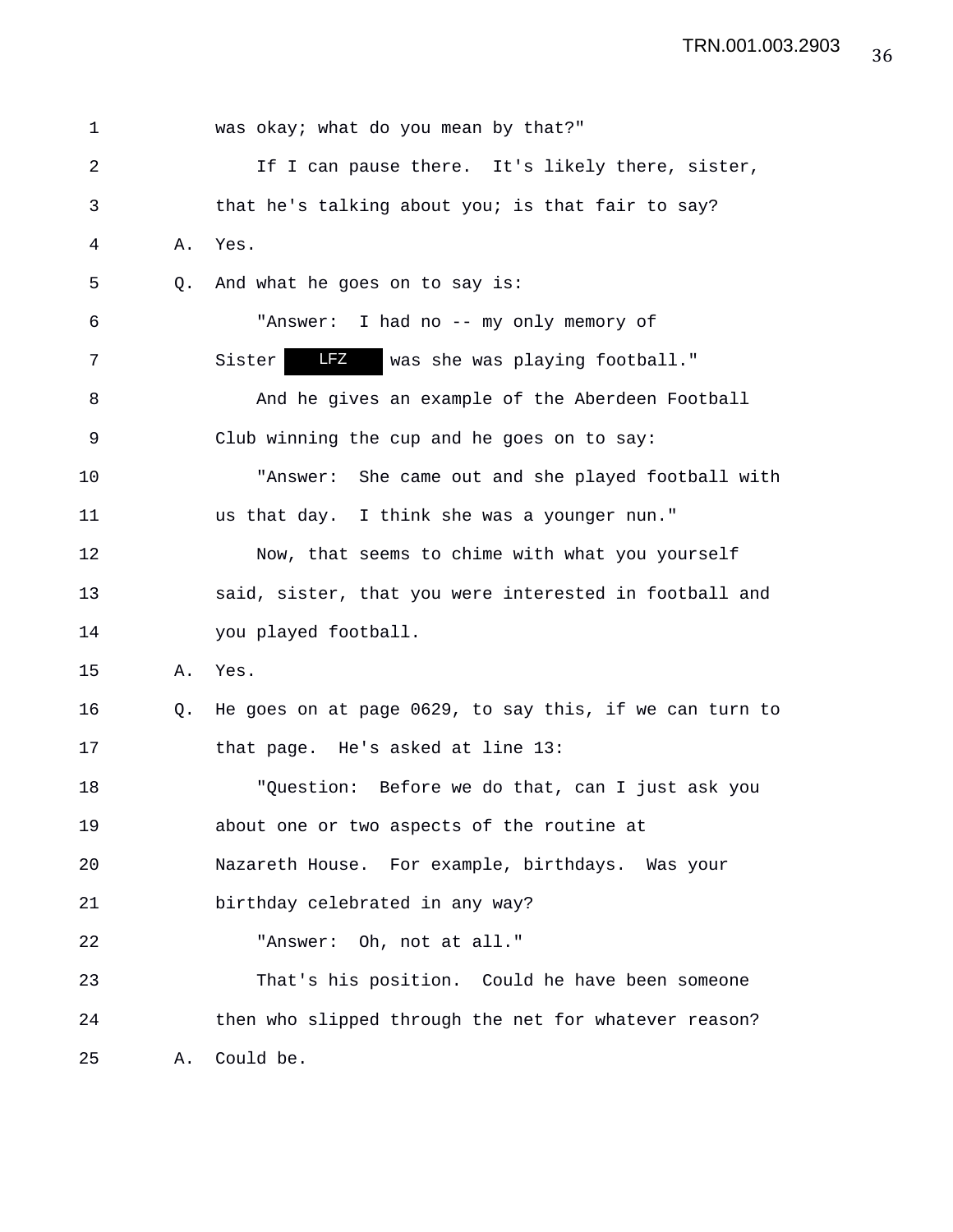was okay; what do you mean by that?"

If I can pause there. It's likely there, sister, that he's talking about you; is that fair to say?

A. Yes.

Q. And what he goes on to say is:

"Answer: I had no -- my only memory of Sister LFZ was she was playing football."

And he gives an example of the Aberdeen Football Club winning the cup and he goes on to say:

"Answer: She came out and she played football with us that day. I think she was a younger nun."

Now, that seems to chime with what you yourself said, sister, that you were interested in football and you played football.

A. Yes.

Q. He goes on at page 0629, to say this, if we can turn to that page. He's asked at line 13:

"Question: Before we do that, can I just ask you about one or two aspects of the routine at Nazareth House. For example, birthdays. Was your birthday celebrated in any way?

"Answer: Oh, not at all."

That's his position. Could he have been someone then who slipped through the net for whatever reason?

A. Could be.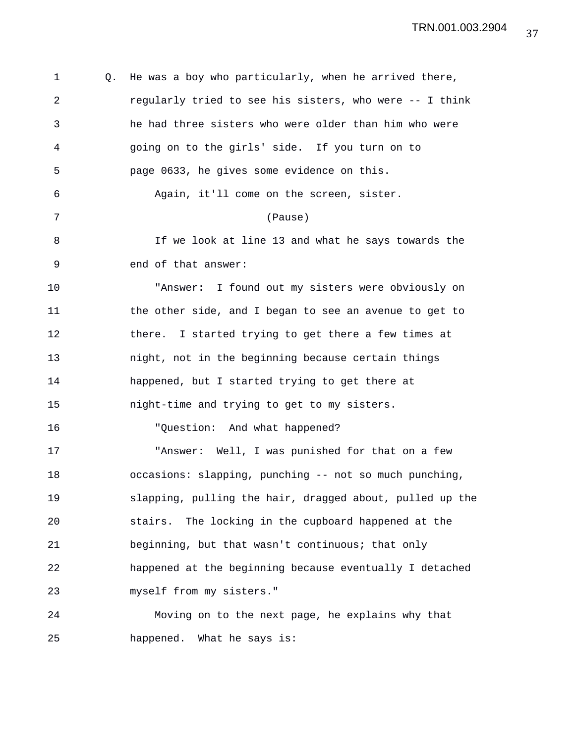Q. He was a boy who particularly, when he arrived there, regularly tried to see his sisters, who were -- I think he had three sisters who were older than him who were going on to the girls' side. If you turn on to page 0633, he gives some evidence on this.

Again, it'll come on the screen, sister.

(Pause)

If we look at line 13 and what he says towards the end of that answer:

"Answer: I found out my sisters were obviously on the other side, and I began to see an avenue to get to there. I started trying to get there a few times at night, not in the beginning because certain things happened, but I started trying to get there at night-time and trying to get to my sisters.

"Question: And what happened?

"Answer: Well, I was punished for that on a few occasions: slapping, punching -- not so much punching, slapping, pulling the hair, dragged about, pulled up the stairs. The locking in the cupboard happened at the beginning, but that wasn't continuous; that only happened at the beginning because eventually I detached myself from my sisters."

Moving on to the next page, he explains why that happened. What he says is: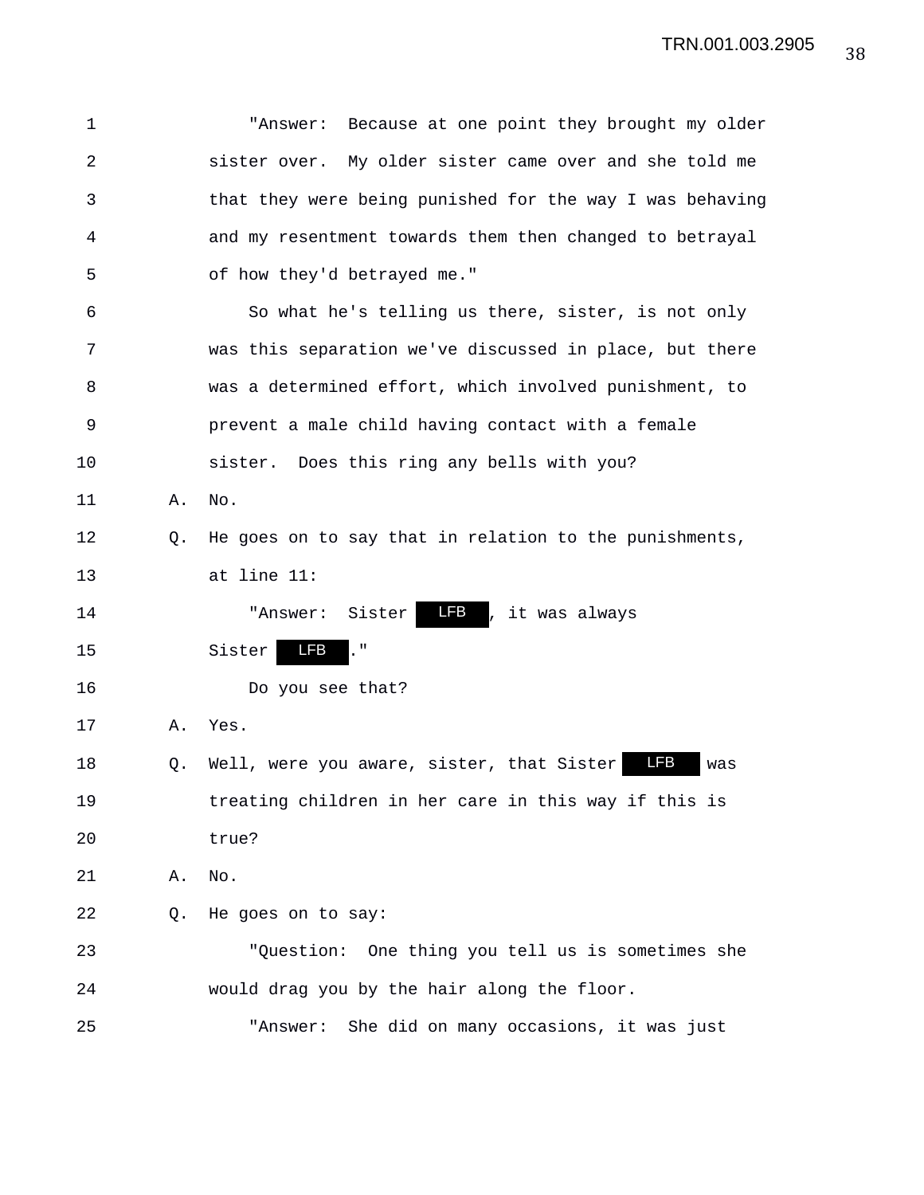1 "Answer: Because at one point they brought my older
2 sister over. My older sister came over and she told me
3 that they were being punished for the way I was behaving
4 and my resentment towards them then changed to betrayal
5 of how they'd betrayed me."
6 So what he's telling us there, sister, is not only
7 was this separation we've discussed in place, but there
8 was a determined effort, which involved punishment, to
9 prevent a male child having contact with a female
10 sister. Does this ring any bells with you?
11 A. No.
12 Q. He goes on to say that in relation to the punishments,
13 at line 11:
14 "Answer: Sister LFB, it was always
15 Sister LFB."
16 Do you see that?
17 A. Yes.
18 Q. Well, were you aware, sister, that Sister LFB was
19 treating children in her care in this way if this is
20 true?
21 A. No.
22 Q. He goes on to say:
23 "Question: One thing you tell us is sometimes she
24 would drag you by the hair along the floor.
25 "Answer: She did on many occasions, it was just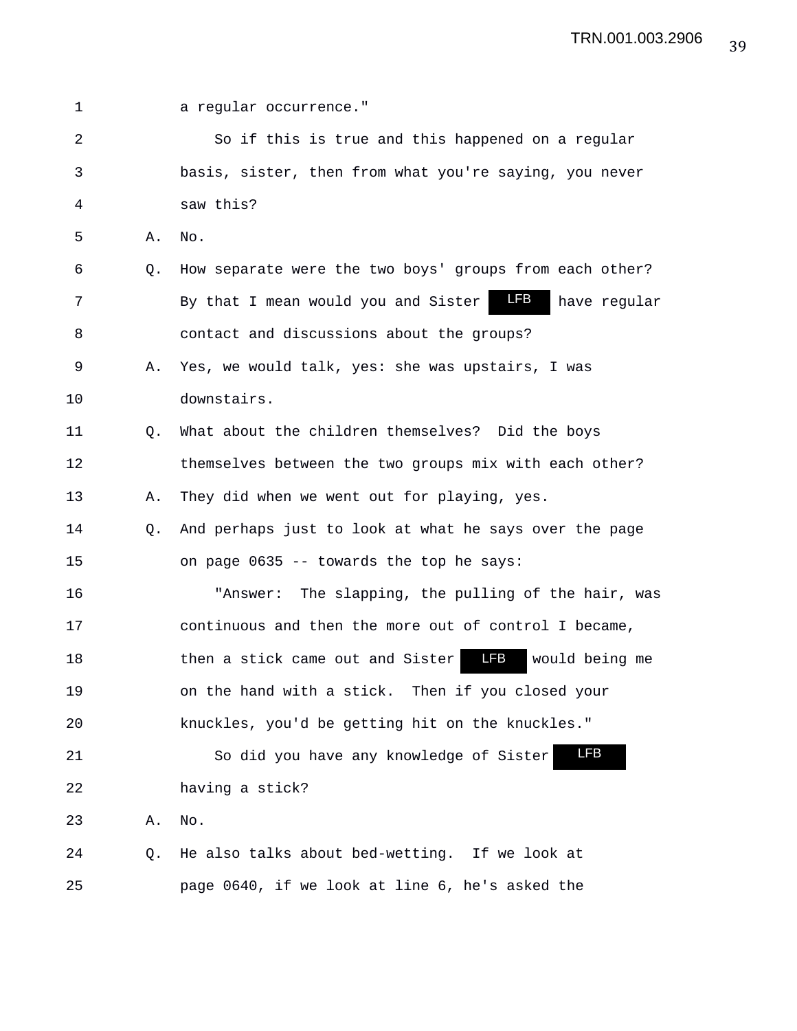1 a regular occurrence."

2 So if this is true and this happened on a regular

3 basis, sister, then from what you're saying, you never

4 saw this?

5 A. No.

6 Q. How separate were the two boys' groups from each other?

7 By that I mean would you and Sister LFB have regular

8 contact and discussions about the groups?

9 A. Yes, we would talk, yes: she was upstairs, I was

10 downstairs.

11 Q. What about the children themselves? Did the boys

12 themselves between the two groups mix with each other?

13 A. They did when we went out for playing, yes.

14 Q. And perhaps just to look at what he says over the page

15 on page 0635 -- towards the top he says:

16 "Answer: The slapping, the pulling of the hair, was

17 continuous and then the more out of control I became,

18 then a stick came out and Sister LFB would being me

19 on the hand with a stick. Then if you closed your

20 knuckles, you'd be getting hit on the knuckles."

21 So did you have any knowledge of Sister LFB

22 having a stick?

23 A. No.

24 Q. He also talks about bed-wetting. If we look at

25 page 0640, if we look at line 6, he's asked the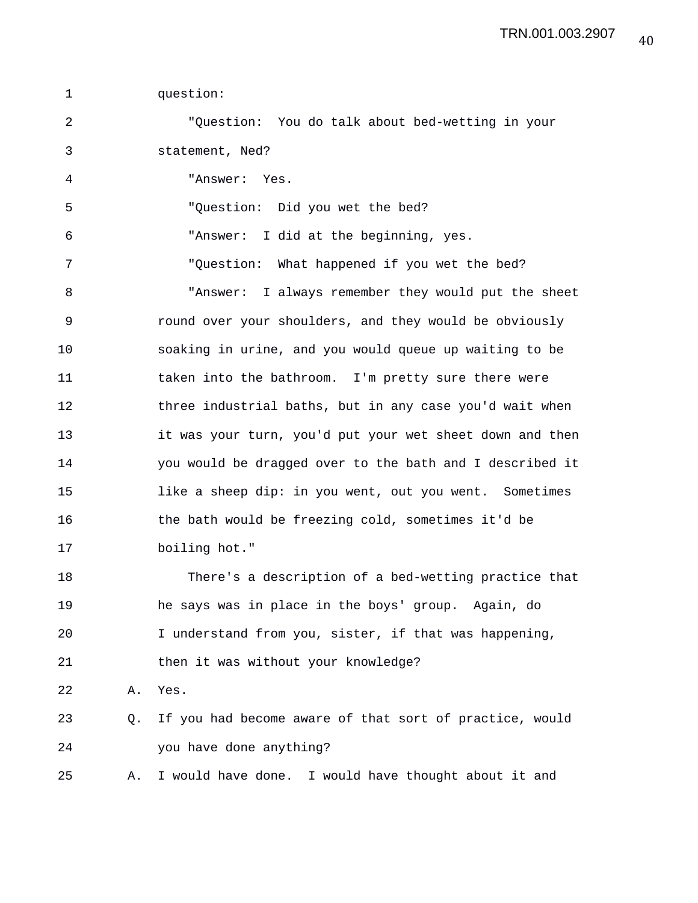question:

"Question: You do talk about bed-wetting in your statement, Ned?

"Answer: Yes.

"Question: Did you wet the bed?

"Answer: I did at the beginning, yes.

"Question: What happened if you wet the bed?

"Answer: I always remember they would put the sheet round over your shoulders, and they would be obviously soaking in urine, and you would queue up waiting to be taken into the bathroom. I'm pretty sure there were three industrial baths, but in any case you'd wait when it was your turn, you'd put your wet sheet down and then you would be dragged over to the bath and I described it like a sheep dip: in you went, out you went. Sometimes the bath would be freezing cold, sometimes it'd be boiling hot."

There's a description of a bed-wetting practice that he says was in place in the boys' group. Again, do I understand from you, sister, if that was happening, then it was without your knowledge?

A. Yes.

Q. If you had become aware of that sort of practice, would you have done anything?

A. I would have done. I would have thought about it and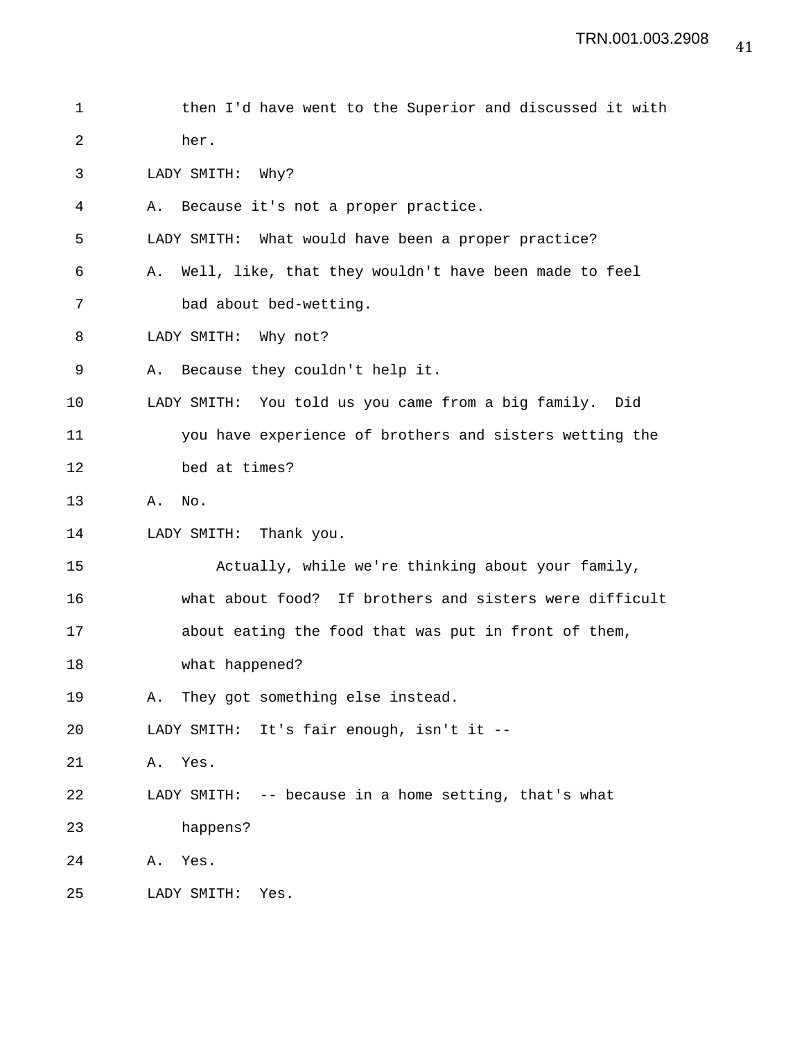then I'd have went to the Superior and discussed it with her.

LADY SMITH: Why?

A. Because it's not a proper practice.

LADY SMITH: What would have been a proper practice?

A. Well, like, that they wouldn't have been made to feel bad about bed-wetting.

LADY SMITH: Why not?

A. Because they couldn't help it.

LADY SMITH: You told us you came from a big family. Did you have experience of brothers and sisters wetting the bed at times?

A. No.

LADY SMITH: Thank you.

Actually, while we're thinking about your family, what about food? If brothers and sisters were difficult about eating the food that was put in front of them, what happened?

A. They got something else instead.

LADY SMITH: It's fair enough, isn't it --

A. Yes.

LADY SMITH: -- because in a home setting, that's what happens?

A. Yes.

LADY SMITH: Yes.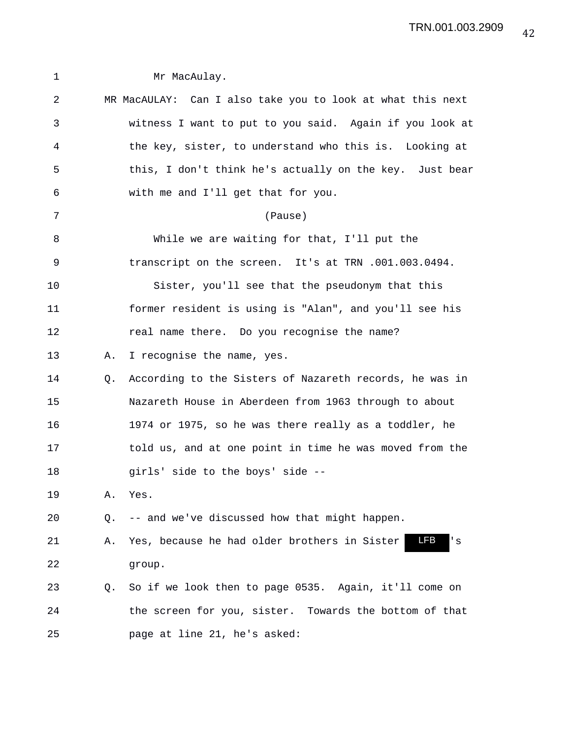1 Mr MacAulay.

2 MR MacAULAY: Can I also take you to look at what this next

3 witness I want to put to you said. Again if you look at

4 the key, sister, to understand who this is. Looking at

5 this, I don't think he's actually on the key. Just bear

6 with me and I'll get that for you.

7 (Pause)

8 While we are waiting for that, I'll put the

9 transcript on the screen. It's at TRN .001.003.0494.

10 Sister, you'll see that the pseudonym that this

11 former resident is using is "Alan", and you'll see his

12 real name there. Do you recognise the name?

13 A. I recognise the name, yes.

14 Q. According to the Sisters of Nazareth records, he was in

15 Nazareth House in Aberdeen from 1963 through to about

16 1974 or 1975, so he was there really as a toddler, he

17 told us, and at one point in time he was moved from the

18 girls' side to the boys' side --

19 A. Yes.

20 Q. -- and we've discussed how that might happen.

21 A. Yes, because he had older brothers in Sister LFB 's

22 group.

23 Q. So if we look then to page 0535. Again, it'll come on

24 the screen for you, sister. Towards the bottom of that

25 page at line 21, he's asked: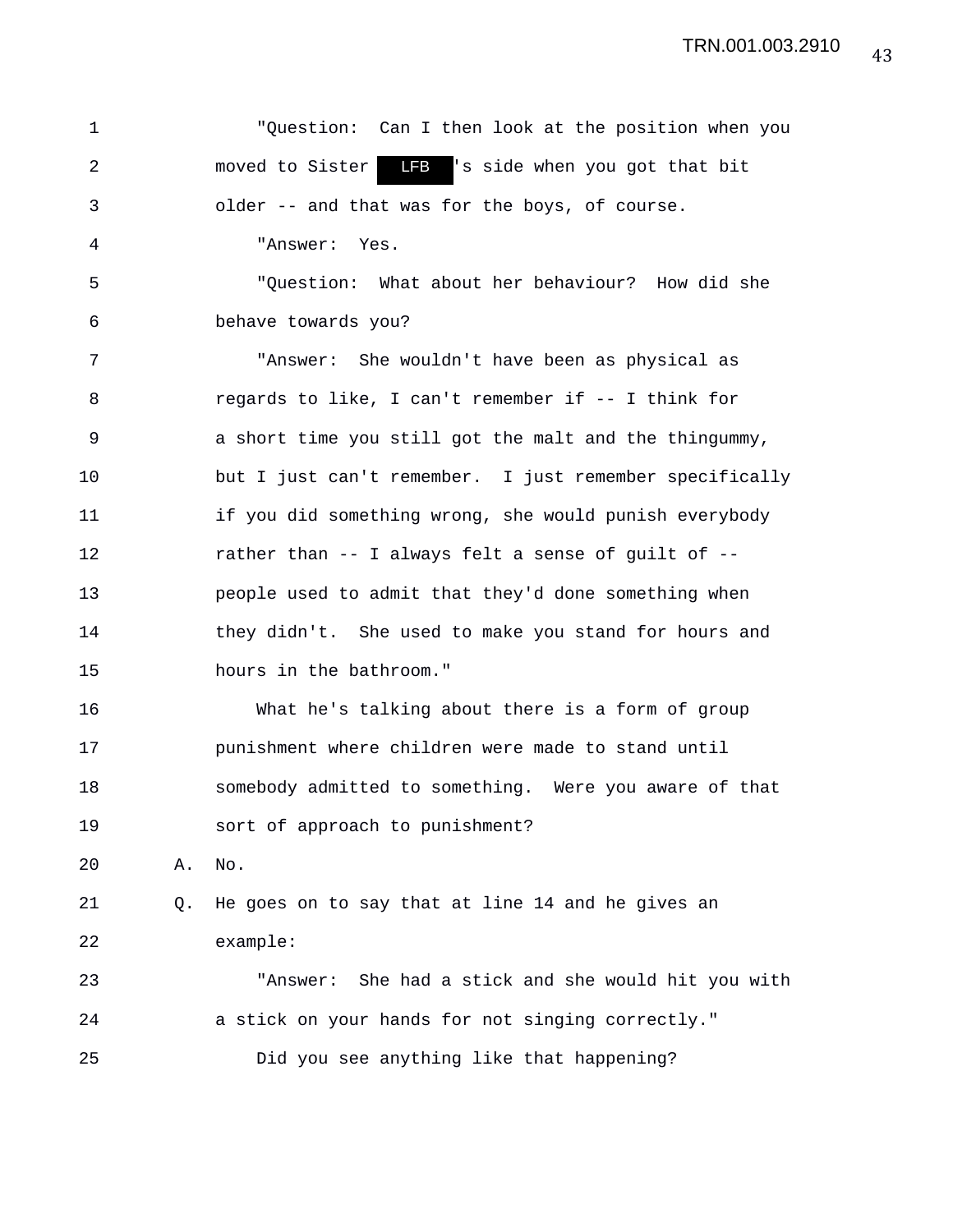"Question: Can I then look at the position when you moved to Sister LFB's side when you got that bit older -- and that was for the boys, of course.

"Answer: Yes.

"Question: What about her behaviour? How did she behave towards you?

"Answer: She wouldn't have been as physical as regards to like, I can't remember if -- I think for a short time you still got the malt and the thingummy, but I just can't remember. I just remember specifically if you did something wrong, she would punish everybody rather than -- I always felt a sense of guilt of -- people used to admit that they'd done something when they didn't. She used to make you stand for hours and hours in the bathroom."

What he's talking about there is a form of group punishment where children were made to stand until somebody admitted to something. Were you aware of that sort of approach to punishment?

A. No.

Q. He goes on to say that at line 14 and he gives an example:

"Answer: She had a stick and she would hit you with a stick on your hands for not singing correctly."

Did you see anything like that happening?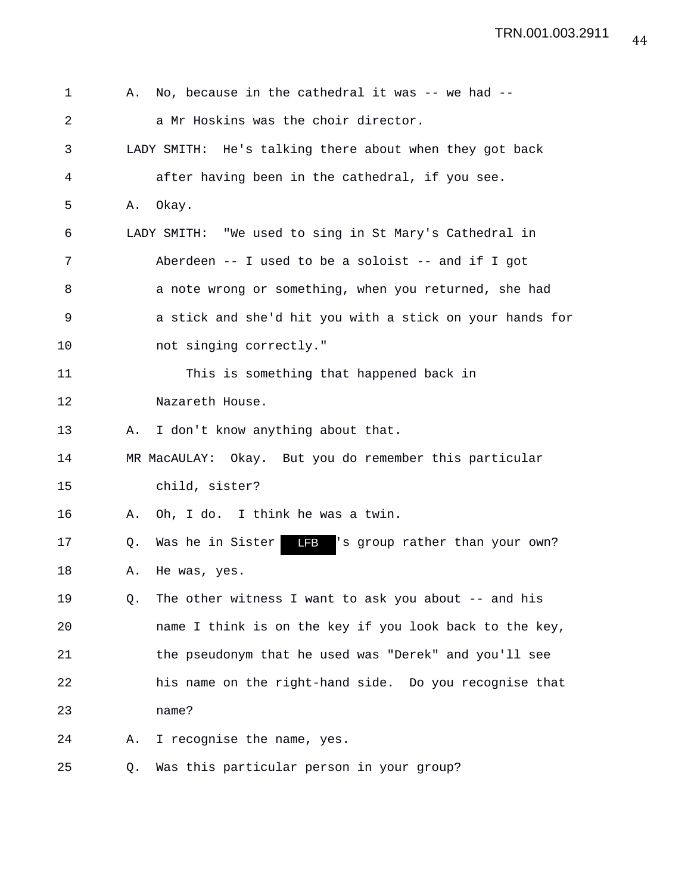1 A. No, because in the cathedral it was -- we had --

2 a Mr Hoskins was the choir director.

3 LADY SMITH: He's talking there about when they got back

4 after having been in the cathedral, if you see.

5 A. Okay.

6 LADY SMITH: "We used to sing in St Mary's Cathedral in

7 Aberdeen -- I used to be a soloist -- and if I got

8 a note wrong or something, when you returned, she had

9 a stick and she'd hit you with a stick on your hands for

10 not singing correctly."

11 This is something that happened back in

12 Nazareth House.

13 A. I don't know anything about that.

14 MR MacAULAY: Okay. But you do remember this particular

15 child, sister?

16 A. Oh, I do. I think he was a twin.

17 Q. Was he in Sister LFB's group rather than your own?

18 A. He was, yes.

19 Q. The other witness I want to ask you about -- and his

20 name I think is on the key if you look back to the key,

21 the pseudonym that he used was "Derek" and you'll see

22 his name on the right-hand side. Do you recognise that

23 name?

24 A. I recognise the name, yes.

25 Q. Was this particular person in your group?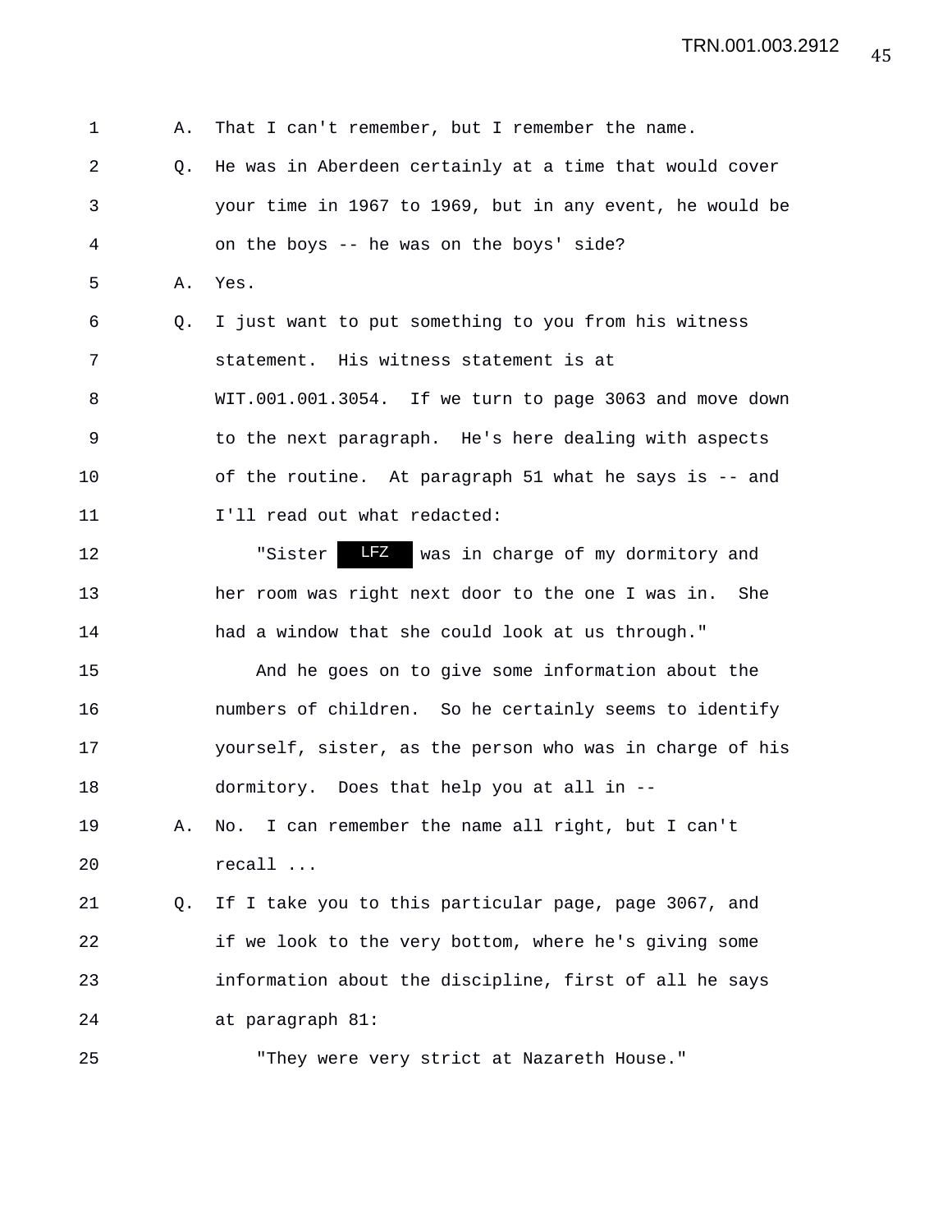1 A. That I can't remember, but I remember the name.

2 Q. He was in Aberdeen certainly at a time that would cover

3 your time in 1967 to 1969, but in any event, he would be

4 on the boys -- he was on the boys' side?

5 A. Yes.

6 Q. I just want to put something to you from his witness

7 statement. His witness statement is at

8 WIT.001.001.3054. If we turn to page 3063 and move down

9 to the next paragraph. He's here dealing with aspects

10 of the routine. At paragraph 51 what he says is -- and

11 I'll read out what redacted:

12 "Sister LFZ was in charge of my dormitory and

13 her room was right next door to the one I was in. She

14 had a window that she could look at us through."

15 And he goes on to give some information about the

16 numbers of children. So he certainly seems to identify

17 yourself, sister, as the person who was in charge of his

18 dormitory. Does that help you at all in --

19 A. No. I can remember the name all right, but I can't

20 recall ...

21 Q. If I take you to this particular page, page 3067, and

22 if we look to the very bottom, where he's giving some

23 information about the discipline, first of all he says

24 at paragraph 81:

25 "They were very strict at Nazareth House."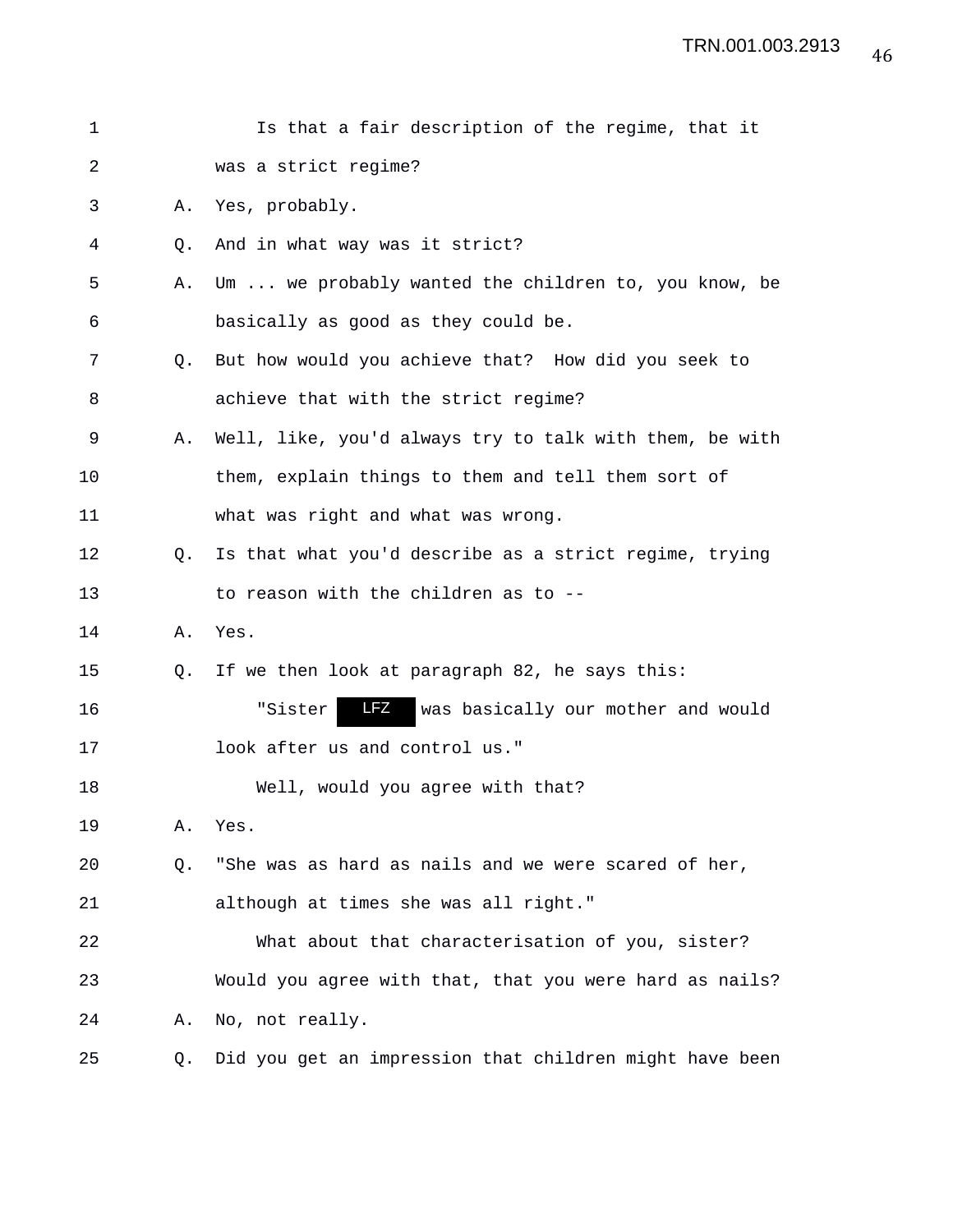1 Is that a fair description of the regime, that it
2 was a strict regime?
3 A. Yes, probably.
4 Q. And in what way was it strict?
5 A. Um ... we probably wanted the children to, you know, be
6 basically as good as they could be.
7 Q. But how would you achieve that? How did you seek to
8 achieve that with the strict regime?
9 A. Well, like, you'd always try to talk with them, be with
10 them, explain things to them and tell them sort of
11 what was right and what was wrong.
12 Q. Is that what you'd describe as a strict regime, trying
13 to reason with the children as to --
14 A. Yes.
15 Q. If we then look at paragraph 82, he says this:
16 "Sister LFZ was basically our mother and would
17 look after us and control us."
18 Well, would you agree with that?
19 A. Yes.
20 Q. "She was as hard as nails and we were scared of her,
21 although at times she was all right."
22 What about that characterisation of you, sister?
23 Would you agree with that, that you were hard as nails?
24 A. No, not really.
25 Q. Did you get an impression that children might have been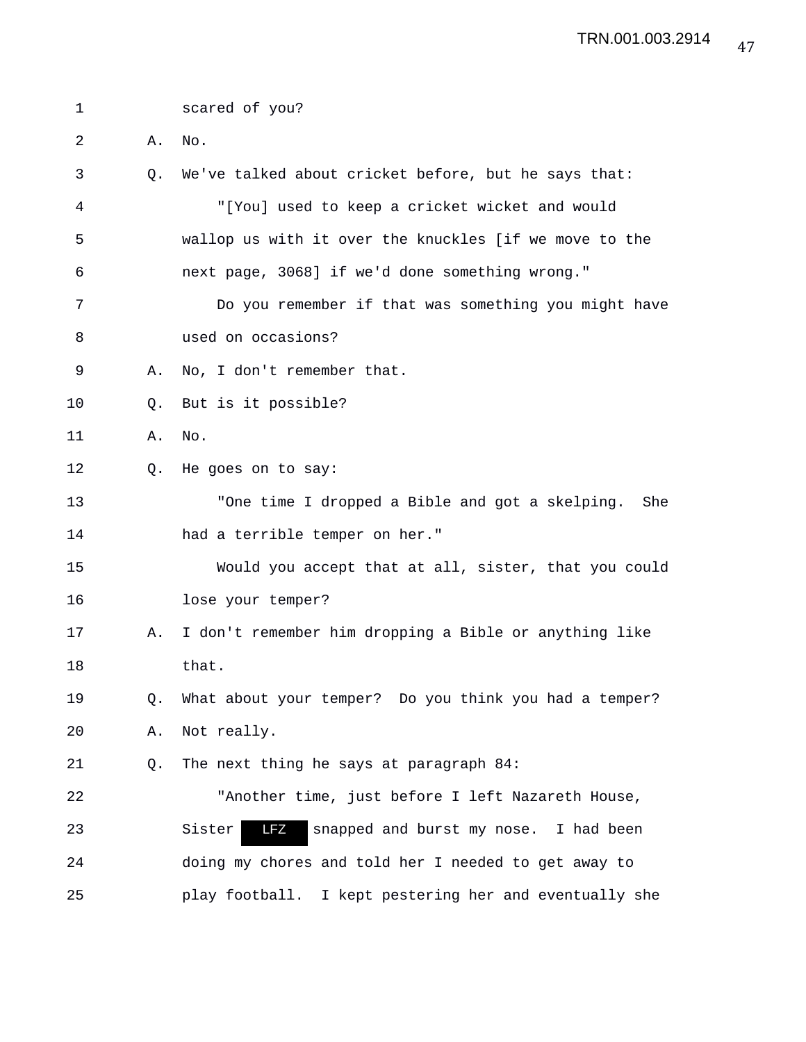1 scared of you?

2 A. No.

3 Q. We've talked about cricket before, but he says that:

4 "[You] used to keep a cricket wicket and would

5 wallop us with it over the knuckles [if we move to the

6 next page, 3068] if we'd done something wrong."

7 Do you remember if that was something you might have

8 used on occasions?

9 A. No, I don't remember that.

10 Q. But is it possible?

11 A. No.

12 Q. He goes on to say:

13 "One time I dropped a Bible and got a skelping. She

14 had a terrible temper on her."

15 Would you accept that at all, sister, that you could

16 lose your temper?

17 A. I don't remember him dropping a Bible or anything like

18 that.

19 Q. What about your temper? Do you think you had a temper?

20 A. Not really.

21 Q. The next thing he says at paragraph 84:

22 "Another time, just before I left Nazareth House,

23 Sister LFZ snapped and burst my nose. I had been

24 doing my chores and told her I needed to get away to

25 play football. I kept pestering her and eventually she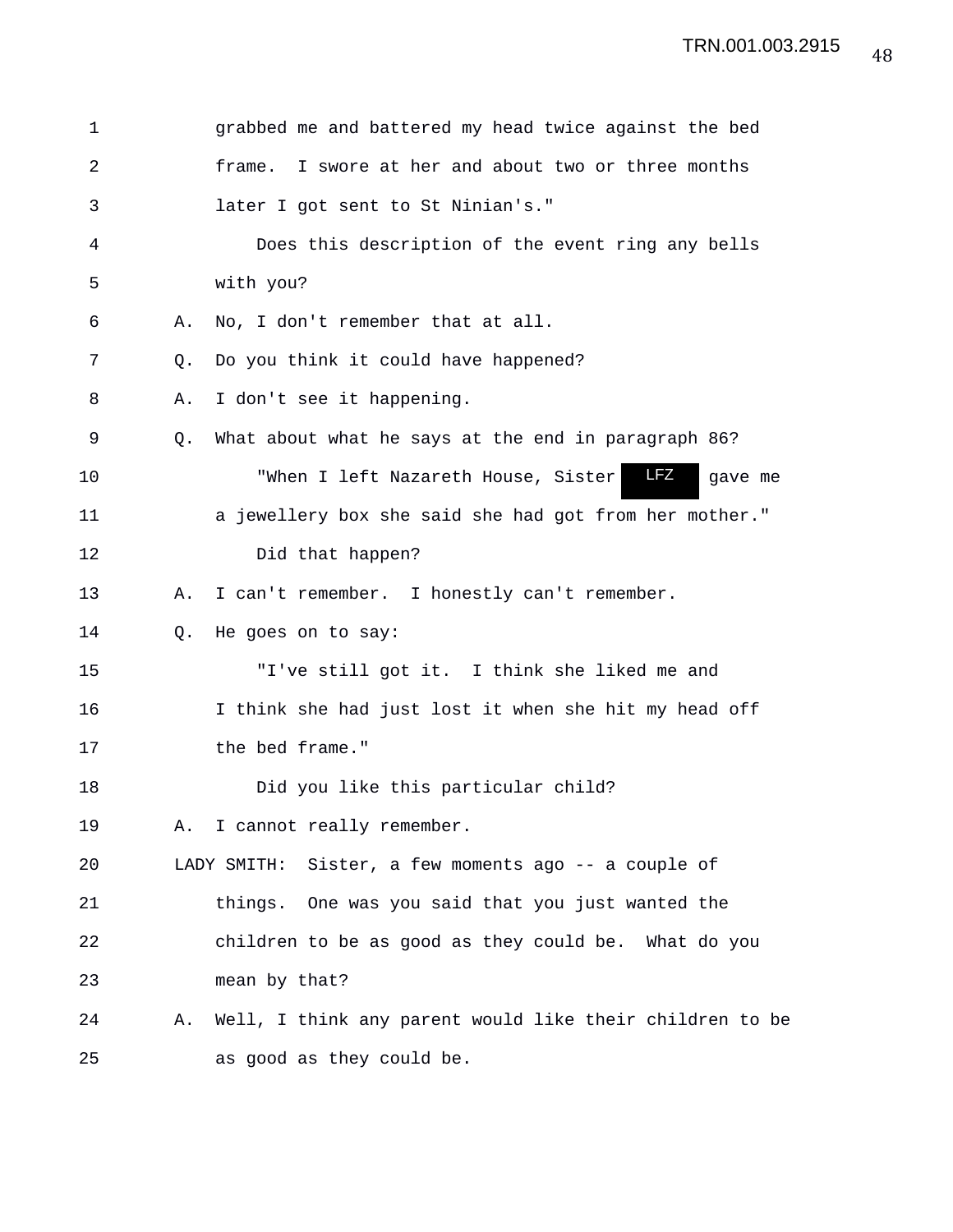grabbed me and battered my head twice against the bed frame. I swore at her and about two or three months later I got sent to St Ninian's."

Does this description of the event ring any bells with you?

A. No, I don't remember that at all.

Q. Do you think it could have happened?

A. I don't see it happening.

Q. What about what he says at the end in paragraph 86?

"When I left Nazareth House, Sister LFZ gave me a jewellery box she said she had got from her mother."

Did that happen?

A. I can't remember. I honestly can't remember.

Q. He goes on to say:

"I've still got it. I think she liked me and I think she had just lost it when she hit my head off the bed frame."

Did you like this particular child?

A. I cannot really remember.

LADY SMITH: Sister, a few moments ago -- a couple of things. One was you said that you just wanted the children to be as good as they could be. What do you mean by that?

A. Well, I think any parent would like their children to be as good as they could be.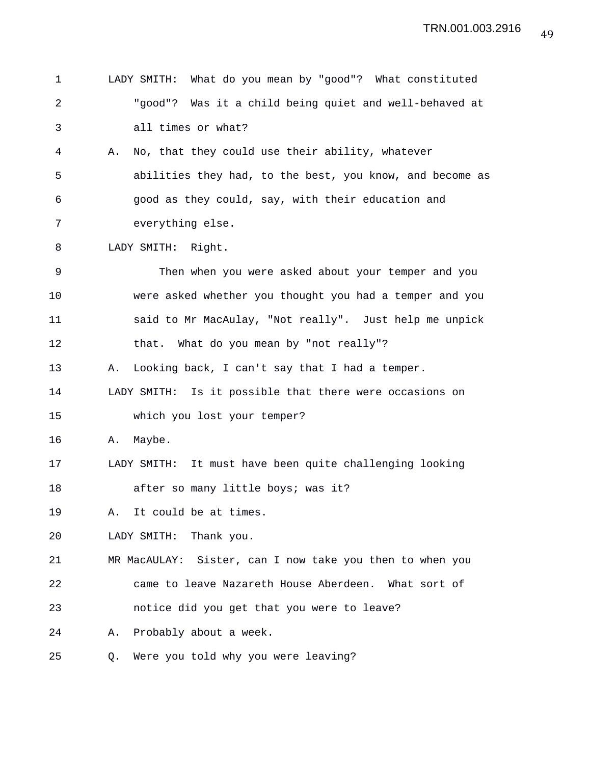LADY SMITH: What do you mean by "good"? What constituted "good"? Was it a child being quiet and well-behaved at all times or what?

A. No, that they could use their ability, whatever abilities they had, to the best, you know, and become as good as they could, say, with their education and everything else.

LADY SMITH: Right.

Then when you were asked about your temper and you were asked whether you thought you had a temper and you said to Mr MacAulay, "Not really". Just help me unpick that. What do you mean by "not really"?

A. Looking back, I can't say that I had a temper.

LADY SMITH: Is it possible that there were occasions on which you lost your temper?

A. Maybe.

LADY SMITH: It must have been quite challenging looking after so many little boys; was it?

A. It could be at times.

LADY SMITH: Thank you.

MR MacAULAY: Sister, can I now take you then to when you came to leave Nazareth House Aberdeen. What sort of notice did you get that you were to leave?

A. Probably about a week.

Q. Were you told why you were leaving?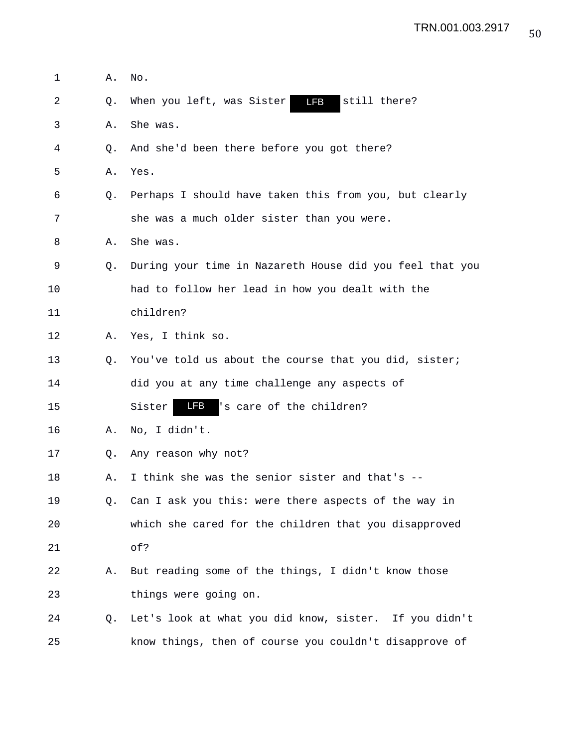1 A. No.

2 Q. When you left, was Sister LFB still there?

3 A. She was.

4 Q. And she'd been there before you got there?

5 A. Yes.

6 Q. Perhaps I should have taken this from you, but clearly

7 she was a much older sister than you were.

8 A. She was.

9 Q. During your time in Nazareth House did you feel that you

10 had to follow her lead in how you dealt with the

11 children?

12 A. Yes, I think so.

13 Q. You've told us about the course that you did, sister;

14 did you at any time challenge any aspects of

15 Sister LFB's care of the children?

16 A. No, I didn't.

17 Q. Any reason why not?

18 A. I think she was the senior sister and that's --

19 Q. Can I ask you this: were there aspects of the way in

20 which she cared for the children that you disapproved

21 of?

22 A. But reading some of the things, I didn't know those

23 things were going on.

24 Q. Let's look at what you did know, sister. If you didn't

25 know things, then of course you couldn't disapprove of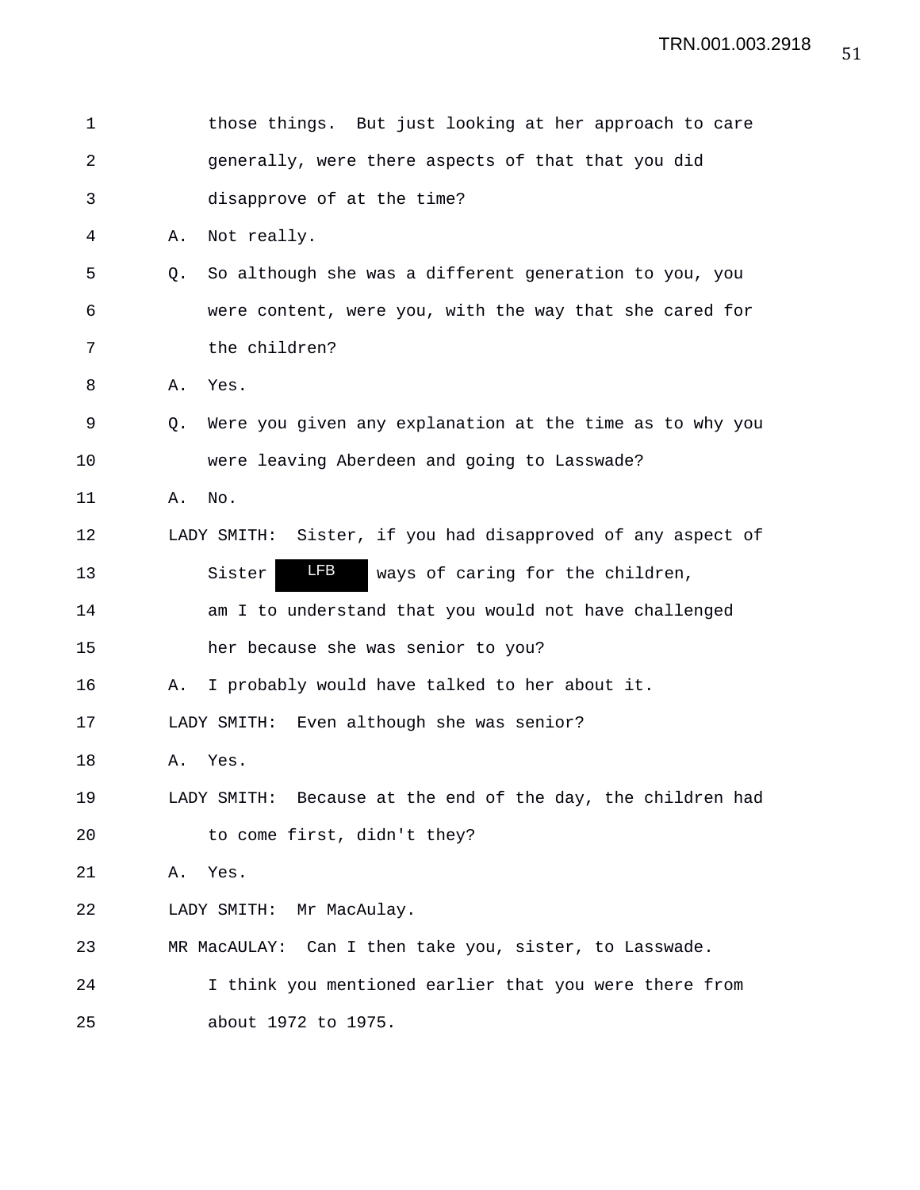those things. But just looking at her approach to care generally, were there aspects of that that you did disapprove of at the time?

A. Not really.

Q. So although she was a different generation to you, you were content, were you, with the way that she cared for the children?

A. Yes.

Q. Were you given any explanation at the time as to why you were leaving Aberdeen and going to Lasswade?

A. No.

LADY SMITH: Sister, if you had disapproved of any aspect of Sister LFB ways of caring for the children, am I to understand that you would not have challenged her because she was senior to you?

A. I probably would have talked to her about it.

LADY SMITH: Even although she was senior?

A. Yes.

LADY SMITH: Because at the end of the day, the children had to come first, didn't they?

A. Yes.

LADY SMITH: Mr MacAulay.

MR MacAULAY: Can I then take you, sister, to Lasswade. I think you mentioned earlier that you were there from about 1972 to 1975.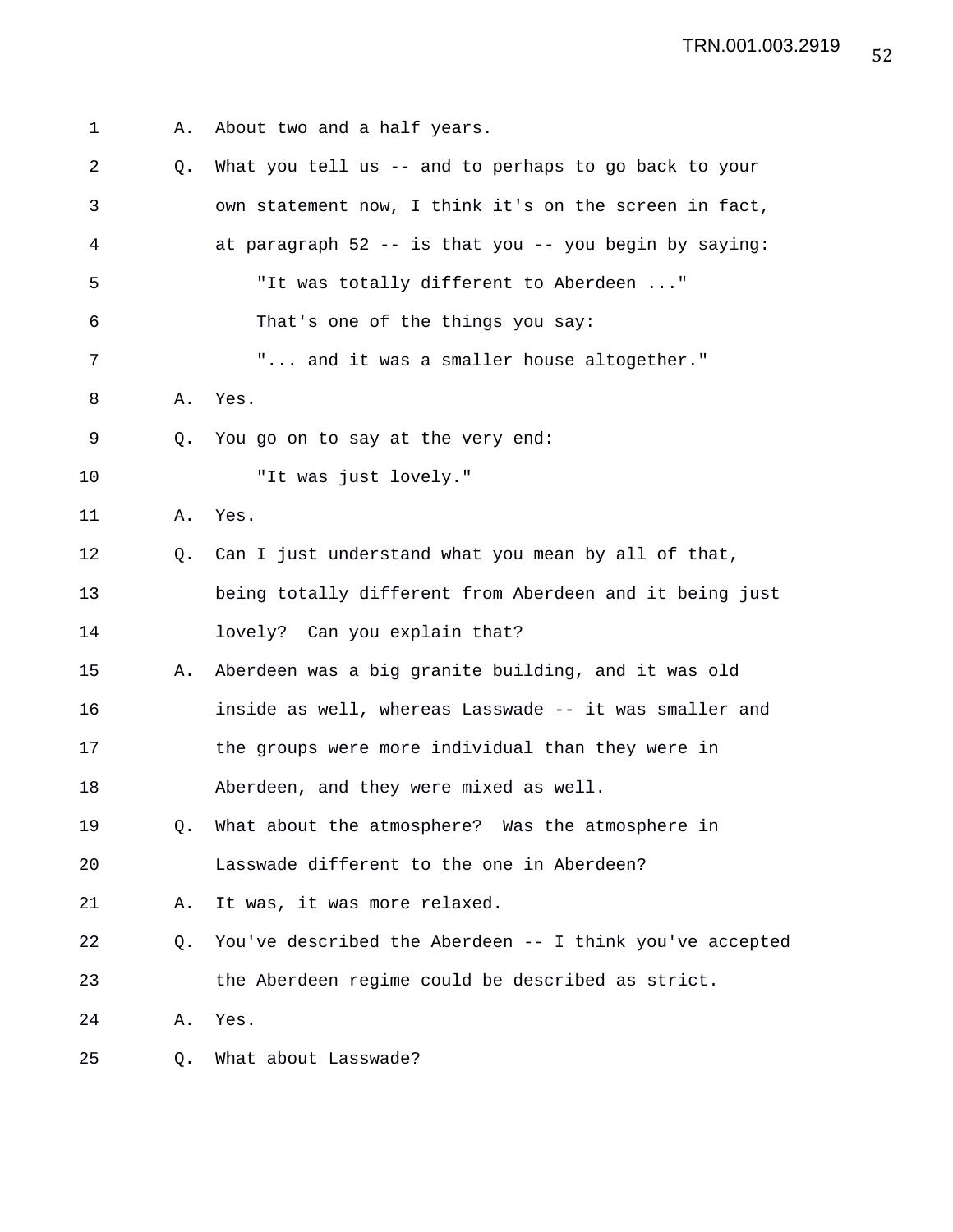1 A. About two and a half years.

2 Q. What you tell us -- and to perhaps to go back to your

3 own statement now, I think it's on the screen in fact,

4 at paragraph 52 -- is that you -- you begin by saying:

5 "It was totally different to Aberdeen ..."

6 That's one of the things you say:

7 "... and it was a smaller house altogether."

8 A. Yes.

9 Q. You go on to say at the very end:

10 "It was just lovely."

11 A. Yes.

12 Q. Can I just understand what you mean by all of that,

13 being totally different from Aberdeen and it being just

14 lovely? Can you explain that?

15 A. Aberdeen was a big granite building, and it was old

16 inside as well, whereas Lasswade -- it was smaller and

17 the groups were more individual than they were in

18 Aberdeen, and they were mixed as well.

19 Q. What about the atmosphere? Was the atmosphere in

20 Lasswade different to the one in Aberdeen?

21 A. It was, it was more relaxed.

22 Q. You've described the Aberdeen -- I think you've accepted

23 the Aberdeen regime could be described as strict.

24 A. Yes.

25 Q. What about Lasswade?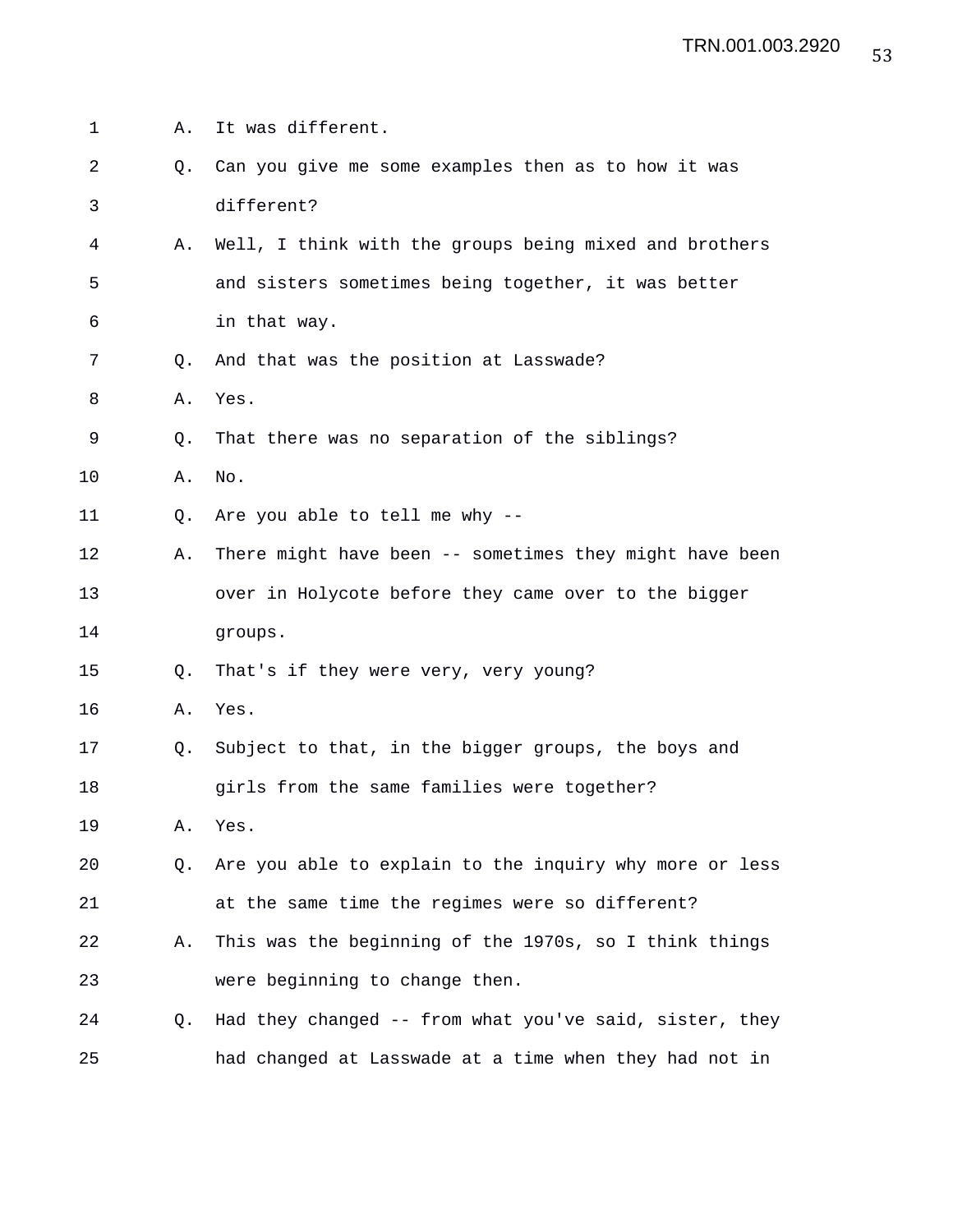A. It was different.

Q. Can you give me some examples then as to how it was different?

A. Well, I think with the groups being mixed and brothers and sisters sometimes being together, it was better in that way.

Q. And that was the position at Lasswade?

A. Yes.

Q. That there was no separation of the siblings?

A. No.

Q. Are you able to tell me why --

A. There might have been -- sometimes they might have been over in Holycote before they came over to the bigger groups.

Q. That's if they were very, very young?

A. Yes.

Q. Subject to that, in the bigger groups, the boys and girls from the same families were together?

A. Yes.

Q. Are you able to explain to the inquiry why more or less at the same time the regimes were so different?

A. This was the beginning of the 1970s, so I think things were beginning to change then.

Q. Had they changed -- from what you've said, sister, they had changed at Lasswade at a time when they had not in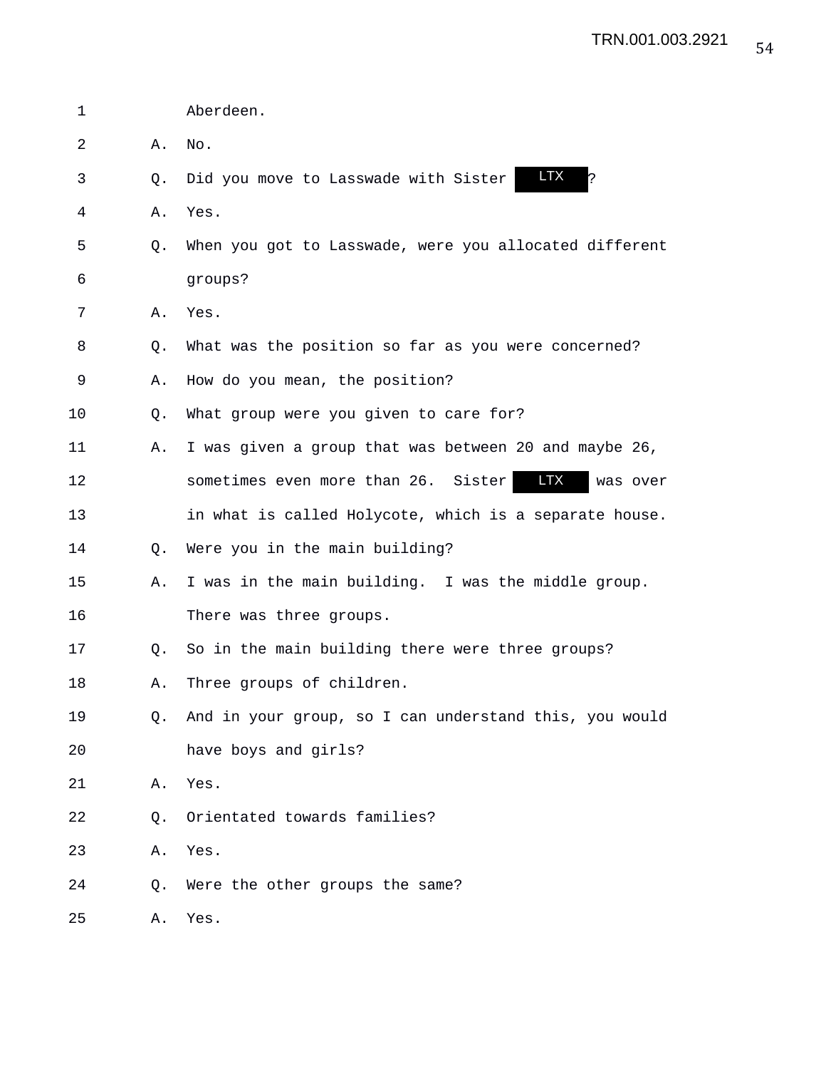1 Aberdeen.

2 A. No.

3 Q. Did you move to Lasswade with Sister LTX ?

4 A. Yes.

5 Q. When you got to Lasswade, were you allocated different

6 groups?

7 A. Yes.

8 Q. What was the position so far as you were concerned?

9 A. How do you mean, the position?

10 Q. What group were you given to care for?

11 A. I was given a group that was between 20 and maybe 26,

12 sometimes even more than 26. Sister LTX was over

13 in what is called Holycote, which is a separate house.

14 Q. Were you in the main building?

15 A. I was in the main building. I was the middle group.

16 There was three groups.

17 Q. So in the main building there were three groups?

18 A. Three groups of children.

19 Q. And in your group, so I can understand this, you would

20 have boys and girls?

21 A. Yes.

22 Q. Orientated towards families?

23 A. Yes.

24 Q. Were the other groups the same?

25 A. Yes.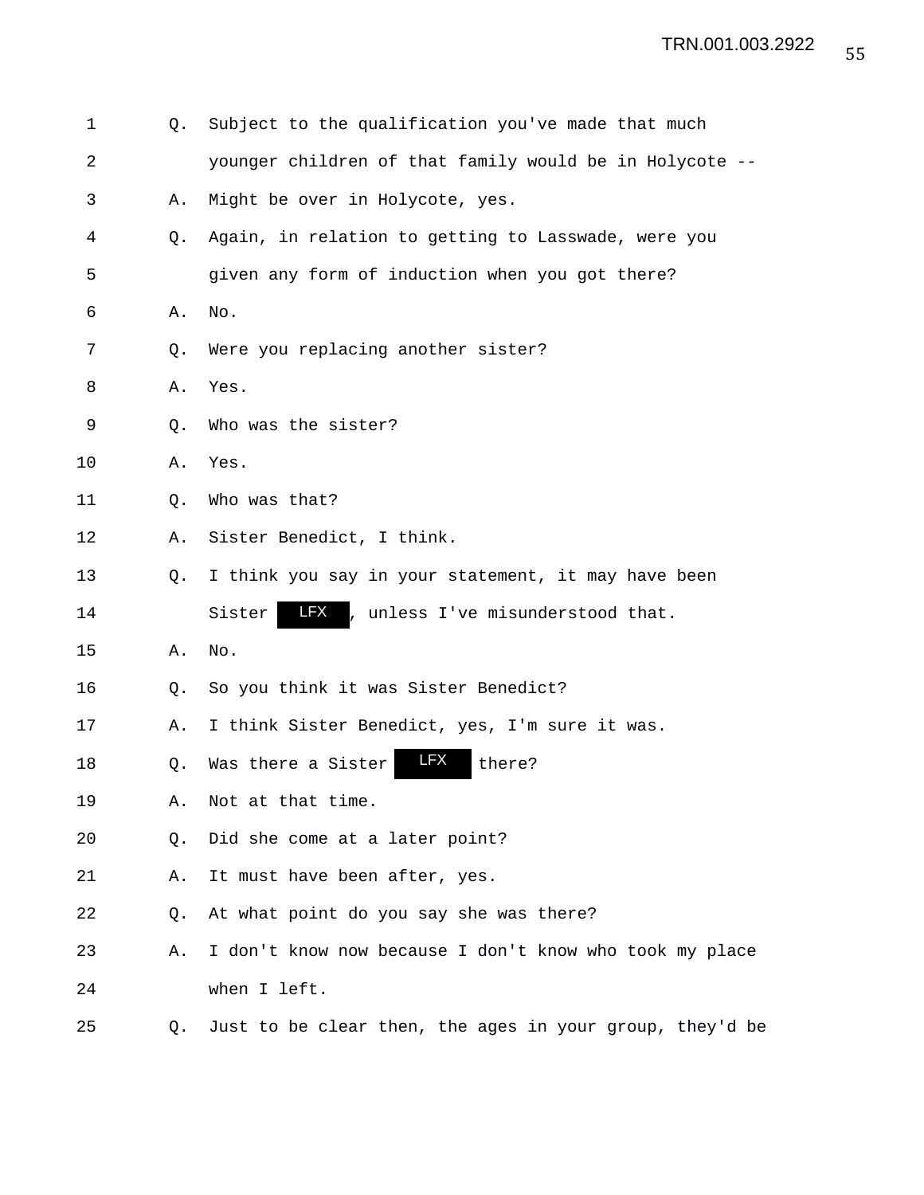1 Q. Subject to the qualification you've made that much

2 younger children of that family would be in Holycote --

3 A. Might be over in Holycote, yes.

4 Q. Again, in relation to getting to Lasswade, were you

5 given any form of induction when you got there?

6 A. No.

7 Q. Were you replacing another sister?

8 A. Yes.

9 Q. Who was the sister?

10 A. Yes.

11 Q. Who was that?

12 A. Sister Benedict, I think.

13 Q. I think you say in your statement, it may have been

14 Sister LFX, unless I've misunderstood that.

15 A. No.

16 Q. So you think it was Sister Benedict?

17 A. I think Sister Benedict, yes, I'm sure it was.

18 Q. Was there a Sister LFX there?

19 A. Not at that time.

20 Q. Did she come at a later point?

21 A. It must have been after, yes.

22 Q. At what point do you say she was there?

23 A. I don't know now because I don't know who took my place

24 when I left.

25 Q. Just to be clear then, the ages in your group, they'd be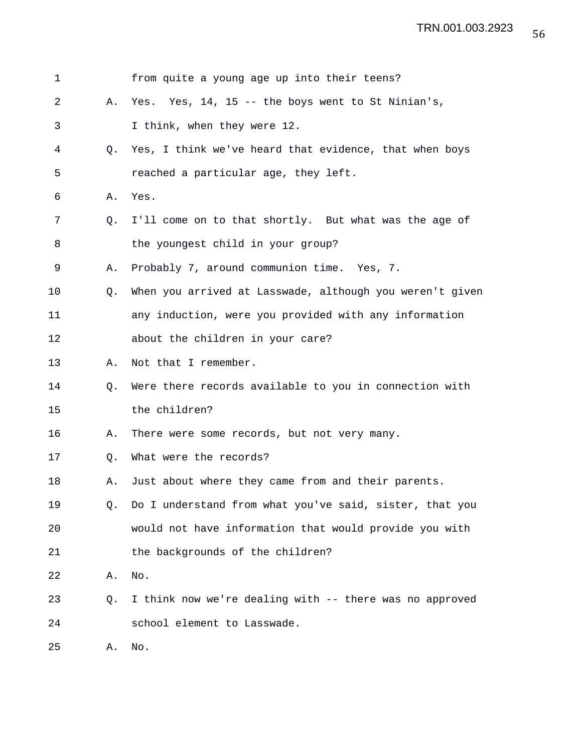from quite a young age up into their teens?

A. Yes. Yes, 14, 15 -- the boys went to St Ninian's, I think, when they were 12.

Q. Yes, I think we've heard that evidence, that when boys reached a particular age, they left.

A. Yes.

Q. I'll come on to that shortly. But what was the age of the youngest child in your group?

A. Probably 7, around communion time. Yes, 7.

Q. When you arrived at Lasswade, although you weren't given any induction, were you provided with any information about the children in your care?

A. Not that I remember.

Q. Were there records available to you in connection with the children?

A. There were some records, but not very many.

Q. What were the records?

A. Just about where they came from and their parents.

Q. Do I understand from what you've said, sister, that you would not have information that would provide you with the backgrounds of the children?

A. No.

Q. I think now we're dealing with -- there was no approved school element to Lasswade.

A. No.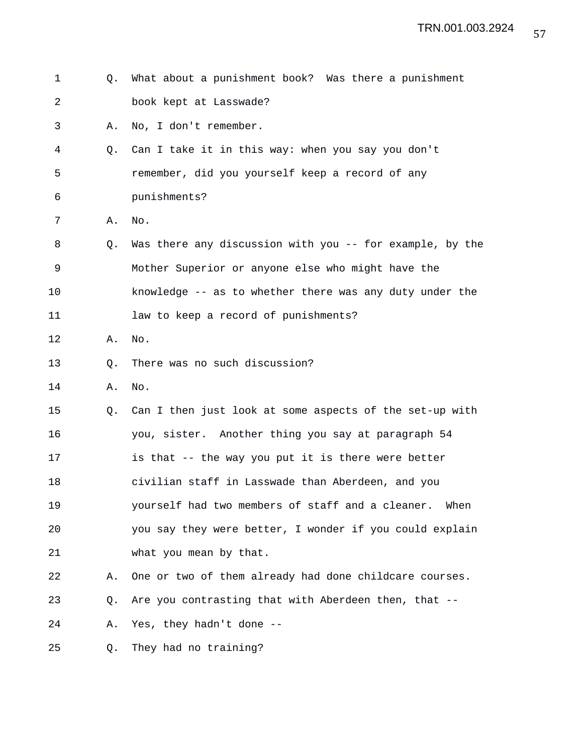Q. What about a punishment book? Was there a punishment book kept at Lasswade?

A. No, I don't remember.

Q. Can I take it in this way: when you say you don't remember, did you yourself keep a record of any punishments?

A. No.

Q. Was there any discussion with you -- for example, by the Mother Superior or anyone else who might have the knowledge -- as to whether there was any duty under the law to keep a record of punishments?

A. No.

Q. There was no such discussion?

A. No.

Q. Can I then just look at some aspects of the set-up with you, sister. Another thing you say at paragraph 54 is that -- the way you put it is there were better civilian staff in Lasswade than Aberdeen, and you yourself had two members of staff and a cleaner. When you say they were better, I wonder if you could explain what you mean by that.

A. One or two of them already had done childcare courses.

Q. Are you contrasting that with Aberdeen then, that --

A. Yes, they hadn't done --

Q. They had no training?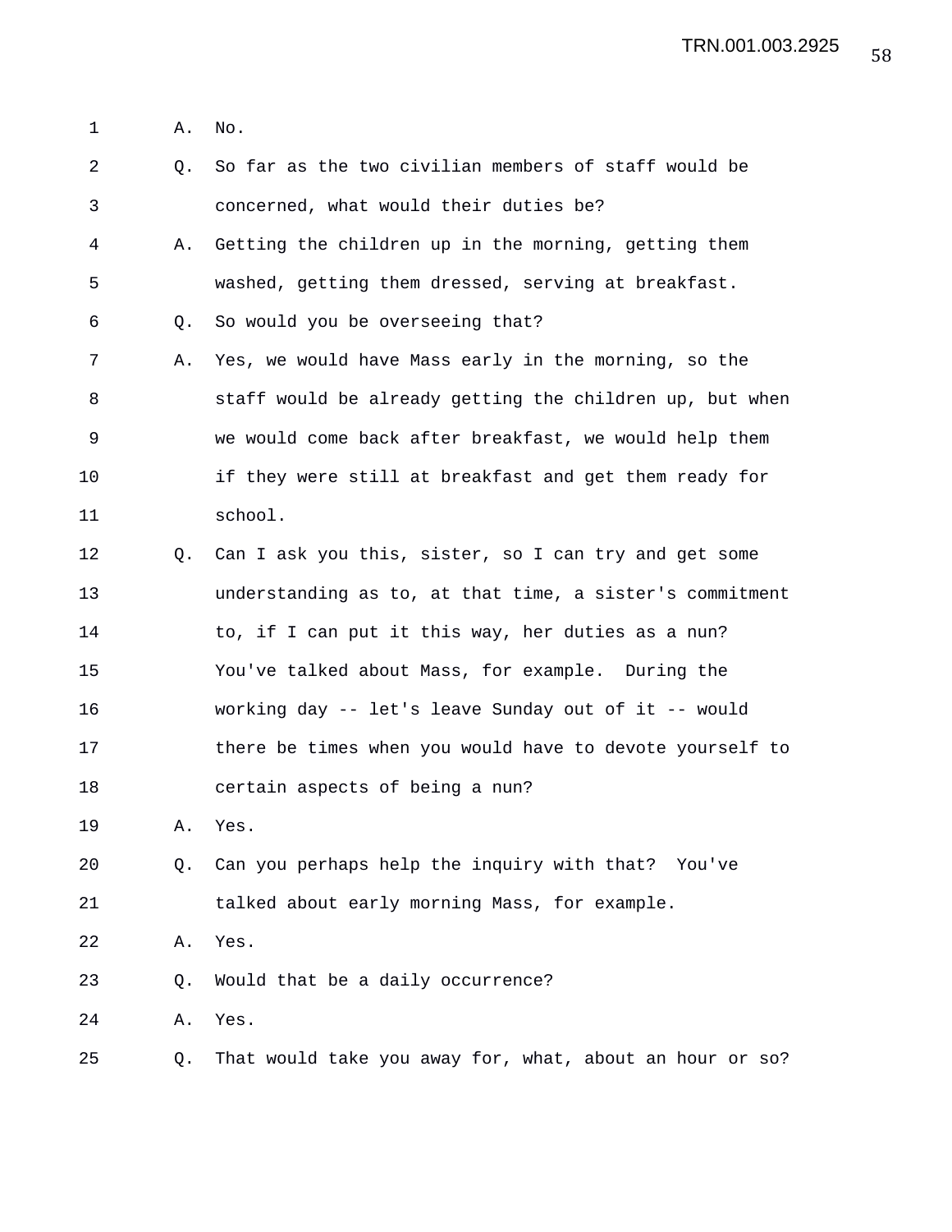A. No.

Q. So far as the two civilian members of staff would be concerned, what would their duties be?

A. Getting the children up in the morning, getting them washed, getting them dressed, serving at breakfast.

Q. So would you be overseeing that?

A. Yes, we would have Mass early in the morning, so the staff would be already getting the children up, but when we would come back after breakfast, we would help them if they were still at breakfast and get them ready for school.

Q. Can I ask you this, sister, so I can try and get some understanding as to, at that time, a sister's commitment to, if I can put it this way, her duties as a nun? You've talked about Mass, for example. During the working day -- let's leave Sunday out of it -- would there be times when you would have to devote yourself to certain aspects of being a nun?

A. Yes.

Q. Can you perhaps help the inquiry with that? You've talked about early morning Mass, for example.

A. Yes.

Q. Would that be a daily occurrence?

A. Yes.

Q. That would take you away for, what, about an hour or so?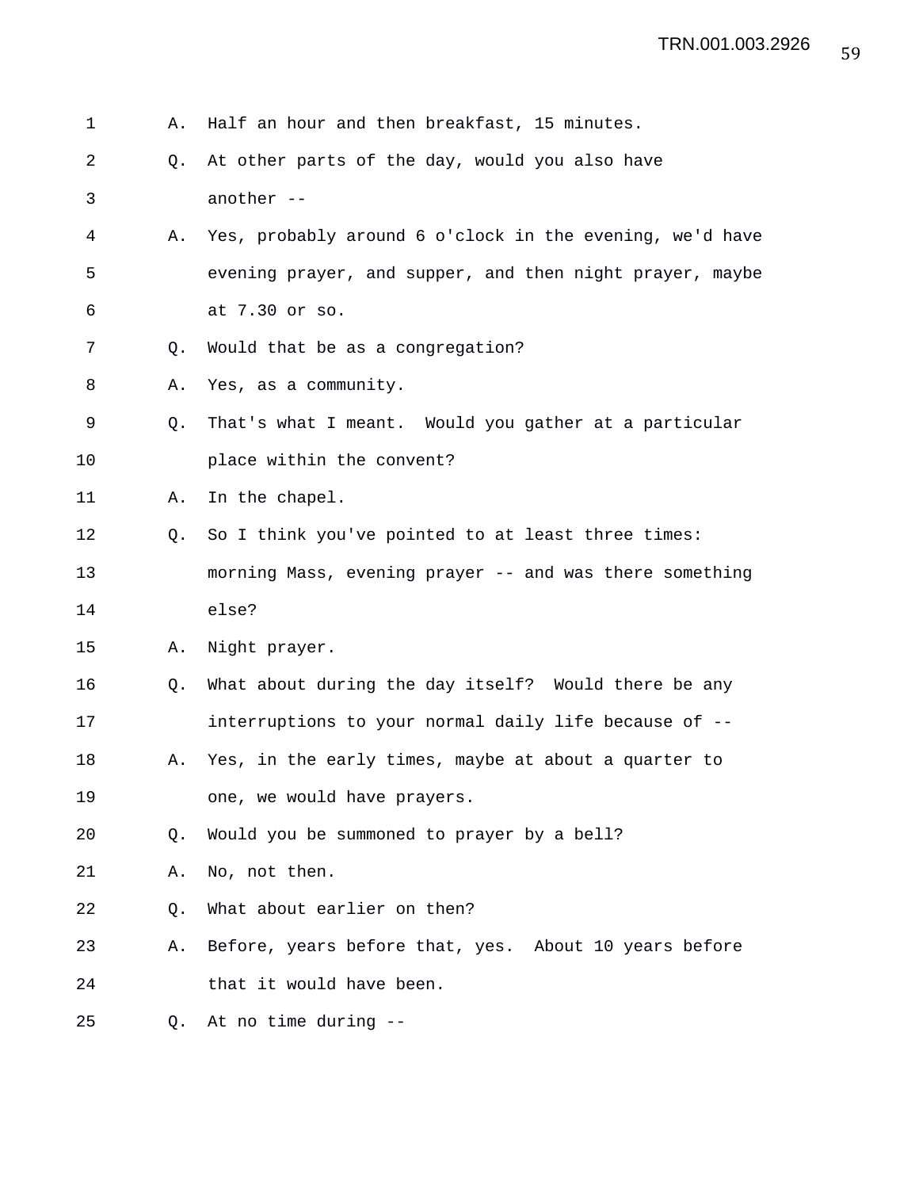1 A. Half an hour and then breakfast, 15 minutes.

2 Q. At other parts of the day, would you also have

3 another --

4 A. Yes, probably around 6 o'clock in the evening, we'd have

5 evening prayer, and supper, and then night prayer, maybe

6 at 7.30 or so.

7 Q. Would that be as a congregation?

8 A. Yes, as a community.

9 Q. That's what I meant. Would you gather at a particular

10 place within the convent?

11 A. In the chapel.

12 Q. So I think you've pointed to at least three times:

13 morning Mass, evening prayer -- and was there something

14 else?

15 A. Night prayer.

16 Q. What about during the day itself? Would there be any

17 interruptions to your normal daily life because of --

18 A. Yes, in the early times, maybe at about a quarter to

19 one, we would have prayers.

20 Q. Would you be summoned to prayer by a bell?

21 A. No, not then.

22 Q. What about earlier on then?

23 A. Before, years before that, yes. About 10 years before

24 that it would have been.

25 Q. At no time during --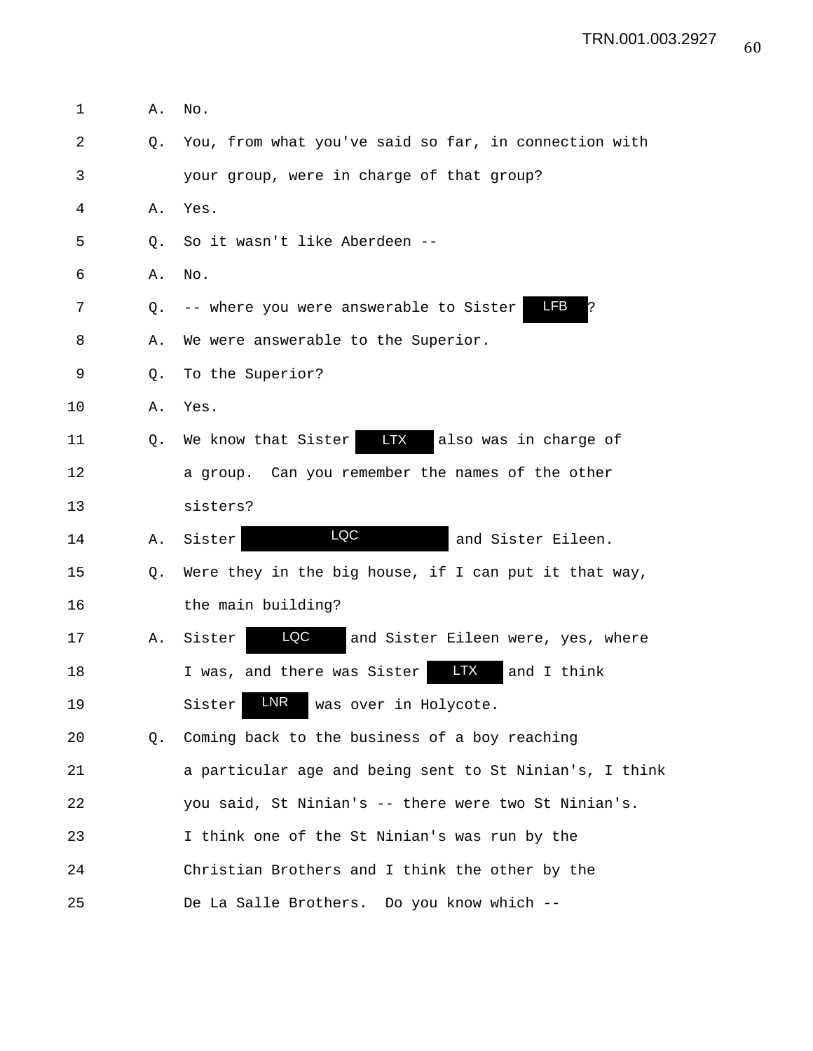A. No.

Q. You, from what you've said so far, in connection with your group, were in charge of that group?

A. Yes.

Q. So it wasn't like Aberdeen --

A. No.

Q. -- where you were answerable to Sister LFB?

A. We were answerable to the Superior.

Q. To the Superior?

A. Yes.

Q. We know that Sister LTX also was in charge of a group. Can you remember the names of the other sisters?

A. Sister LQC and Sister Eileen.

Q. Were they in the big house, if I can put it that way, the main building?

A. Sister LQC and Sister Eileen were, yes, where I was, and there was Sister LTX and I think Sister LNR was over in Holycote.

Q. Coming back to the business of a boy reaching a particular age and being sent to St Ninian's, I think you said, St Ninian's -- there were two St Ninian's. I think one of the St Ninian's was run by the Christian Brothers and I think the other by the De La Salle Brothers. Do you know which --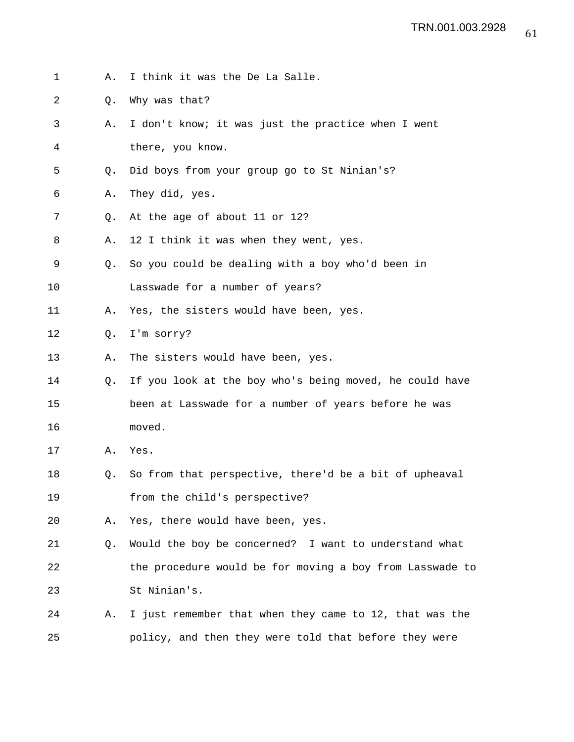1 A. I think it was the De La Salle.

2 Q. Why was that?

3 A. I don't know; it was just the practice when I went

4 there, you know.

5 Q. Did boys from your group go to St Ninian's?

6 A. They did, yes.

7 Q. At the age of about 11 or 12?

8 A. 12 I think it was when they went, yes.

9 Q. So you could be dealing with a boy who'd been in

10 Lasswade for a number of years?

11 A. Yes, the sisters would have been, yes.

12 Q. I'm sorry?

13 A. The sisters would have been, yes.

14 Q. If you look at the boy who's being moved, he could have

15 been at Lasswade for a number of years before he was

16 moved.

17 A. Yes.

18 Q. So from that perspective, there'd be a bit of upheaval

19 from the child's perspective?

20 A. Yes, there would have been, yes.

21 Q. Would the boy be concerned? I want to understand what

22 the procedure would be for moving a boy from Lasswade to

23 St Ninian's.

24 A. I just remember that when they came to 12, that was the

25 policy, and then they were told that before they were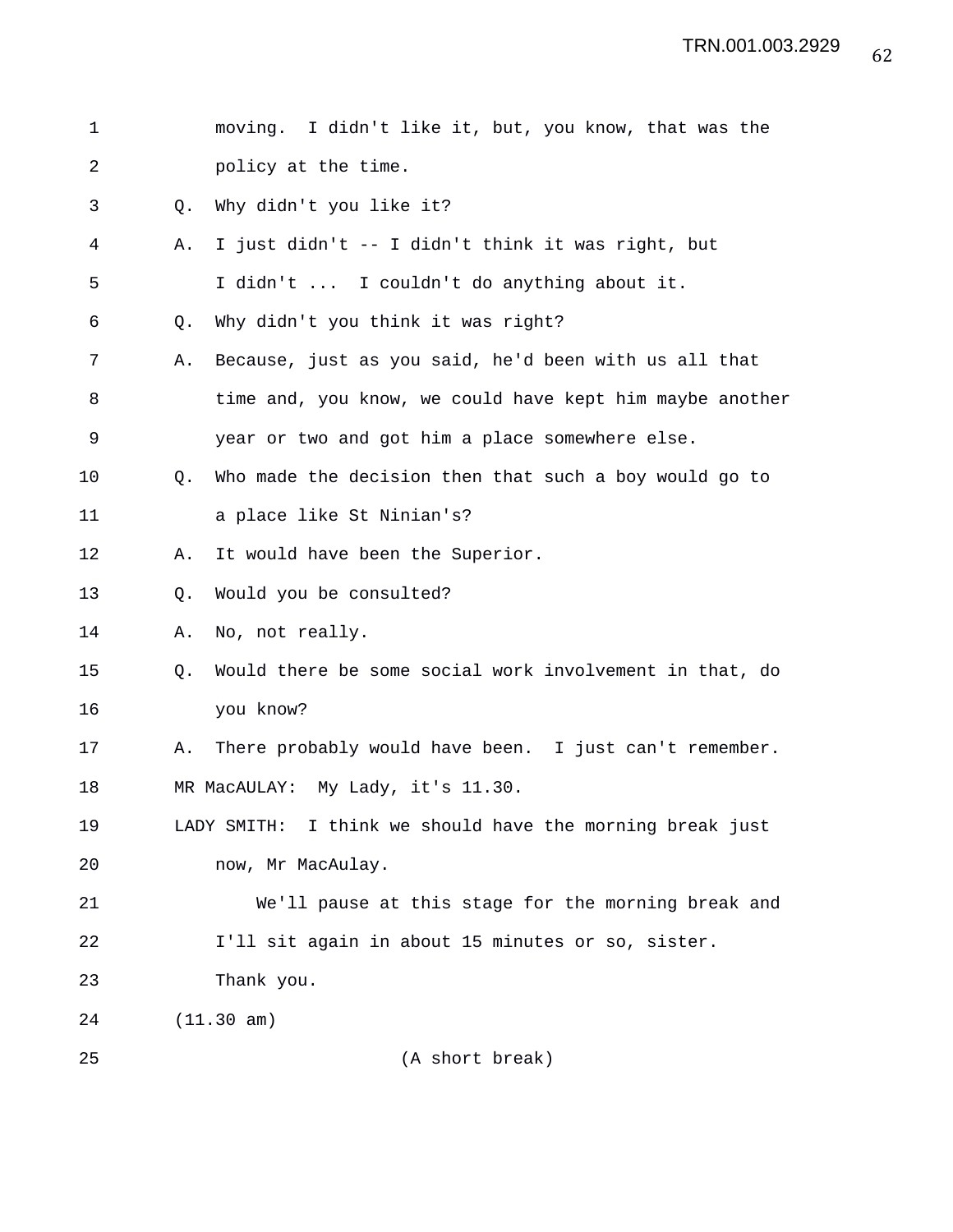moving. I didn't like it, but, you know, that was the policy at the time.

Q. Why didn't you like it?

A. I just didn't -- I didn't think it was right, but I didn't ... I couldn't do anything about it.

Q. Why didn't you think it was right?

A. Because, just as you said, he'd been with us all that time and, you know, we could have kept him maybe another year or two and got him a place somewhere else.

Q. Who made the decision then that such a boy would go to a place like St Ninian's?

A. It would have been the Superior.

Q. Would you be consulted?

A. No, not really.

Q. Would there be some social work involvement in that, do you know?

A. There probably would have been. I just can't remember.

MR MacAULAY: My Lady, it's 11.30.

LADY SMITH: I think we should have the morning break just now, Mr MacAulay.

We'll pause at this stage for the morning break and I'll sit again in about 15 minutes or so, sister. Thank you.

(11.30 am)

(A short break)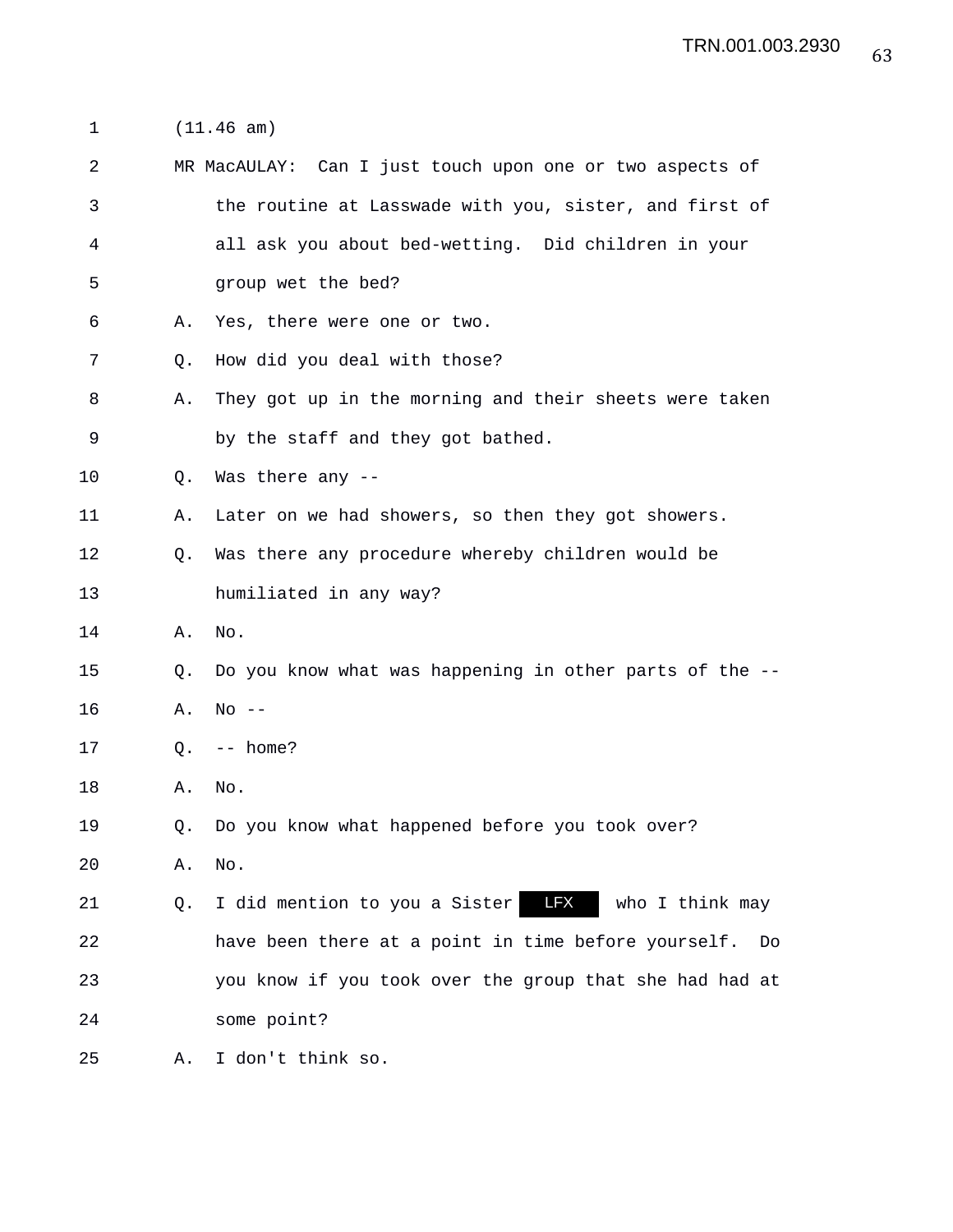(11.46 am)

MR MacAULAY: Can I just touch upon one or two aspects of the routine at Lasswade with you, sister, and first of all ask you about bed-wetting. Did children in your group wet the bed?

A. Yes, there were one or two.

Q. How did you deal with those?

A. They got up in the morning and their sheets were taken by the staff and they got bathed.

Q. Was there any --

A. Later on we had showers, so then they got showers.

Q. Was there any procedure whereby children would be humiliated in any way?

A. No.

Q. Do you know what was happening in other parts of the --

A. No --

Q. -- home?

A. No.

Q. Do you know what happened before you took over?

A. No.

Q. I did mention to you a Sister LFX who I think may have been there at a point in time before yourself. Do you know if you took over the group that she had had at some point?

A. I don't think so.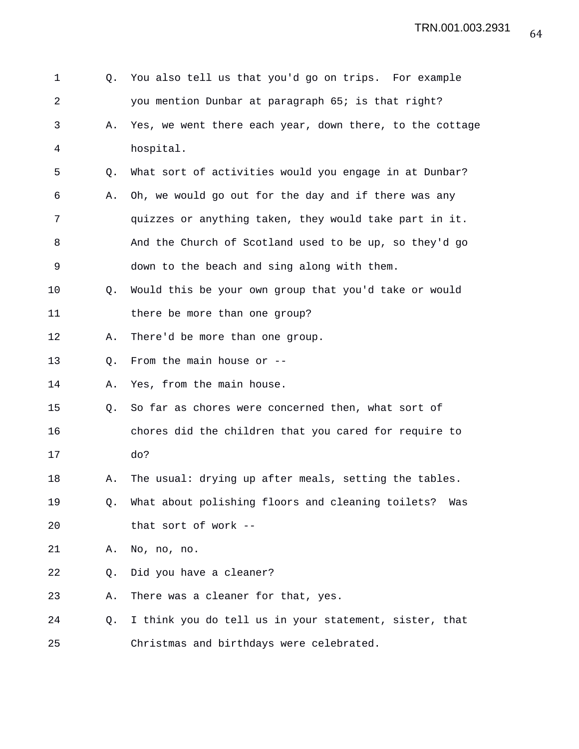1 Q. You also tell us that you'd go on trips. For example
2 you mention Dunbar at paragraph 65; is that right?
3 A. Yes, we went there each year, down there, to the cottage
4 hospital.
5 Q. What sort of activities would you engage in at Dunbar?
6 A. Oh, we would go out for the day and if there was any
7 quizzes or anything taken, they would take part in it.
8 And the Church of Scotland used to be up, so they'd go
9 down to the beach and sing along with them.
10 Q. Would this be your own group that you'd take or would
11 there be more than one group?
12 A. There'd be more than one group.
13 Q. From the main house or --
14 A. Yes, from the main house.
15 Q. So far as chores were concerned then, what sort of
16 chores did the children that you cared for require to
17 do?
18 A. The usual: drying up after meals, setting the tables.
19 Q. What about polishing floors and cleaning toilets? Was
20 that sort of work --
21 A. No, no, no.
22 Q. Did you have a cleaner?
23 A. There was a cleaner for that, yes.
24 Q. I think you do tell us in your statement, sister, that
25 Christmas and birthdays were celebrated.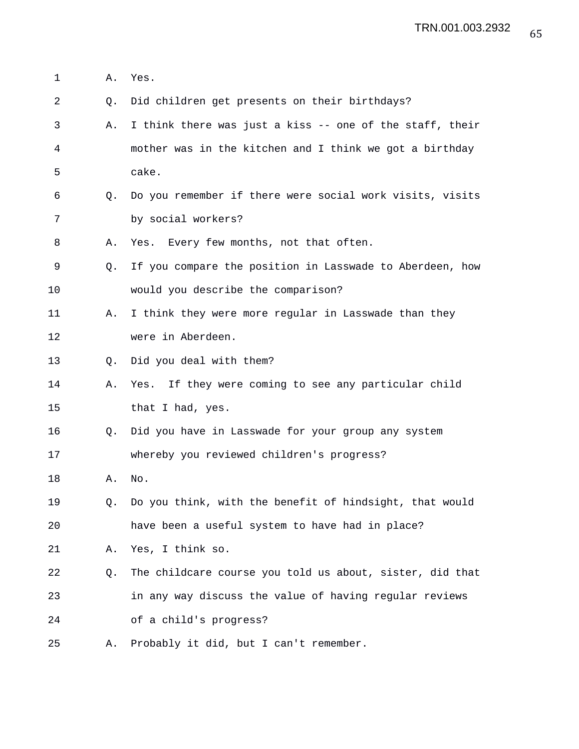A. Yes.

Q. Did children get presents on their birthdays?

A. I think there was just a kiss -- one of the staff, their mother was in the kitchen and I think we got a birthday cake.

Q. Do you remember if there were social work visits, visits by social workers?

A. Yes. Every few months, not that often.

Q. If you compare the position in Lasswade to Aberdeen, how would you describe the comparison?

A. I think they were more regular in Lasswade than they were in Aberdeen.

Q. Did you deal with them?

A. Yes. If they were coming to see any particular child that I had, yes.

Q. Did you have in Lasswade for your group any system whereby you reviewed children's progress?

A. No.

Q. Do you think, with the benefit of hindsight, that would have been a useful system to have had in place?

A. Yes, I think so.

Q. The childcare course you told us about, sister, did that in any way discuss the value of having regular reviews of a child's progress?

A. Probably it did, but I can't remember.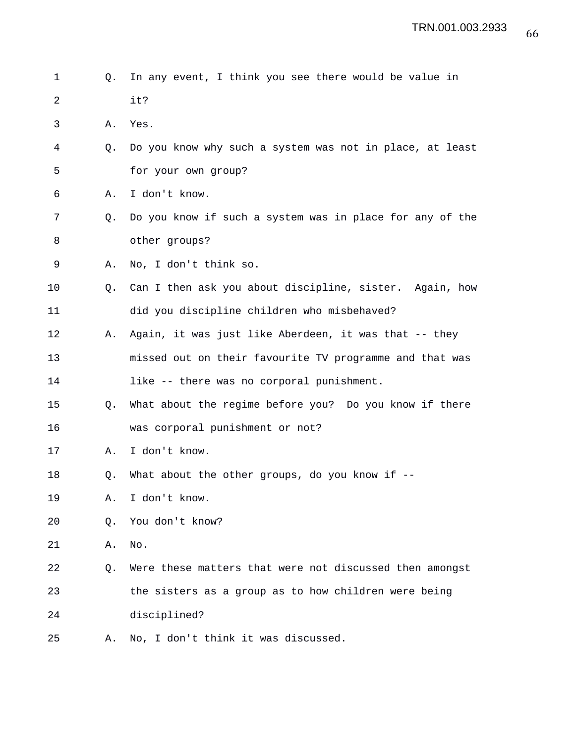Q. In any event, I think you see there would be value in it?

A. Yes.

Q. Do you know why such a system was not in place, at least for your own group?

A. I don't know.

Q. Do you know if such a system was in place for any of the other groups?

A. No, I don't think so.

Q. Can I then ask you about discipline, sister. Again, how did you discipline children who misbehaved?

A. Again, it was just like Aberdeen, it was that -- they missed out on their favourite TV programme and that was like -- there was no corporal punishment.

Q. What about the regime before you? Do you know if there was corporal punishment or not?

A. I don't know.

Q. What about the other groups, do you know if --

A. I don't know.

Q. You don't know?

A. No.

Q. Were these matters that were not discussed then amongst the sisters as a group as to how children were being disciplined?

A. No, I don't think it was discussed.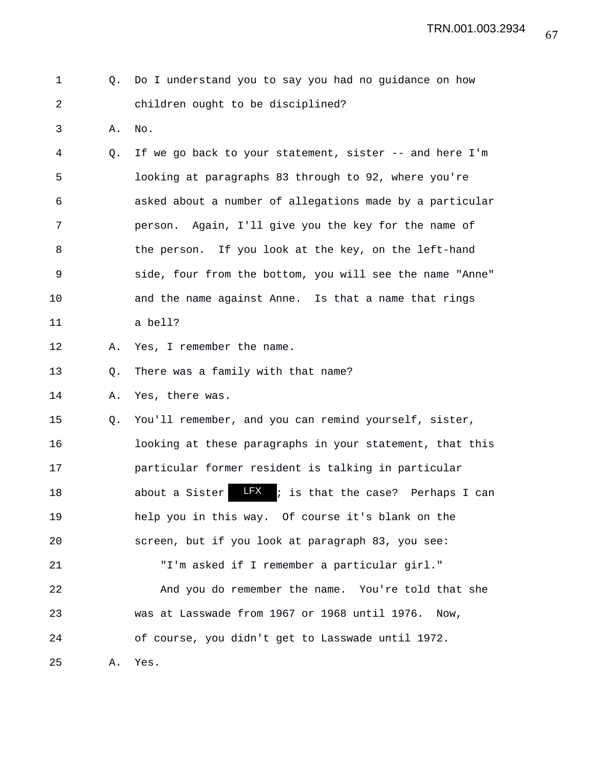1 Q. Do I understand you to say you had no guidance on how
2 children ought to be disciplined?
3 A. No.
4 Q. If we go back to your statement, sister -- and here I'm
5 looking at paragraphs 83 through to 92, where you're
6 asked about a number of allegations made by a particular
7 person. Again, I'll give you the key for the name of
8 the person. If you look at the key, on the left-hand
9 side, four from the bottom, you will see the name "Anne"
10 and the name against Anne. Is that a name that rings
11 a bell?
12 A. Yes, I remember the name.
13 Q. There was a family with that name?
14 A. Yes, there was.
15 Q. You'll remember, and you can remind yourself, sister,
16 looking at these paragraphs in your statement, that this
17 particular former resident is talking in particular
18 about a Sister LFX; is that the case? Perhaps I can
19 help you in this way. Of course it's blank on the
20 screen, but if you look at paragraph 83, you see:
21 "I'm asked if I remember a particular girl."
22 And you do remember the name. You're told that she
23 was at Lasswade from 1967 or 1968 until 1976. Now,
24 of course, you didn't get to Lasswade until 1972.
25 A. Yes.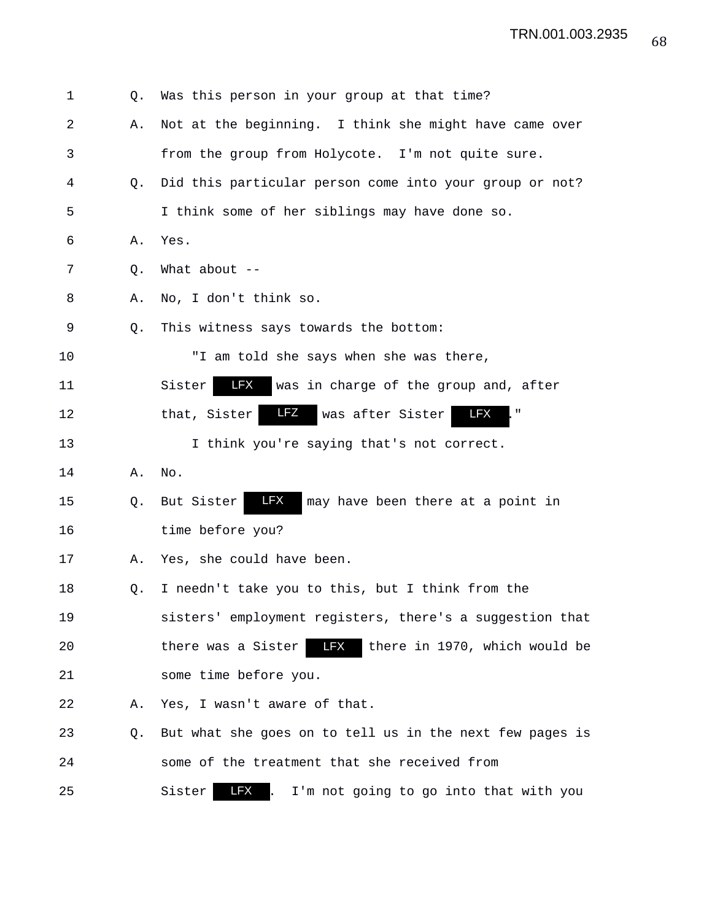1 Q. Was this person in your group at that time?

2 A. Not at the beginning. I think she might have came over

3 from the group from Holycote. I'm not quite sure.

4 Q. Did this particular person come into your group or not?

5 I think some of her siblings may have done so.

6 A. Yes.

7 Q. What about --

8 A. No, I don't think so.

9 Q. This witness says towards the bottom:

10 "I am told she says when she was there,

11 Sister LFX was in charge of the group and, after

12 that, Sister LFZ was after Sister LFX ."

13 I think you're saying that's not correct.

14 A. No.

15 Q. But Sister LFX may have been there at a point in

16 time before you?

17 A. Yes, she could have been.

18 Q. I needn't take you to this, but I think from the

19 sisters' employment registers, there's a suggestion that

20 there was a Sister LFX there in 1970, which would be

21 some time before you.

22 A. Yes, I wasn't aware of that.

23 Q. But what she goes on to tell us in the next few pages is

24 some of the treatment that she received from

25 Sister LFX . I'm not going to go into that with you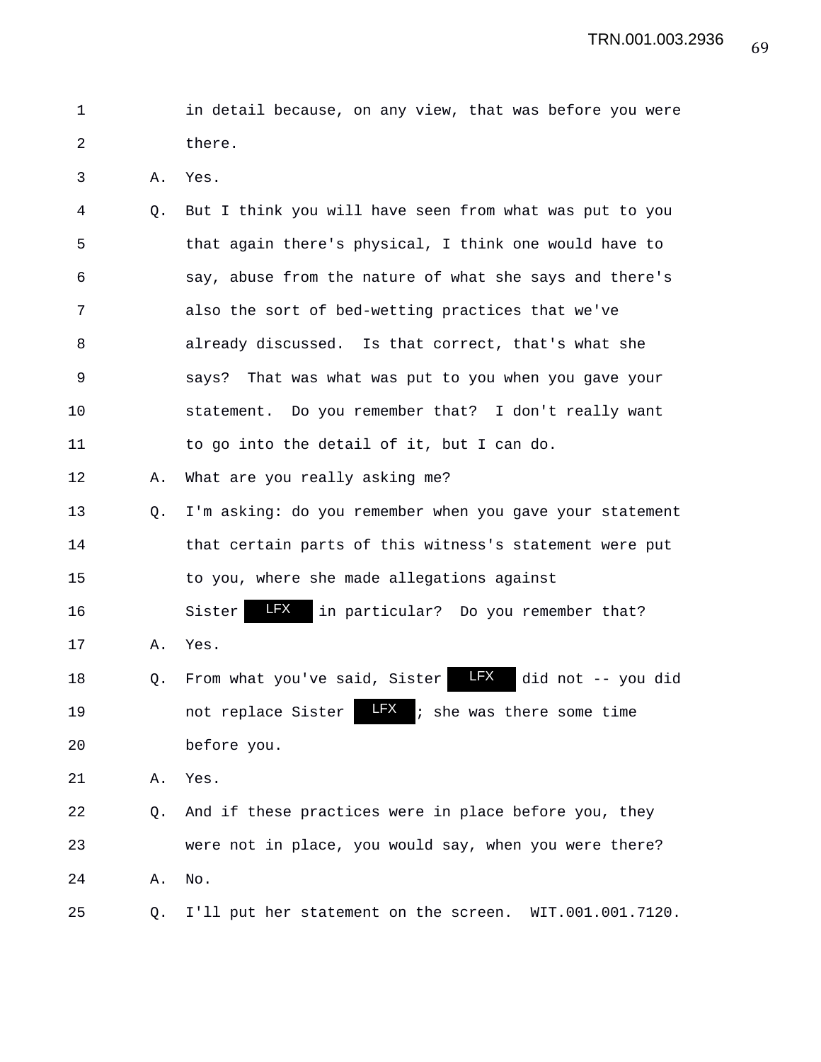1 in detail because, on any view, that was before you were
2 there.

3 A. Yes.

4 Q. But I think you will have seen from what was put to you
5 that again there's physical, I think one would have to
6 say, abuse from the nature of what she says and there's
7 also the sort of bed-wetting practices that we've
8 already discussed. Is that correct, that's what she
9 says? That was what was put to you when you gave your
10 statement. Do you remember that? I don't really want
11 to go into the detail of it, but I can do.

12 A. What are you really asking me?

13 Q. I'm asking: do you remember when you gave your statement
14 that certain parts of this witness's statement were put
15 to you, where she made allegations against
16 Sister LFX in particular? Do you remember that?

17 A. Yes.

18 Q. From what you've said, Sister LFX did not -- you did
19 not replace Sister LFX; she was there some time
20 before you.

21 A. Yes.

22 Q. And if these practices were in place before you, they
23 were not in place, you would say, when you were there?

24 A. No.

25 Q. I'll put her statement on the screen. WIT.001.001.7120.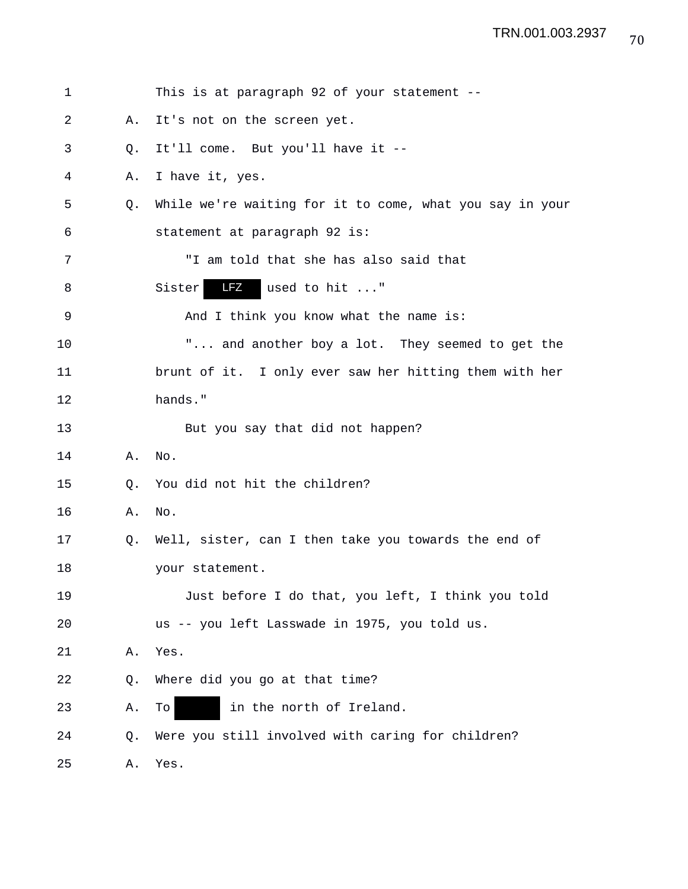1 This is at paragraph 92 of your statement --

2 A. It's not on the screen yet.

3 Q. It'll come. But you'll have it --

4 A. I have it, yes.

5 Q. While we're waiting for it to come, what you say in your

6 statement at paragraph 92 is:

7 "I am told that she has also said that

8 Sister LFZ used to hit ..."

9 And I think you know what the name is:

10 "... and another boy a lot. They seemed to get the

11 brunt of it. I only ever saw her hitting them with her

12 hands."

13 But you say that did not happen?

14 A. No.

15 Q. You did not hit the children?

16 A. No.

17 Q. Well, sister, can I then take you towards the end of

18 your statement.

19 Just before I do that, you left, I think you told

20 us -- you left Lasswade in 1975, you told us.

21 A. Yes.

22 Q. Where did you go at that time?

23 A. To ██████ in the north of Ireland.

24 Q. Were you still involved with caring for children?

25 A. Yes.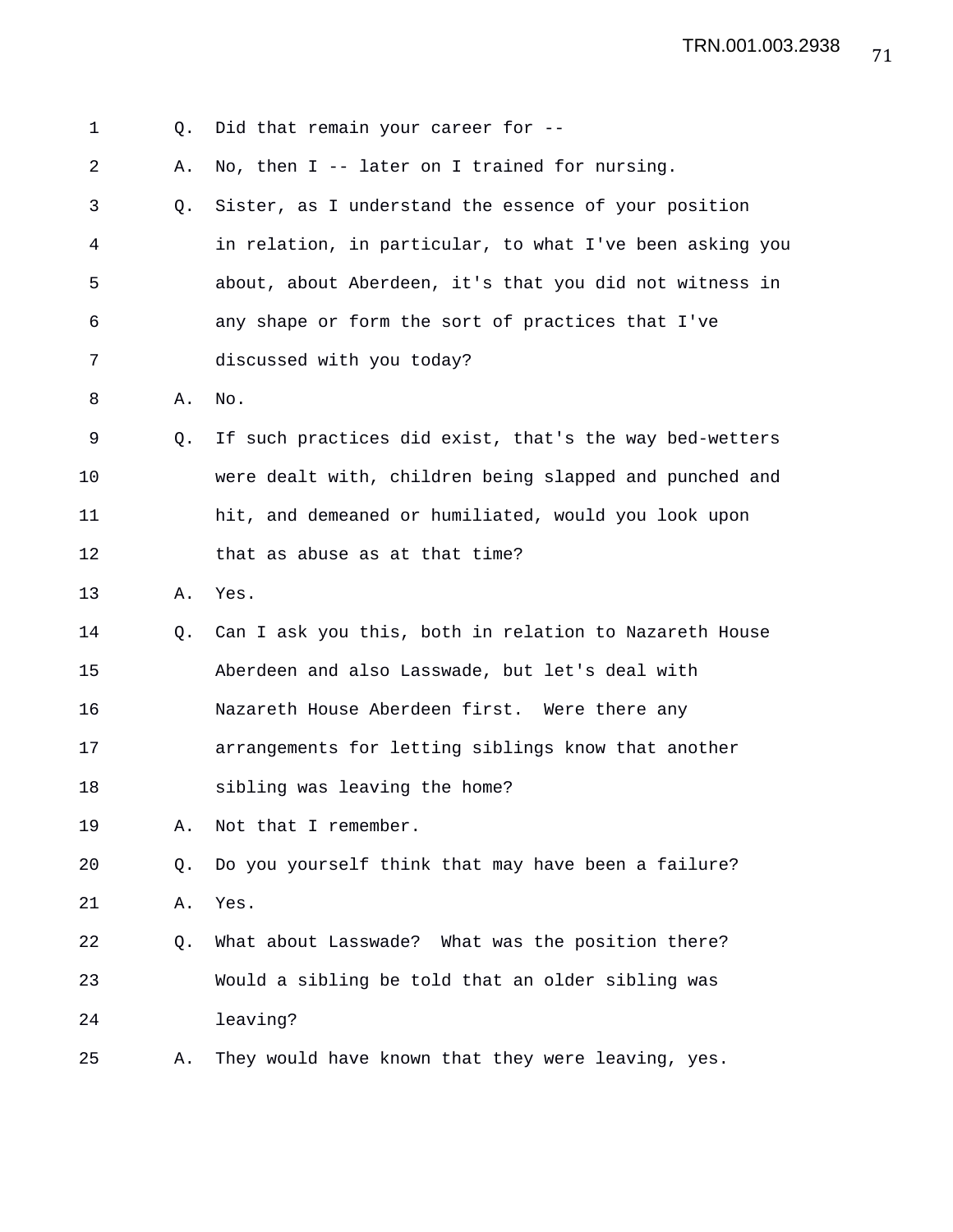Q. Did that remain your career for --

A. No, then I -- later on I trained for nursing.

Q. Sister, as I understand the essence of your position in relation, in particular, to what I've been asking you about, about Aberdeen, it's that you did not witness in any shape or form the sort of practices that I've discussed with you today?

A. No.

Q. If such practices did exist, that's the way bed-wetters were dealt with, children being slapped and punched and hit, and demeaned or humiliated, would you look upon that as abuse as at that time?

A. Yes.

Q. Can I ask you this, both in relation to Nazareth House Aberdeen and also Lasswade, but let's deal with Nazareth House Aberdeen first. Were there any arrangements for letting siblings know that another sibling was leaving the home?

A. Not that I remember.

Q. Do you yourself think that may have been a failure?

A. Yes.

Q. What about Lasswade? What was the position there? Would a sibling be told that an older sibling was leaving?

A. They would have known that they were leaving, yes.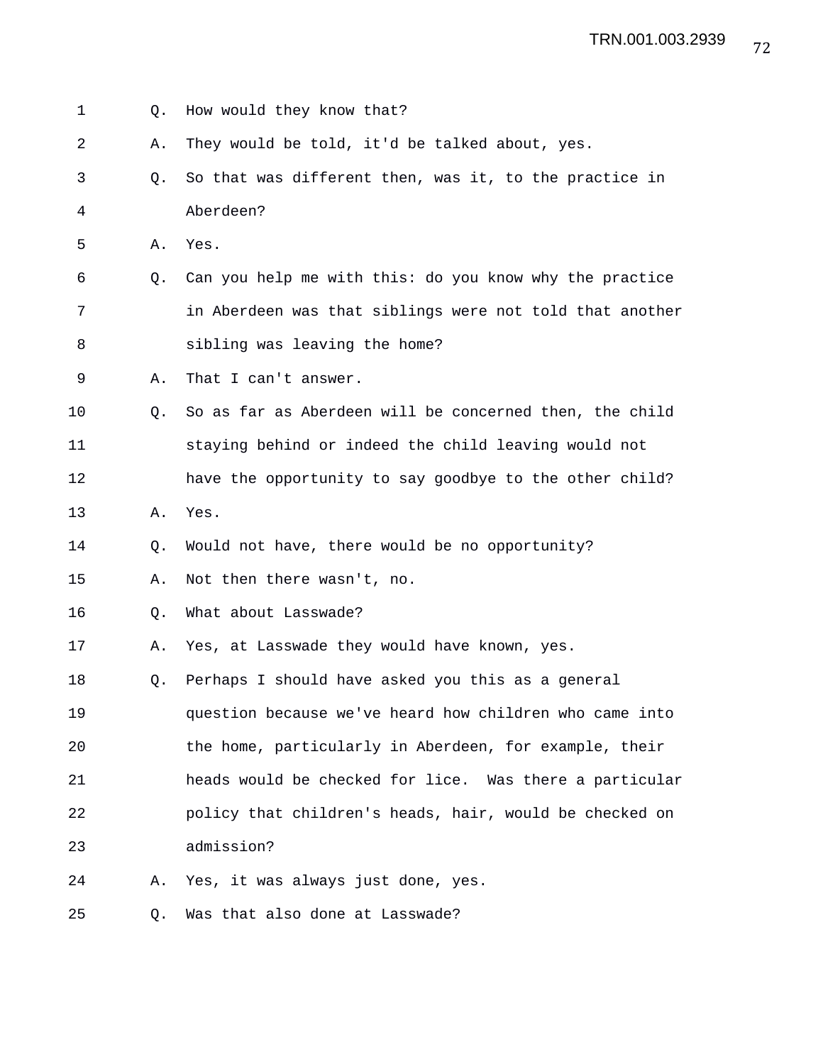1 Q. How would they know that?

2 A. They would be told, it'd be talked about, yes.

3 Q. So that was different then, was it, to the practice in

4 Aberdeen?

5 A. Yes.

6 Q. Can you help me with this: do you know why the practice

7 in Aberdeen was that siblings were not told that another

8 sibling was leaving the home?

9 A. That I can't answer.

10 Q. So as far as Aberdeen will be concerned then, the child

11 staying behind or indeed the child leaving would not

12 have the opportunity to say goodbye to the other child?

13 A. Yes.

14 Q. Would not have, there would be no opportunity?

15 A. Not then there wasn't, no.

16 Q. What about Lasswade?

17 A. Yes, at Lasswade they would have known, yes.

18 Q. Perhaps I should have asked you this as a general

19 question because we've heard how children who came into

20 the home, particularly in Aberdeen, for example, their

21 heads would be checked for lice. Was there a particular

22 policy that children's heads, hair, would be checked on

23 admission?

24 A. Yes, it was always just done, yes.

25 Q. Was that also done at Lasswade?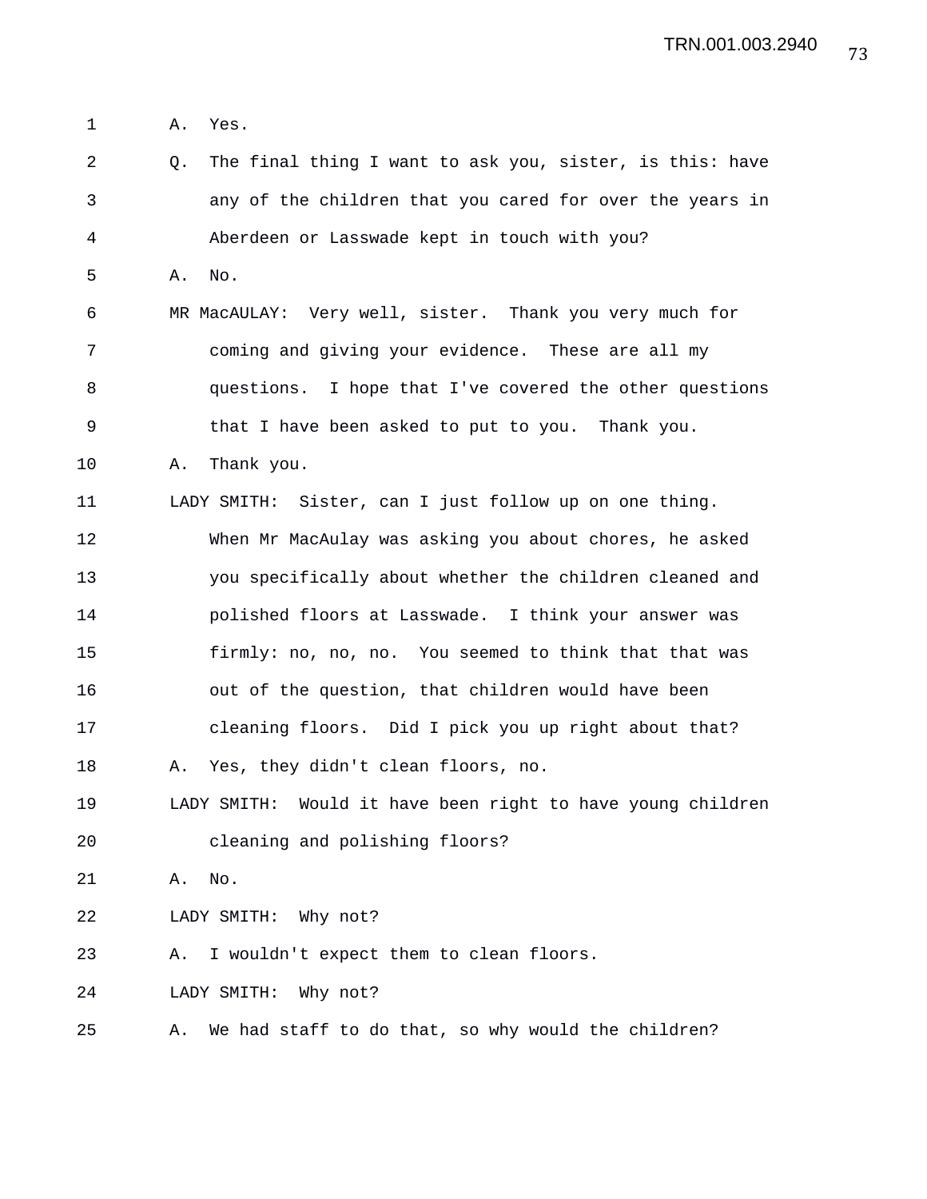A. Yes.

Q. The final thing I want to ask you, sister, is this: have any of the children that you cared for over the years in Aberdeen or Lasswade kept in touch with you?

A. No.

MR MacAULAY: Very well, sister. Thank you very much for coming and giving your evidence. These are all my questions. I hope that I've covered the other questions that I have been asked to put to you. Thank you.

A. Thank you.

LADY SMITH: Sister, can I just follow up on one thing. When Mr MacAulay was asking you about chores, he asked you specifically about whether the children cleaned and polished floors at Lasswade. I think your answer was firmly: no, no, no. You seemed to think that that was out of the question, that children would have been cleaning floors. Did I pick you up right about that?

A. Yes, they didn't clean floors, no.

LADY SMITH: Would it have been right to have young children cleaning and polishing floors?

A. No.

LADY SMITH: Why not?

A. I wouldn't expect them to clean floors.

LADY SMITH: Why not?

A. We had staff to do that, so why would the children?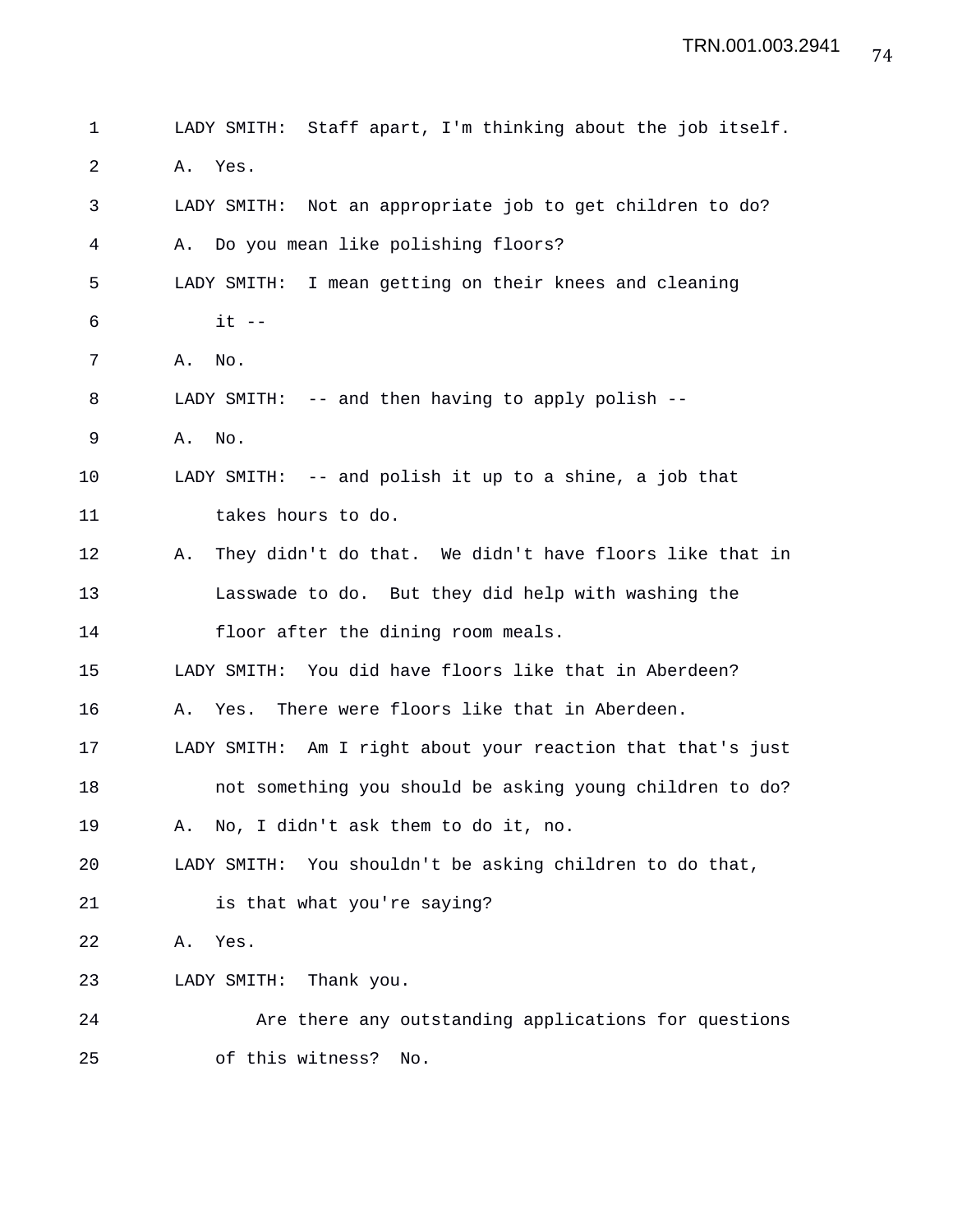LADY SMITH: Staff apart, I'm thinking about the job itself.

A. Yes.

LADY SMITH: Not an appropriate job to get children to do?

A. Do you mean like polishing floors?

LADY SMITH: I mean getting on their knees and cleaning it --

A. No.

LADY SMITH: -- and then having to apply polish --

A. No.

LADY SMITH: -- and polish it up to a shine, a job that takes hours to do.

A. They didn't do that. We didn't have floors like that in Lasswade to do. But they did help with washing the floor after the dining room meals.

LADY SMITH: You did have floors like that in Aberdeen?

A. Yes. There were floors like that in Aberdeen.

LADY SMITH: Am I right about your reaction that that's just not something you should be asking young children to do?

A. No, I didn't ask them to do it, no.

LADY SMITH: You shouldn't be asking children to do that, is that what you're saying?

A. Yes.

LADY SMITH: Thank you.

Are there any outstanding applications for questions of this witness? No.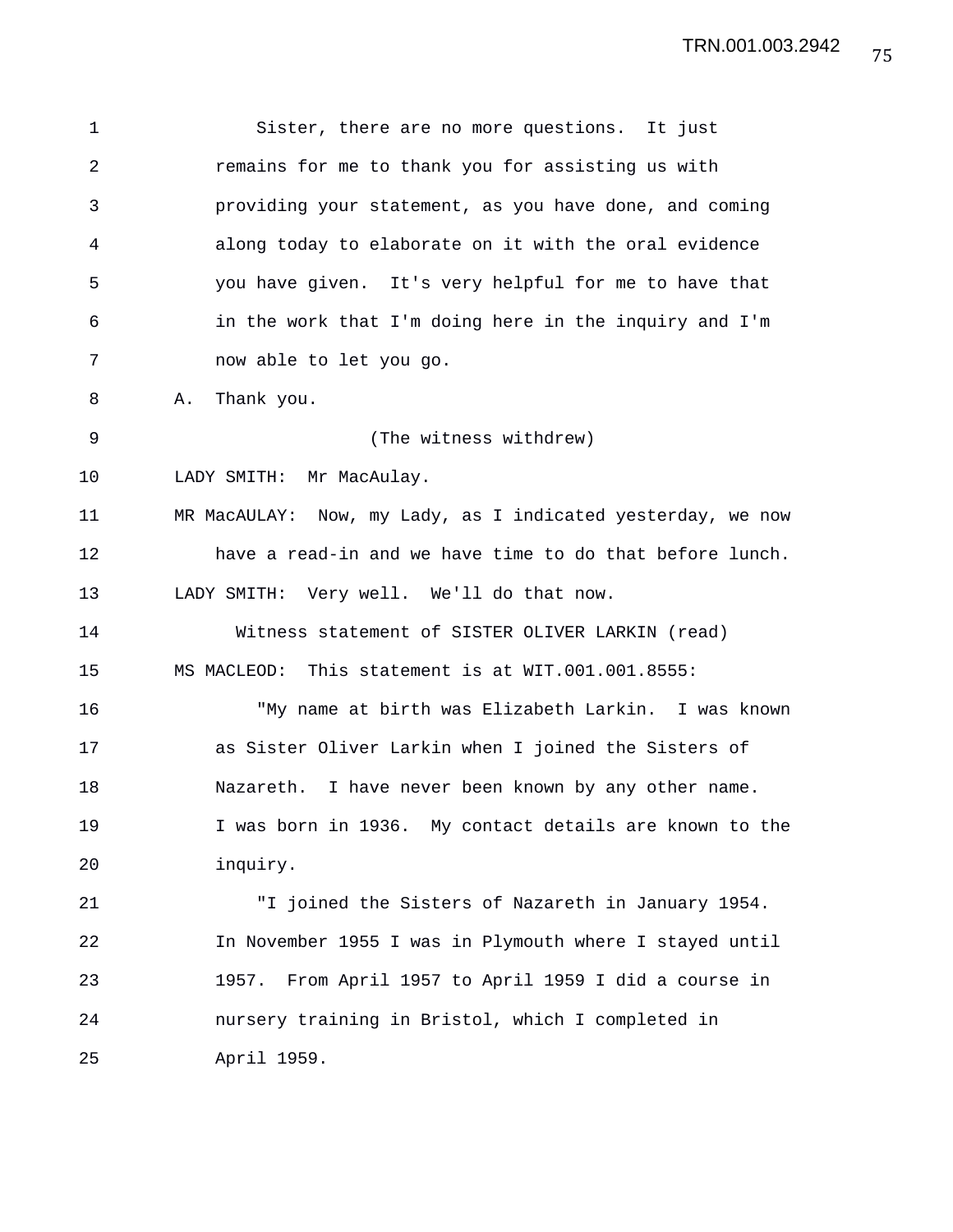Sister, there are no more questions. It just remains for me to thank you for assisting us with providing your statement, as you have done, and coming along today to elaborate on it with the oral evidence you have given. It's very helpful for me to have that in the work that I'm doing here in the inquiry and I'm now able to let you go.

A. Thank you.

(The witness withdrew)

LADY SMITH: Mr MacAulay.

MR MacAULAY: Now, my Lady, as I indicated yesterday, we now have a read-in and we have time to do that before lunch.

LADY SMITH: Very well. We'll do that now.

Witness statement of SISTER OLIVER LARKIN (read)

MS MACLEOD: This statement is at WIT.001.001.8555:

"My name at birth was Elizabeth Larkin. I was known as Sister Oliver Larkin when I joined the Sisters of Nazareth. I have never been known by any other name. I was born in 1936. My contact details are known to the inquiry.

"I joined the Sisters of Nazareth in January 1954. In November 1955 I was in Plymouth where I stayed until 1957. From April 1957 to April 1959 I did a course in nursery training in Bristol, which I completed in April 1959.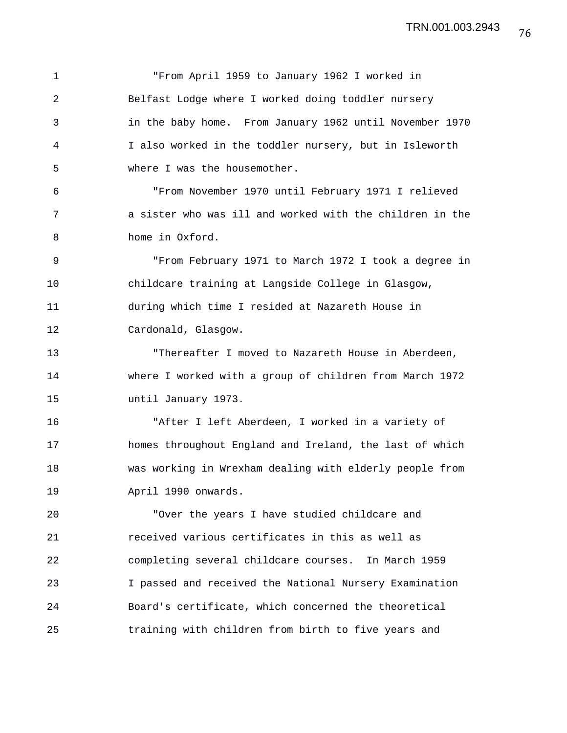"From April 1959 to January 1962 I worked in Belfast Lodge where I worked doing toddler nursery in the baby home. From January 1962 until November 1970 I also worked in the toddler nursery, but in Isleworth where I was the housemother.

"From November 1970 until February 1971 I relieved a sister who was ill and worked with the children in the home in Oxford.

"From February 1971 to March 1972 I took a degree in childcare training at Langside College in Glasgow, during which time I resided at Nazareth House in Cardonald, Glasgow.

"Thereafter I moved to Nazareth House in Aberdeen, where I worked with a group of children from March 1972 until January 1973.

"After I left Aberdeen, I worked in a variety of homes throughout England and Ireland, the last of which was working in Wrexham dealing with elderly people from April 1990 onwards.

"Over the years I have studied childcare and received various certificates in this as well as completing several childcare courses. In March 1959 I passed and received the National Nursery Examination Board's certificate, which concerned the theoretical training with children from birth to five years and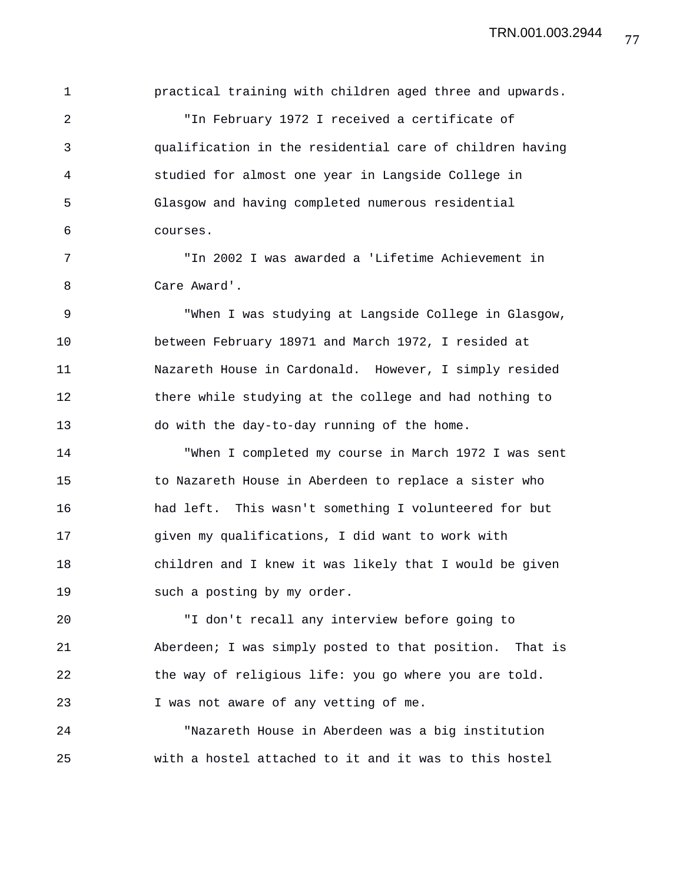practical training with children aged three and upwards.

"In February 1972 I received a certificate of qualification in the residential care of children having studied for almost one year in Langside College in Glasgow and having completed numerous residential courses.

"In 2002 I was awarded a 'Lifetime Achievement in Care Award'.

"When I was studying at Langside College in Glasgow, between February 18971 and March 1972, I resided at Nazareth House in Cardonald. However, I simply resided there while studying at the college and had nothing to do with the day-to-day running of the home.

"When I completed my course in March 1972 I was sent to Nazareth House in Aberdeen to replace a sister who had left. This wasn't something I volunteered for but given my qualifications, I did want to work with children and I knew it was likely that I would be given such a posting by my order.

"I don't recall any interview before going to Aberdeen; I was simply posted to that position. That is the way of religious life: you go where you are told. I was not aware of any vetting of me.

"Nazareth House in Aberdeen was a big institution with a hostel attached to it and it was to this hostel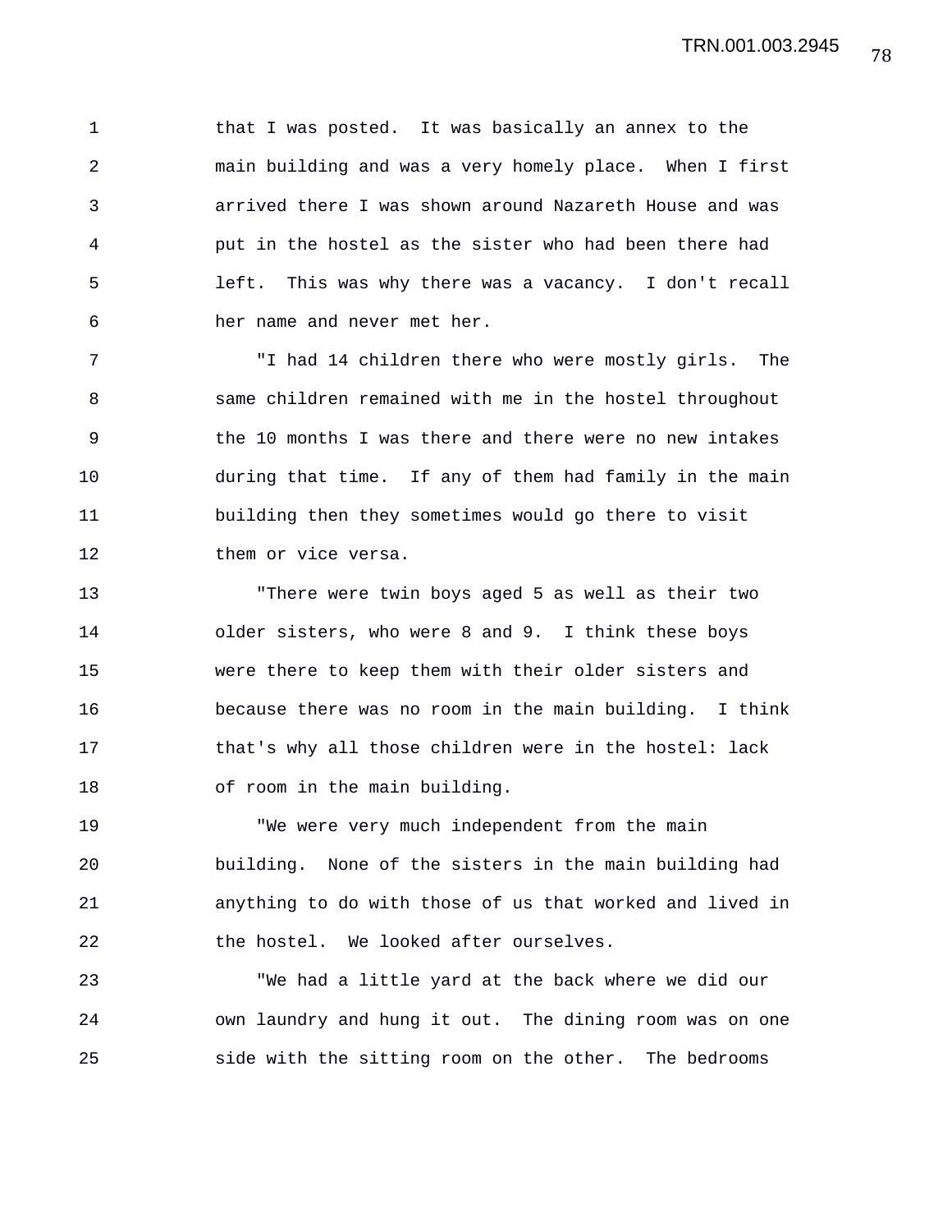that I was posted. It was basically an annex to the main building and was a very homely place. When I first arrived there I was shown around Nazareth House and was put in the hostel as the sister who had been there had left. This was why there was a vacancy. I don't recall her name and never met her.

"I had 14 children there who were mostly girls. The same children remained with me in the hostel throughout the 10 months I was there and there were no new intakes during that time. If any of them had family in the main building then they sometimes would go there to visit them or vice versa.

"There were twin boys aged 5 as well as their two older sisters, who were 8 and 9. I think these boys were there to keep them with their older sisters and because there was no room in the main building. I think that's why all those children were in the hostel: lack of room in the main building.

"We were very much independent from the main building. None of the sisters in the main building had anything to do with those of us that worked and lived in the hostel. We looked after ourselves.

"We had a little yard at the back where we did our own laundry and hung it out. The dining room was on one side with the sitting room on the other. The bedrooms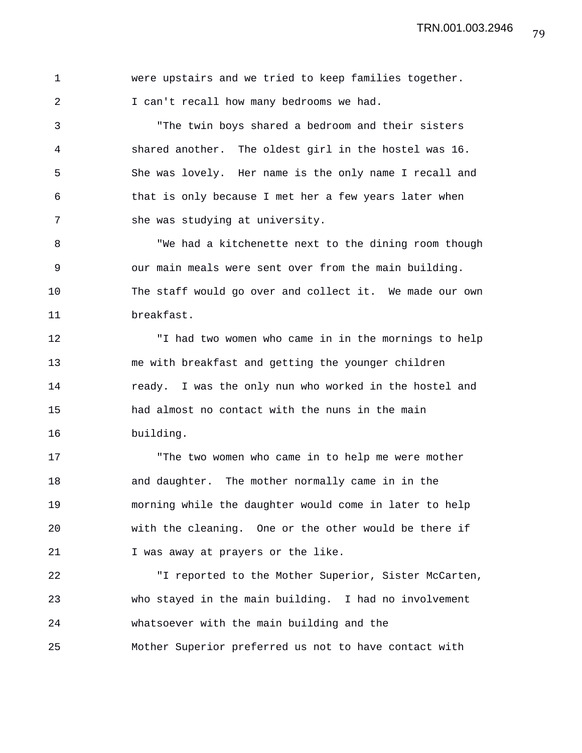were upstairs and we tried to keep families together. I can't recall how many bedrooms we had.

"The twin boys shared a bedroom and their sisters shared another. The oldest girl in the hostel was 16. She was lovely. Her name is the only name I recall and that is only because I met her a few years later when she was studying at university.

"We had a kitchenette next to the dining room though our main meals were sent over from the main building. The staff would go over and collect it. We made our own breakfast.

"I had two women who came in in the mornings to help me with breakfast and getting the younger children ready. I was the only nun who worked in the hostel and had almost no contact with the nuns in the main building.

"The two women who came in to help me were mother and daughter. The mother normally came in in the morning while the daughter would come in later to help with the cleaning. One or the other would be there if I was away at prayers or the like.

"I reported to the Mother Superior, Sister McCarten, who stayed in the main building. I had no involvement whatsoever with the main building and the Mother Superior preferred us not to have contact with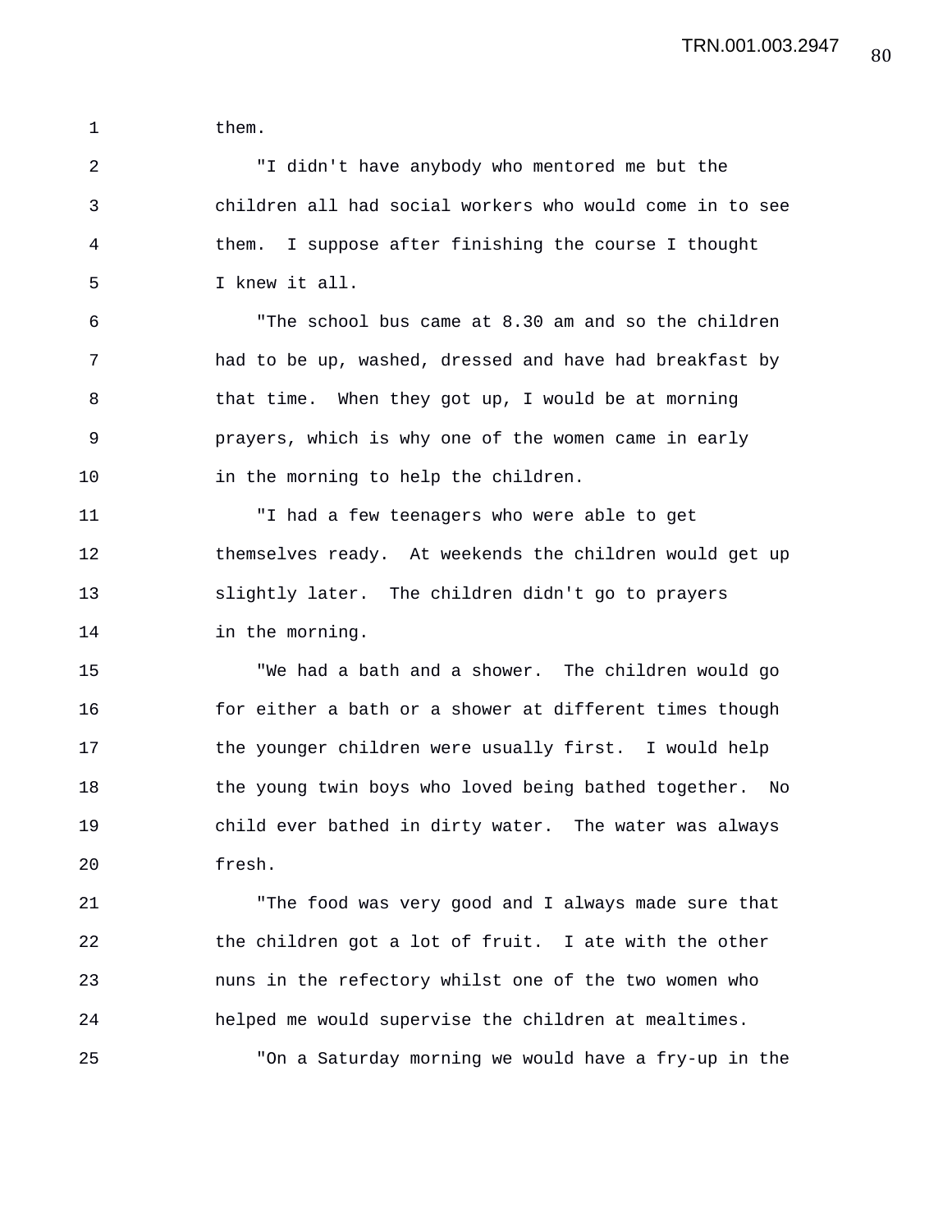them.

"I didn't have anybody who mentored me but the children all had social workers who would come in to see them. I suppose after finishing the course I thought I knew it all.

"The school bus came at 8.30 am and so the children had to be up, washed, dressed and have had breakfast by that time. When they got up, I would be at morning prayers, which is why one of the women came in early in the morning to help the children.

"I had a few teenagers who were able to get themselves ready. At weekends the children would get up slightly later. The children didn't go to prayers in the morning.

"We had a bath and a shower. The children would go for either a bath or a shower at different times though the younger children were usually first. I would help the young twin boys who loved being bathed together. No child ever bathed in dirty water. The water was always fresh.

"The food was very good and I always made sure that the children got a lot of fruit. I ate with the other nuns in the refectory whilst one of the two women who helped me would supervise the children at mealtimes.

"On a Saturday morning we would have a fry-up in the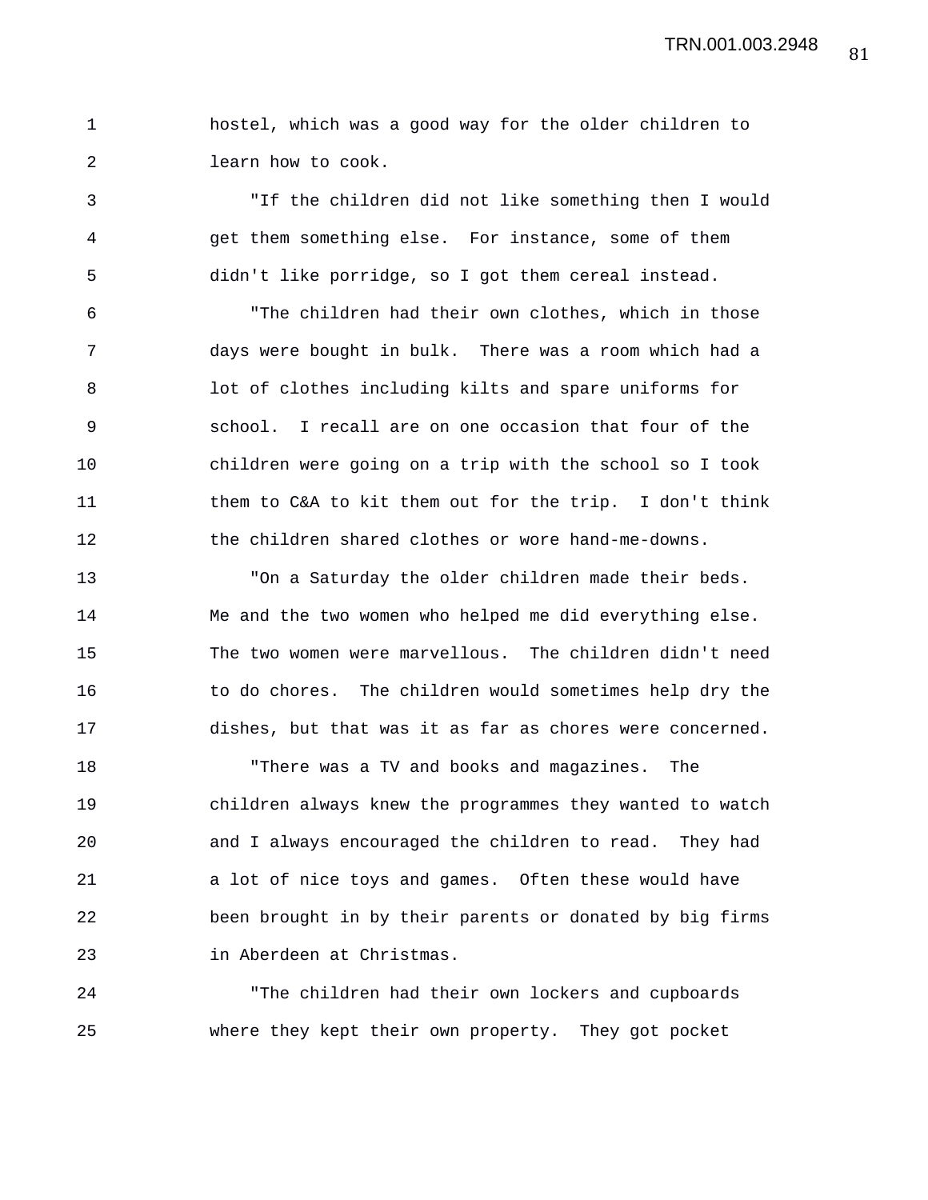hostel, which was a good way for the older children to learn how to cook.

"If the children did not like something then I would get them something else. For instance, some of them didn't like porridge, so I got them cereal instead.

"The children had their own clothes, which in those days were bought in bulk. There was a room which had a lot of clothes including kilts and spare uniforms for school. I recall are on one occasion that four of the children were going on a trip with the school so I took them to C&A to kit them out for the trip. I don't think the children shared clothes or wore hand-me-downs.

"On a Saturday the older children made their beds. Me and the two women who helped me did everything else. The two women were marvellous. The children didn't need to do chores. The children would sometimes help dry the dishes, but that was it as far as chores were concerned.

"There was a TV and books and magazines. The children always knew the programmes they wanted to watch and I always encouraged the children to read. They had a lot of nice toys and games. Often these would have been brought in by their parents or donated by big firms in Aberdeen at Christmas.

"The children had their own lockers and cupboards where they kept their own property. They got pocket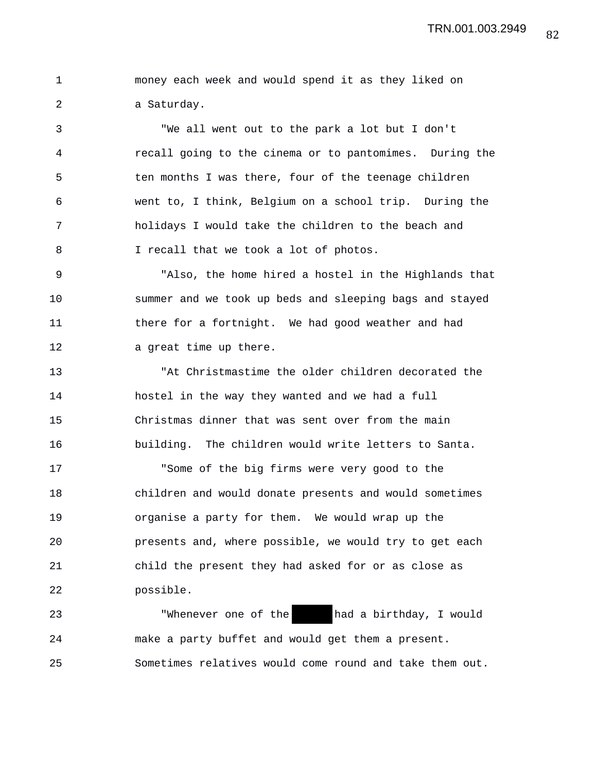money each week and would spend it as they liked on a Saturday.

"We all went out to the park a lot but I don't recall going to the cinema or to pantomimes. During the ten months I was there, four of the teenage children went to, I think, Belgium on a school trip. During the holidays I would take the children to the beach and I recall that we took a lot of photos.

"Also, the home hired a hostel in the Highlands that summer and we took up beds and sleeping bags and stayed there for a fortnight. We had good weather and had a great time up there.

"At Christmastime the older children decorated the hostel in the way they wanted and we had a full Christmas dinner that was sent over from the main building. The children would write letters to Santa.

"Some of the big firms were very good to the children and would donate presents and would sometimes organise a party for them. We would wrap up the presents and, where possible, we would try to get each child the present they had asked for or as close as possible.

"Whenever one of the [redacted] had a birthday, I would make a party buffet and would get them a present. Sometimes relatives would come round and take them out.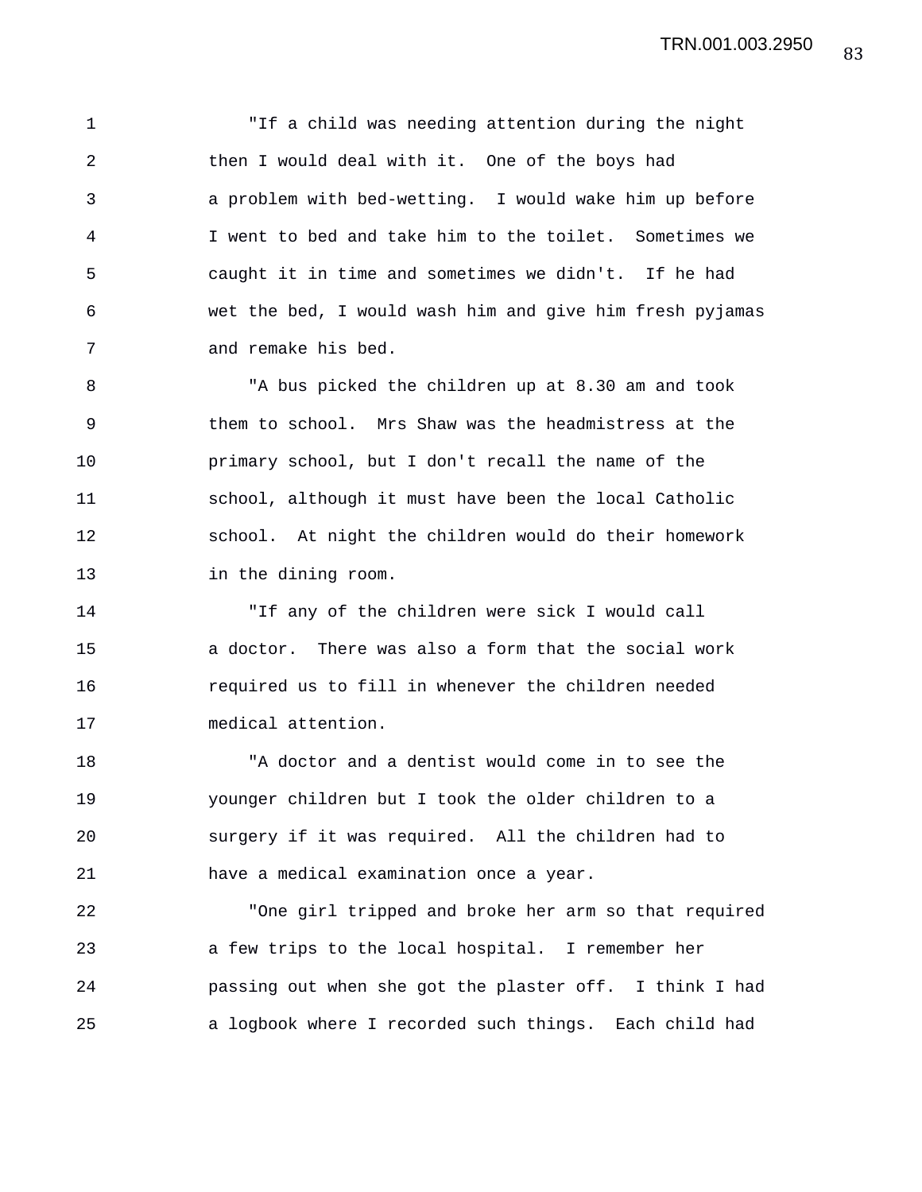"If a child was needing attention during the night then I would deal with it. One of the boys had a problem with bed-wetting. I would wake him up before I went to bed and take him to the toilet. Sometimes we caught it in time and sometimes we didn't. If he had wet the bed, I would wash him and give him fresh pyjamas and remake his bed.

"A bus picked the children up at 8.30 am and took them to school. Mrs Shaw was the headmistress at the primary school, but I don't recall the name of the school, although it must have been the local Catholic school. At night the children would do their homework in the dining room.

"If any of the children were sick I would call a doctor. There was also a form that the social work required us to fill in whenever the children needed medical attention.

"A doctor and a dentist would come in to see the younger children but I took the older children to a surgery if it was required. All the children had to have a medical examination once a year.

"One girl tripped and broke her arm so that required a few trips to the local hospital. I remember her passing out when she got the plaster off. I think I had a logbook where I recorded such things. Each child had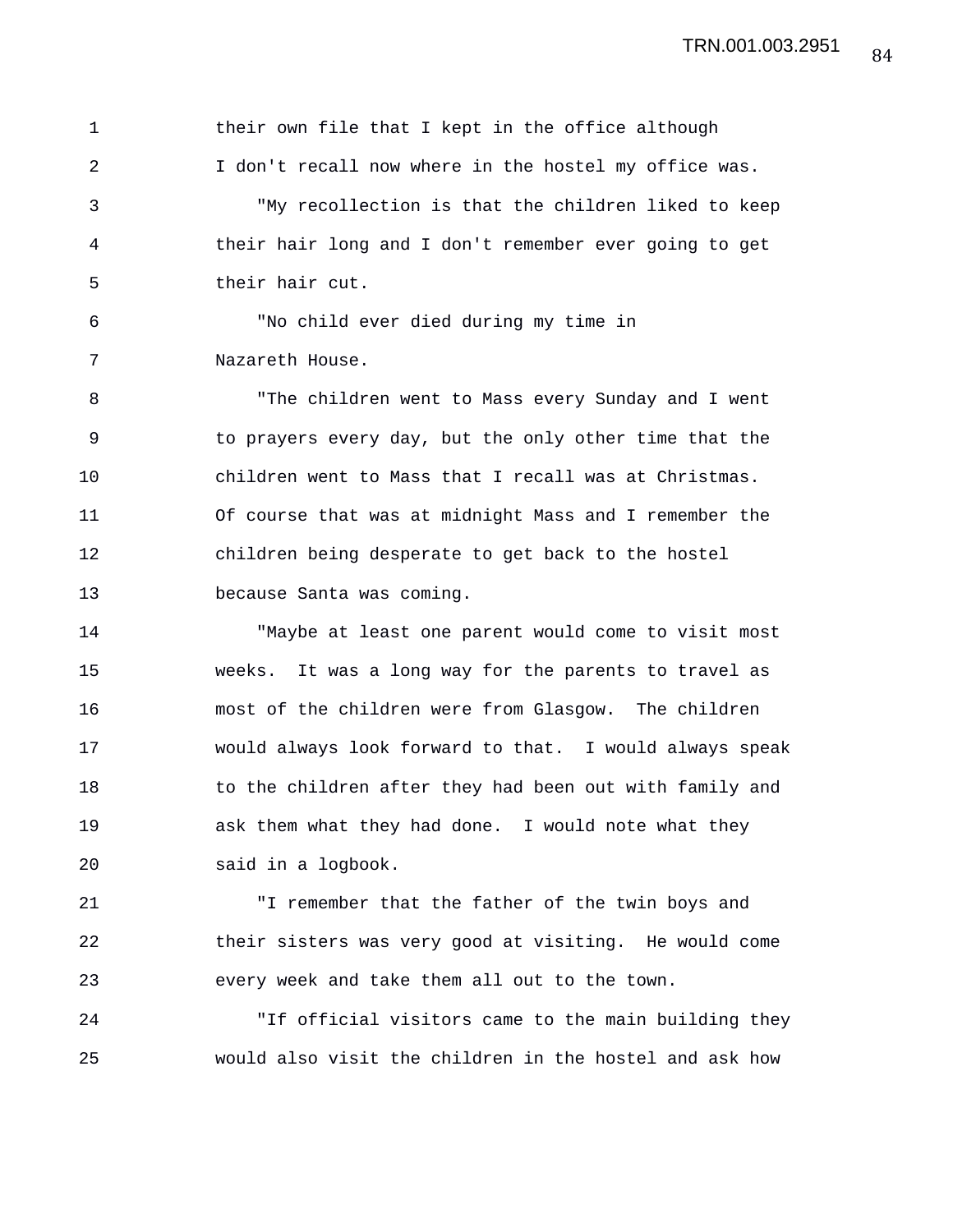their own file that I kept in the office although I don't recall now where in the hostel my office was.

"My recollection is that the children liked to keep their hair long and I don't remember ever going to get their hair cut.

"No child ever died during my time in Nazareth House.

"The children went to Mass every Sunday and I went to prayers every day, but the only other time that the children went to Mass that I recall was at Christmas. Of course that was at midnight Mass and I remember the children being desperate to get back to the hostel because Santa was coming.

"Maybe at least one parent would come to visit most weeks. It was a long way for the parents to travel as most of the children were from Glasgow. The children would always look forward to that. I would always speak to the children after they had been out with family and ask them what they had done. I would note what they said in a logbook.

"I remember that the father of the twin boys and their sisters was very good at visiting. He would come every week and take them all out to the town.

"If official visitors came to the main building they would also visit the children in the hostel and ask how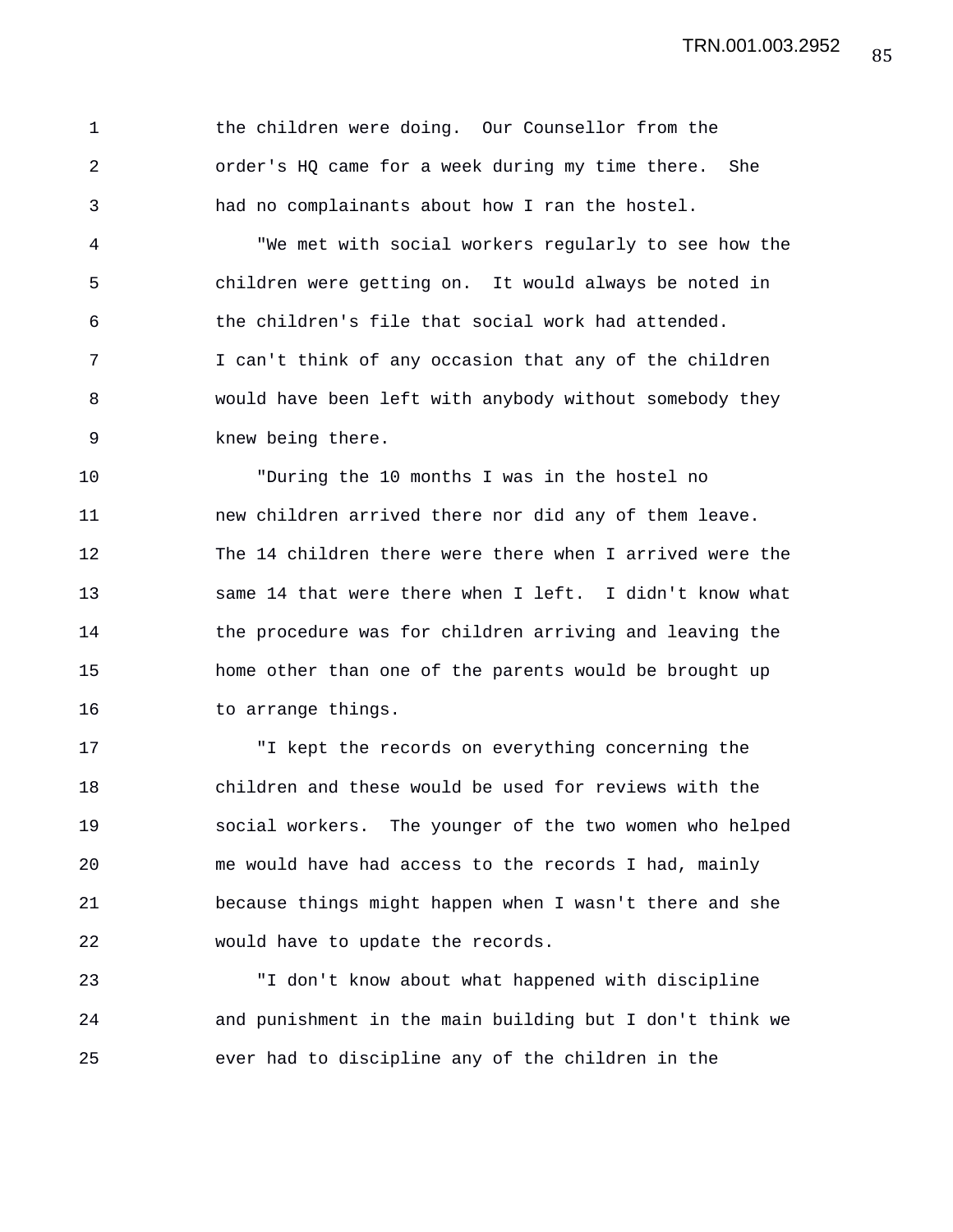the children were doing. Our Counsellor from the order's HQ came for a week during my time there. She had no complainants about how I ran the hostel.

"We met with social workers regularly to see how the children were getting on. It would always be noted in the children's file that social work had attended. I can't think of any occasion that any of the children would have been left with anybody without somebody they knew being there.

"During the 10 months I was in the hostel no new children arrived there nor did any of them leave. The 14 children there were there when I arrived were the same 14 that were there when I left. I didn't know what the procedure was for children arriving and leaving the home other than one of the parents would be brought up to arrange things.

"I kept the records on everything concerning the children and these would be used for reviews with the social workers. The younger of the two women who helped me would have had access to the records I had, mainly because things might happen when I wasn't there and she would have to update the records.

"I don't know about what happened with discipline and punishment in the main building but I don't think we ever had to discipline any of the children in the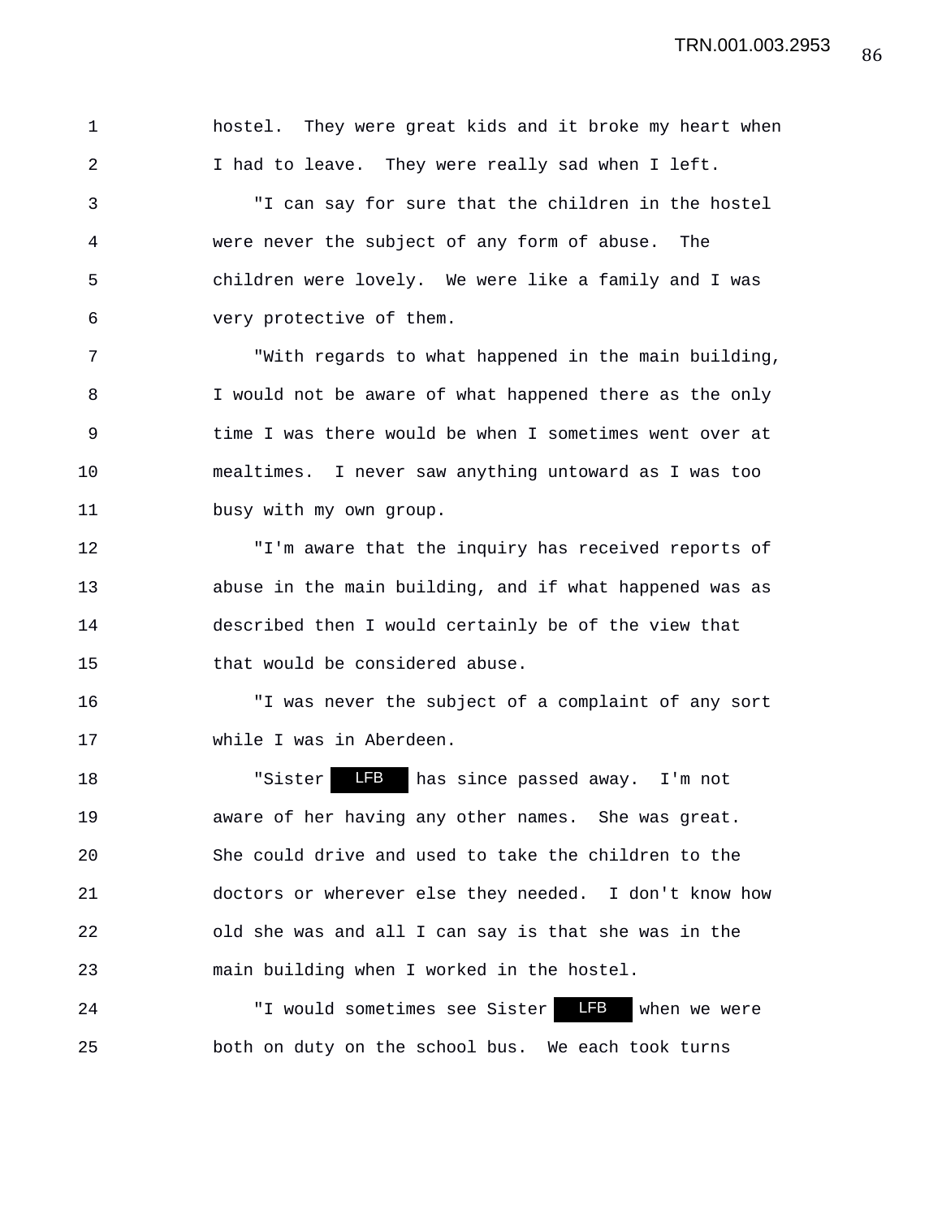hostel. They were great kids and it broke my heart when I had to leave. They were really sad when I left.

"I can say for sure that the children in the hostel were never the subject of any form of abuse. The children were lovely. We were like a family and I was very protective of them.

"With regards to what happened in the main building, I would not be aware of what happened there as the only time I was there would be when I sometimes went over at mealtimes. I never saw anything untoward as I was too busy with my own group.

"I'm aware that the inquiry has received reports of abuse in the main building, and if what happened was as described then I would certainly be of the view that that would be considered abuse.

"I was never the subject of a complaint of any sort while I was in Aberdeen.

"Sister LFB has since passed away. I'm not aware of her having any other names. She was great. She could drive and used to take the children to the doctors or wherever else they needed. I don't know how old she was and all I can say is that she was in the main building when I worked in the hostel.

"I would sometimes see Sister LFB when we were both on duty on the school bus. We each took turns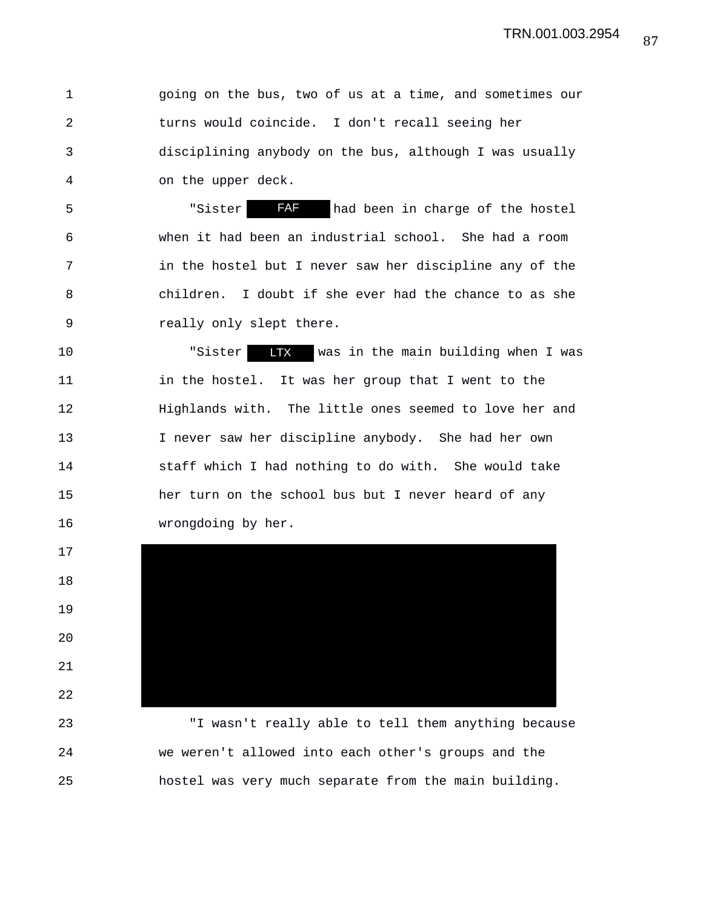going on the bus, two of us at a time, and sometimes our turns would coincide. I don't recall seeing her disciplining anybody on the bus, although I was usually on the upper deck.

"Sister FAF had been in charge of the hostel when it had been an industrial school. She had a room in the hostel but I never saw her discipline any of the children. I doubt if she ever had the chance to as she really only slept there.

"Sister LTX was in the main building when I was in the hostel. It was her group that I went to the Highlands with. The little ones seemed to love her and I never saw her discipline anybody. She had her own staff which I had nothing to do with. She would take her turn on the school bus but I never heard of any wrongdoing by her.

"I wasn't really able to tell them anything because we weren't allowed into each other's groups and the hostel was very much separate from the main building.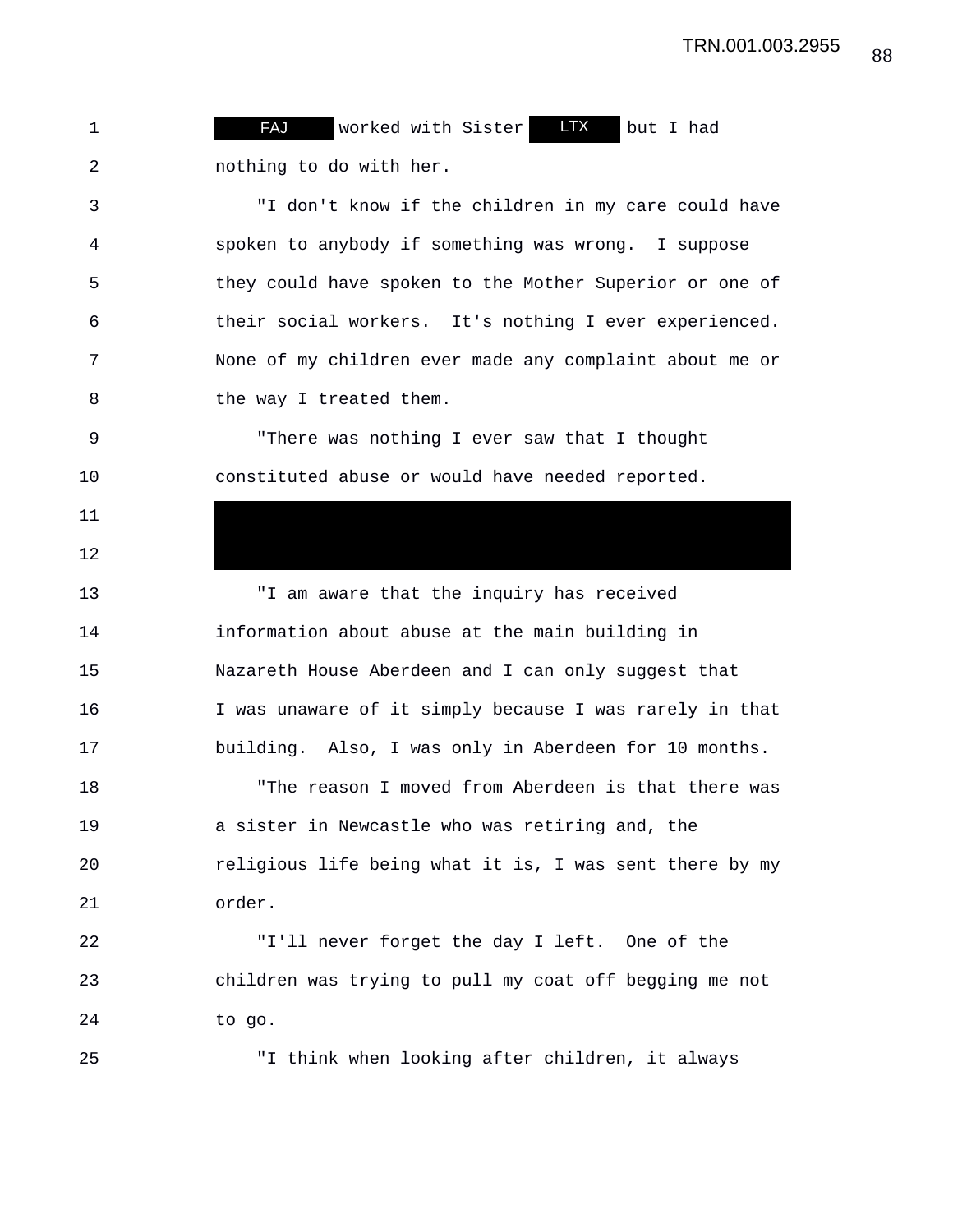FAJ worked with Sister LTX but I had nothing to do with her.

"I don't know if the children in my care could have spoken to anybody if something was wrong. I suppose they could have spoken to the Mother Superior or one of their social workers. It's nothing I ever experienced. None of my children ever made any complaint about me or the way I treated them.

"There was nothing I ever saw that I thought constituted abuse or would have needed reported.

"I am aware that the inquiry has received information about abuse at the main building in Nazareth House Aberdeen and I can only suggest that I was unaware of it simply because I was rarely in that building. Also, I was only in Aberdeen for 10 months.

"The reason I moved from Aberdeen is that there was a sister in Newcastle who was retiring and, the religious life being what it is, I was sent there by my order.

"I'll never forget the day I left. One of the children was trying to pull my coat off begging me not to go.

"I think when looking after children, it always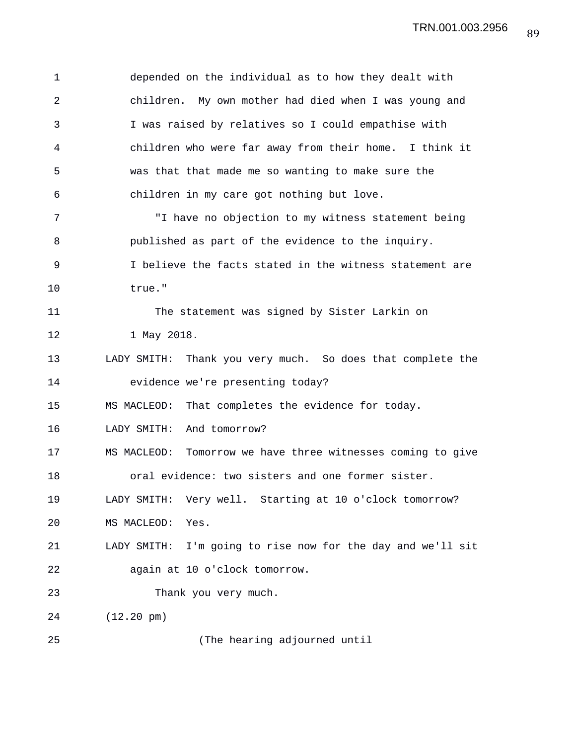depended on the individual as to how they dealt with children. My own mother had died when I was young and I was raised by relatives so I could empathise with children who were far away from their home. I think it was that that made me so wanting to make sure the children in my care got nothing but love.

"I have no objection to my witness statement being published as part of the evidence to the inquiry. I believe the facts stated in the witness statement are true."

The statement was signed by Sister Larkin on 1 May 2018.

LADY SMITH: Thank you very much. So does that complete the evidence we're presenting today?

MS MACLEOD: That completes the evidence for today.

LADY SMITH: And tomorrow?

MS MACLEOD: Tomorrow we have three witnesses coming to give oral evidence: two sisters and one former sister.

LADY SMITH: Very well. Starting at 10 o'clock tomorrow?

MS MACLEOD: Yes.

LADY SMITH: I'm going to rise now for the day and we'll sit again at 10 o'clock tomorrow.

Thank you very much.

(12.20 pm)

(The hearing adjourned until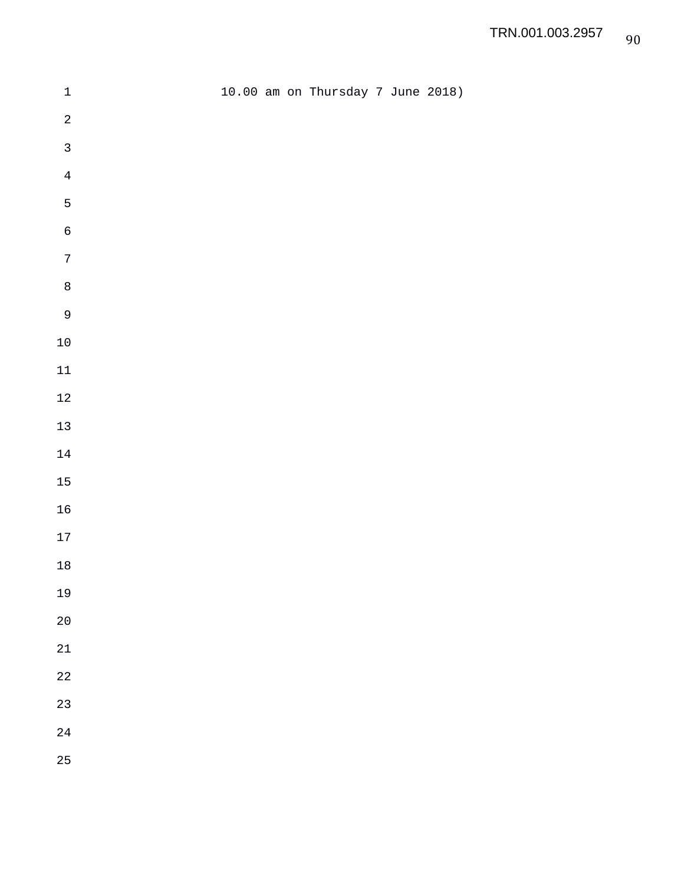10.00 am on Thursday 7 June 2018)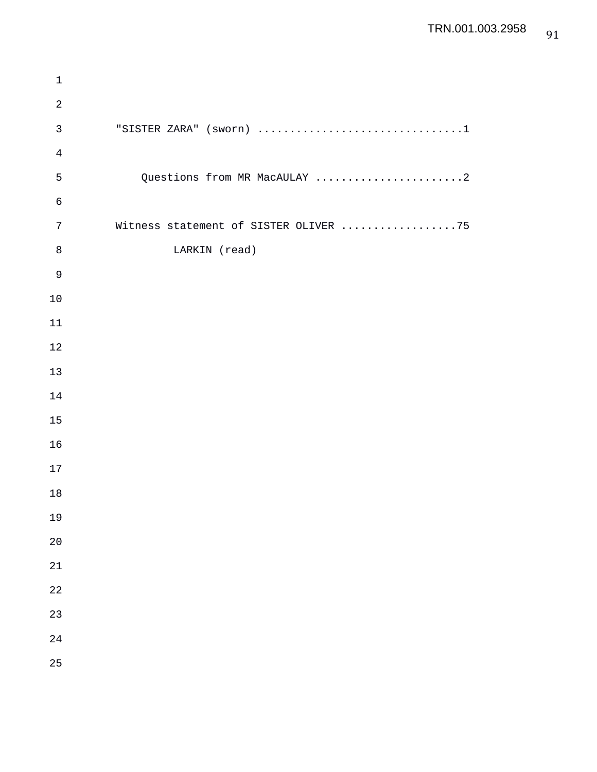"SISTER ZARA" (sworn) ................................1

Questions from MR MacAULAY .......................2

Witness statement of SISTER OLIVER ..................75
LARKIN (read)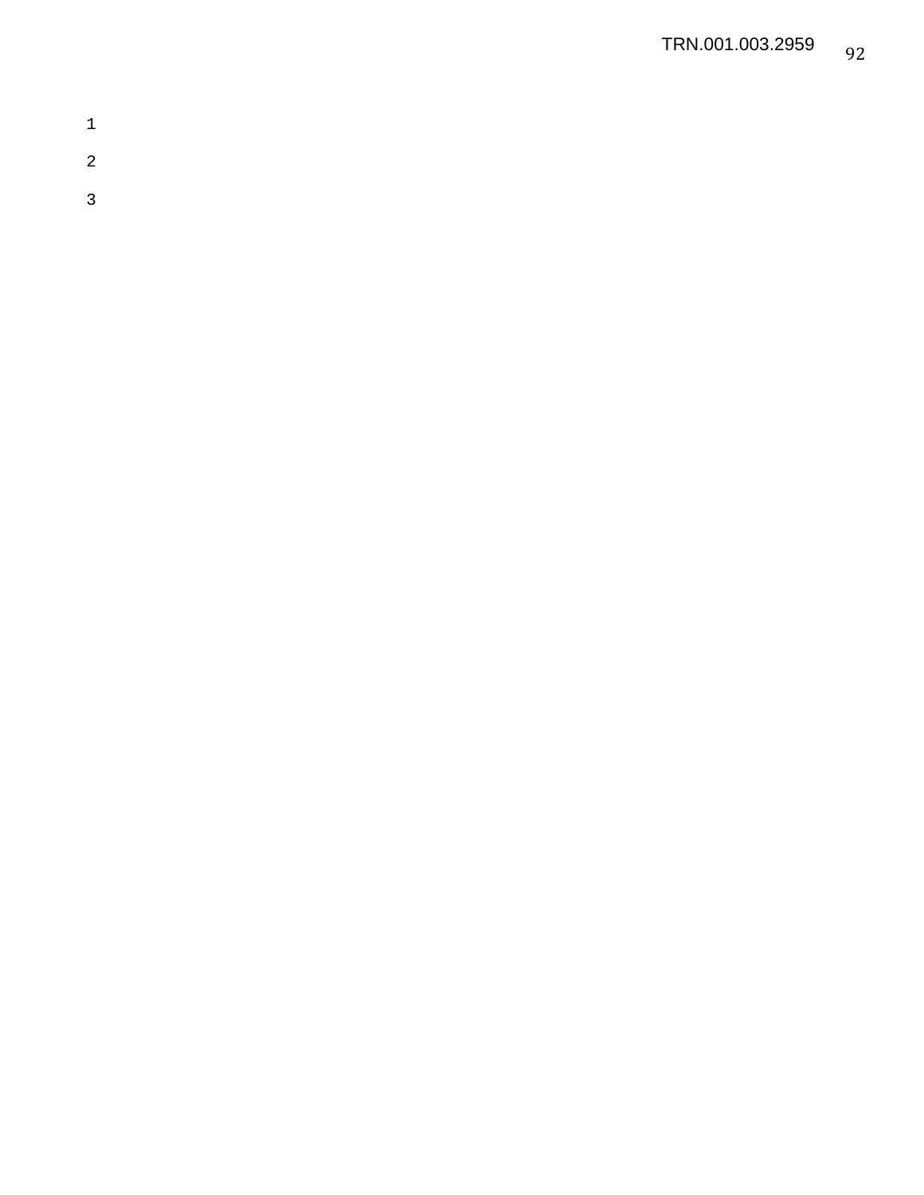1

2

3